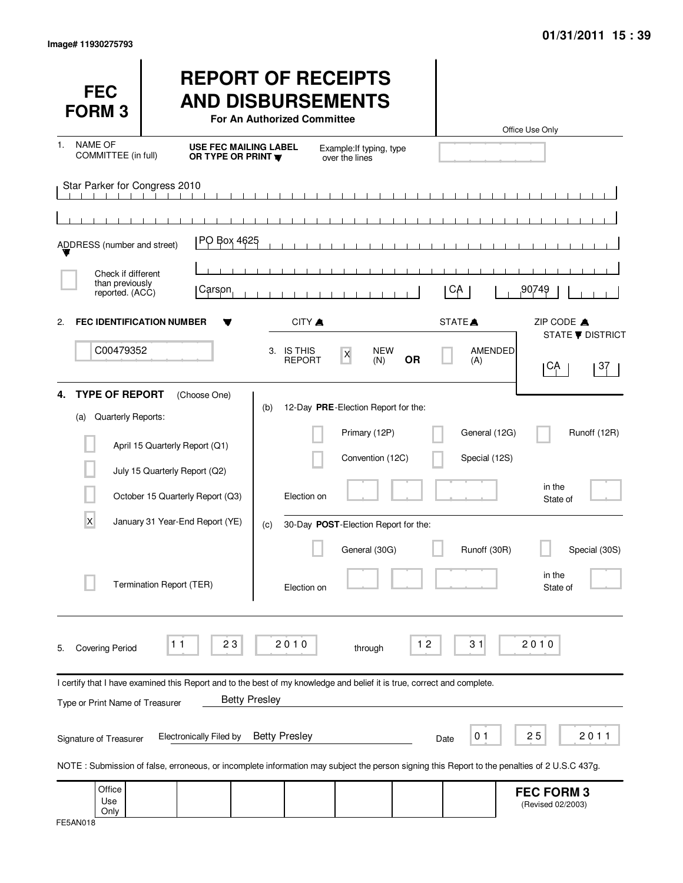Image# 11930275793

01/31/2011 15 : 39

# FEC FORM 3

# REPORT OF RECEIPTS AND DISBURSEMENTS

**For An Authorized Committee**

Office Use Only

1. NAME OF COMMITTEE (in full) — **USE FEC MAILING LABEL OR TYPE OR PRINT** — Example: If typing, type over the lines

Star Parker for Congress 2010

ADDRESS (number and street): PO Box 4625

☐ Check if different than previously reported. (ACC)

Carson | CA | 90749

CITY | STATE | ZIP CODE

2. **FEC IDENTIFICATION NUMBER**: C00479352

3. IS THIS REPORT: [X] NEW (N) **OR** [ ] AMENDED (A)

STATE / DISTRICT: CA | 37

4. **TYPE OF REPORT** (Choose One)

(a) Quarterly Reports:

- [ ] April 15 Quarterly Report (Q1)
- [ ] July 15 Quarterly Report (Q2)
- [ ] October 15 Quarterly Report (Q3)
- [X] January 31 Year-End Report (YE)
- [ ] Termination Report (TER)

(b) 12-Day **PRE**-Election Report for the:

- [ ] Primary (12P)
- [ ] General (12G)
- [ ] Runoff (12R)
- [ ] Convention (12C)
- [ ] Special (12S)

Election on ______ in the State of ______

(c) 30-Day **POST**-Election Report for the:

- [ ] General (30G)
- [ ] Runoff (30R)
- [ ] Special (30S)

Election on ______ in the State of ______

5. Covering Period 11 23 2010 through 12 31 2010

I certify that I have examined this Report and to the best of my knowledge and belief it is true, correct and complete.

Type or Print Name of Treasurer: Betty Presley

Signature of Treasurer: Electronically Filed by Betty Presley — Date 01 25 2011

NOTE : Submission of false, erroneous, or incomplete information may subject the person signing this Report to the penalties of 2 U.S.C 437g.

Office Use Only

**FEC FORM 3** (Revised 02/2003)

FE5AN018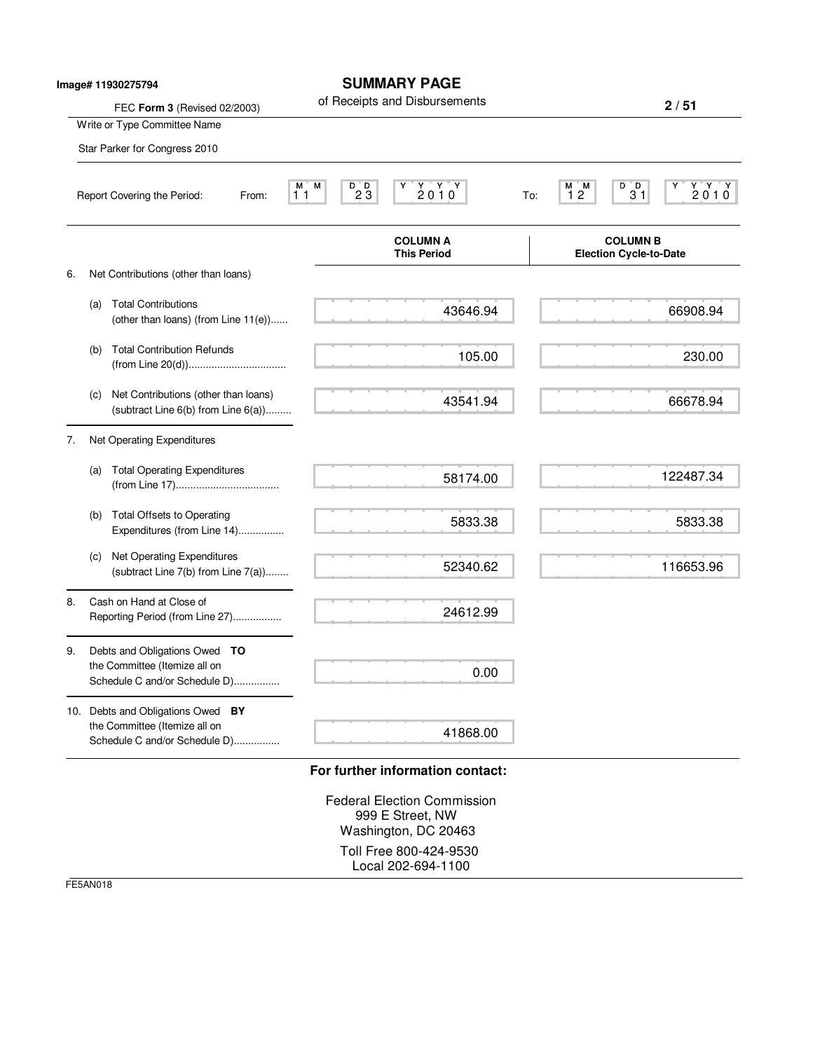Image# 11930275794

# SUMMARY PAGE

of Receipts and Disbursements

FEC **Form 3** (Revised 02/2003)

Write or Type Committee Name

Star Parker for Congress 2010

Report Covering the Period: From: 11 23 2010 To: 12 31 2010

| | | COLUMN A This Period | COLUMN B Election Cycle-to-Date |
|---|---|---|---|
| 6. | Net Contributions (other than loans) | | |
| | (a) Total Contributions (other than loans) (from Line 11(e)) | 43646.94 | 66908.94 |
| | (b) Total Contribution Refunds (from Line 20(d)) | 105.00 | 230.00 |
| | (c) Net Contributions (other than loans) (subtract Line 6(b) from Line 6(a)) | 43541.94 | 66678.94 |
| 7. | Net Operating Expenditures | | |
| | (a) Total Operating Expenditures (from Line 17) | 58174.00 | 122487.34 |
| | (b) Total Offsets to Operating Expenditures (from Line 14) | 5833.38 | 5833.38 |
| | (c) Net Operating Expenditures (subtract Line 7(b) from Line 7(a)) | 52340.62 | 116653.96 |
| 8. | Cash on Hand at Close of Reporting Period (from Line 27) | 24612.99 | |
| 9. | Debts and Obligations Owed **TO** the Committee (Itemize all on Schedule C and/or Schedule D) | 0.00 | |
| 10. | Debts and Obligations Owed **BY** the Committee (Itemize all on Schedule C and/or Schedule D) | 41868.00 | |

**For further information contact:**

Federal Election Commission
999 E Street, NW
Washington, DC 20463

Toll Free 800-424-9530
Local 202-694-1100

FE5AN018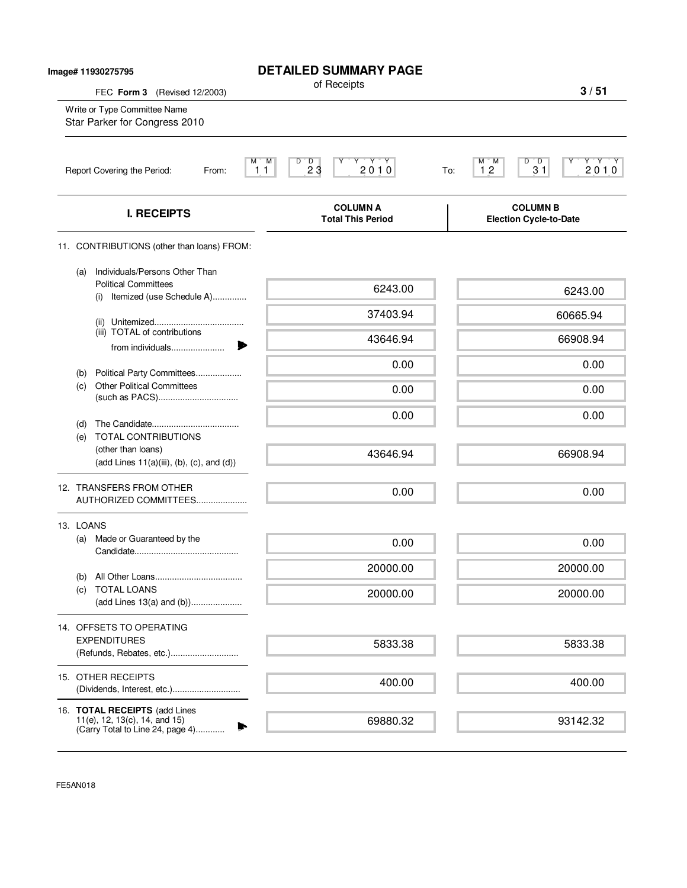Image# 11930275795

# DETAILED SUMMARY PAGE

of Receipts

FEC **Form 3** (Revised 12/2003)

Write or Type Committee Name
Star Parker for Congress 2010

Report Covering the Period: From: 11 23 2010 To: 12 31 2010

| **I. RECEIPTS** | **COLUMN A Total This Period** | **COLUMN B Election Cycle-to-Date** |
|---|---|---|
| 11. CONTRIBUTIONS (other than loans) FROM: | | |
| (a) Individuals/Persons Other Than Political Committees (i) Itemized (use Schedule A) | 6243.00 | 6243.00 |
| (ii) Unitemized | 37403.94 | 60665.94 |
| (iii) TOTAL of contributions from individuals | 43646.94 | 66908.94 |
| (b) Political Party Committees | 0.00 | 0.00 |
| (c) Other Political Committees (such as PACS) | 0.00 | 0.00 |
| (d) The Candidate | 0.00 | 0.00 |
| (e) TOTAL CONTRIBUTIONS (other than loans) (add Lines 11(a)(iii), (b), (c), and (d)) | 43646.94 | 66908.94 |
| 12. TRANSFERS FROM OTHER AUTHORIZED COMMITTEES | 0.00 | 0.00 |
| 13. LOANS | | |
| (a) Made or Guaranteed by the Candidate | 0.00 | 0.00 |
| (b) All Other Loans | 20000.00 | 20000.00 |
| (c) TOTAL LOANS (add Lines 13(a) and (b)) | 20000.00 | 20000.00 |
| 14. OFFSETS TO OPERATING EXPENDITURES (Refunds, Rebates, etc.) | 5833.38 | 5833.38 |
| 15. OTHER RECEIPTS (Dividends, Interest, etc.) | 400.00 | 400.00 |
| 16. **TOTAL RECEIPTS** (add Lines 11(e), 12, 13(c), 14, and 15) (Carry Total to Line 24, page 4) | 69880.32 | 93142.32 |

FE5AN018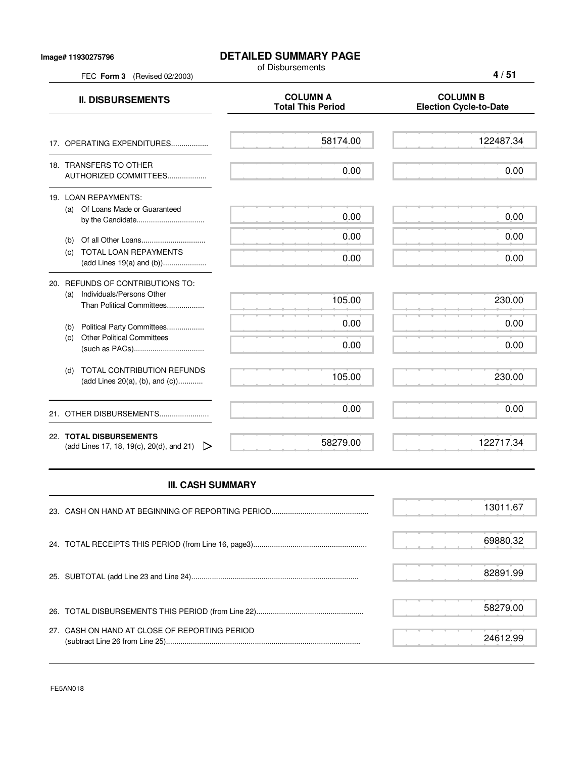Image# 11930275796

# DETAILED SUMMARY PAGE

of Disbursements

FEC **Form 3** (Revised 02/2003)

| **II. DISBURSEMENTS** | **COLUMN A Total This Period** | **COLUMN B Election Cycle-to-Date** |
|---|---|---|
| 17. OPERATING EXPENDITURES.................. | 58174.00 | 122487.34 |
| 18. TRANSFERS TO OTHER AUTHORIZED COMMITTEES.................. | 0.00 | 0.00 |
| 19. LOAN REPAYMENTS: | | |
| (a) Of Loans Made or Guaranteed by the Candidate................................ | 0.00 | 0.00 |
| (b) Of all Other Loans.............................. | 0.00 | 0.00 |
| (c) TOTAL LOAN REPAYMENTS (add Lines 19(a) and (b))..................... | 0.00 | 0.00 |
| 20. REFUNDS OF CONTRIBUTIONS TO: | | |
| (a) Individuals/Persons Other Than Political Committees.................. | 105.00 | 230.00 |
| (b) Political Party Committees.................. | 0.00 | 0.00 |
| (c) Other Political Committees (such as PACs).................................. | 0.00 | 0.00 |
| (d) TOTAL CONTRIBUTION REFUNDS (add Lines 20(a), (b), and (c))........... | 105.00 | 230.00 |
| 21. OTHER DISBURSEMENTS........................ | 0.00 | 0.00 |
| 22. **TOTAL DISBURSEMENTS** (add Lines 17, 18, 19(c), 20(d), and 21) ▷ | 58279.00 | 122717.34 |

## III. CASH SUMMARY

| | |
|---|---|
| 23. CASH ON HAND AT BEGINNING OF REPORTING PERIOD.............................................. | 13011.67 |
| 24. TOTAL RECEIPTS THIS PERIOD (from Line 16, page3)...................................................... | 69880.32 |
| 25. SUBTOTAL (add Line 23 and Line 24)................................................................................ | 82891.99 |
| 26. TOTAL DISBURSEMENTS THIS PERIOD (from Line 22).................................................... | 58279.00 |
| 27. CASH ON HAND AT CLOSE OF REPORTING PERIOD (subtract Line 26 from Line 25)............................................................................................ | 24612.99 |

FE5AN018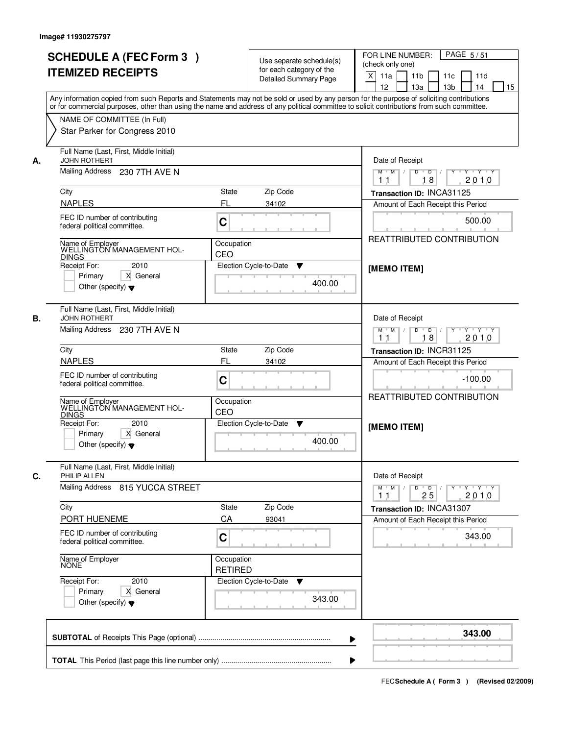Image# 11930275797

# SCHEDULE A (FEC Form 3 )
# ITEMIZED RECEIPTS

Use separate schedule(s) for each category of the Detailed Summary Page

FOR LINE NUMBER: (check only one)
[X] 11a [ ] 11b [ ] 11c [ ] 11d [ ] 12 [ ] 13a [ ] 13b [ ] 14 [ ] 15

PAGE 5 / 51

Any information copied from such Reports and Statements may not be sold or used by any person for the purpose of soliciting contributions or for commercial purposes, other than using the name and address of any political committee to solicit contributions from such committee.

NAME OF COMMITTEE (In Full)
Star Parker for Congress 2010

---

**A.** Full Name (Last, First, Middle Initial): JOHN ROTHERT
Mailing Address: 230 7TH AVE N
City: NAPLES State: FL Zip Code: 34102
FEC ID number of contributing federal political committee: C
Name of Employer: WELLINGTON MANAGEMENT HOLDINGS
Occupation: CEO
Receipt For: 2010 [ ] Primary [X] General [ ] Other (specify)
Election Cycle-to-Date: 400.00
Date of Receipt: 11 18 2010
Transaction ID: INCA31125
Amount of Each Receipt this Period: 500.00
REATTRIBUTED CONTRIBUTION
[MEMO ITEM]

---

**B.** Full Name (Last, First, Middle Initial): JOHN ROTHERT
Mailing Address: 230 7TH AVE N
City: NAPLES State: FL Zip Code: 34102
FEC ID number of contributing federal political committee: C
Name of Employer: WELLINGTON MANAGEMENT HOLDINGS
Occupation: CEO
Receipt For: 2010 [ ] Primary [X] General [ ] Other (specify)
Election Cycle-to-Date: 400.00
Date of Receipt: 11 18 2010
Transaction ID: INCR31125
Amount of Each Receipt this Period: -100.00
REATTRIBUTED CONTRIBUTION
[MEMO ITEM]

---

**C.** Full Name (Last, First, Middle Initial): PHILIP ALLEN
Mailing Address: 815 YUCCA STREET
City: PORT HUENEME State: CA Zip Code: 93041
FEC ID number of contributing federal political committee: C
Name of Employer: NONE
Occupation: RETIRED
Receipt For: 2010 [ ] Primary [X] General [ ] Other (specify)
Election Cycle-to-Date: 343.00
Date of Receipt: 11 25 2010
Transaction ID: INCA31307
Amount of Each Receipt this Period: 343.00

---

**SUBTOTAL** of Receipts This Page (optional): **343.00**

**TOTAL** This Period (last page this line number only):

FEC Schedule A ( Form 3 ) (Revised 02/2009)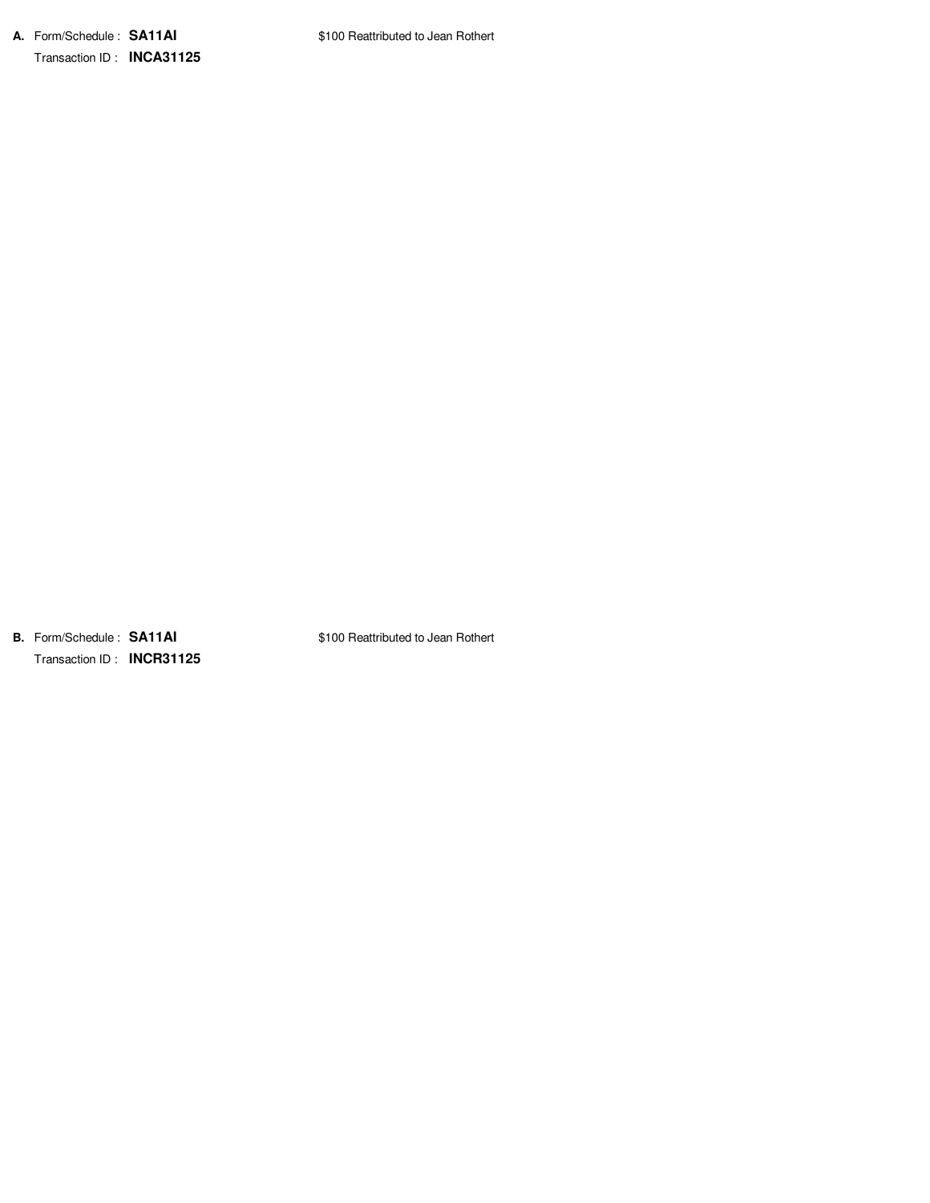**A.** Form/Schedule : **SA11AI** $100 Reattributed to Jean Rothert
Transaction ID : **INCA31125**

**B.** Form/Schedule : **SA11AI** $100 Reattributed to Jean Rothert
Transaction ID : **INCR31125**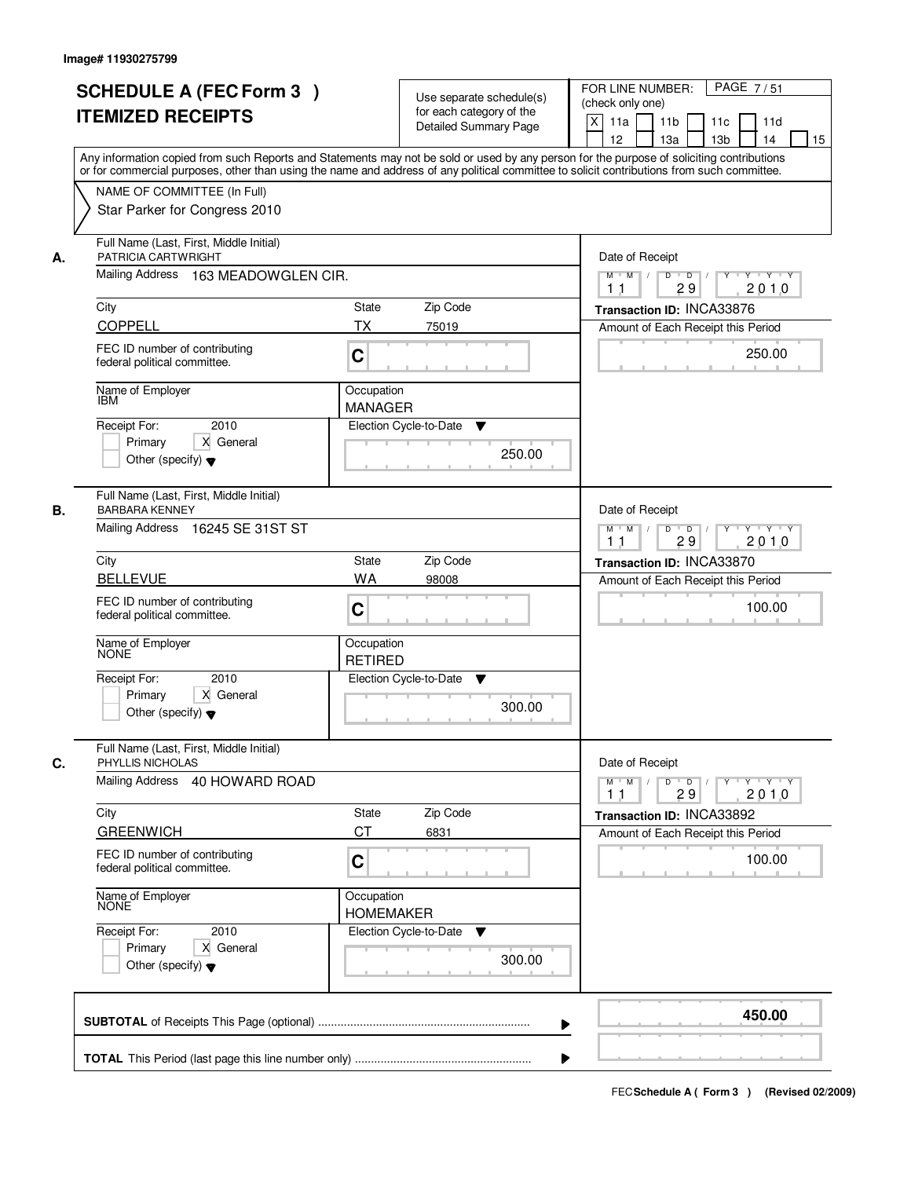Image# 11930275799

# SCHEDULE A (FEC Form 3 ) ITEMIZED RECEIPTS

Use separate schedule(s) for each category of the Detailed Summary Page

FOR LINE NUMBER: (check only one)

[X] 11a [ ] 11b [ ] 11c [ ] 11d [ ] 12 [ ] 13a [ ] 13b [ ] 14 [ ] 15

Any information copied from such Reports and Statements may not be sold or used by any person for the purpose of soliciting contributions or for commercial purposes, other than using the name and address of any political committee to solicit contributions from such committee.

NAME OF COMMITTEE (In Full)
Star Parker for Congress 2010

---

**A.** Full Name (Last, First, Middle Initial): PATRICIA CARTWRIGHT

Mailing Address: 163 MEADOWGLEN CIR.

City: COPPELL | State: TX | Zip Code: 75019

FEC ID number of contributing federal political committee: C

Name of Employer: IBM | Occupation: MANAGER

Receipt For: 2010 [ ] Primary [X] General [ ] Other (specify)

Election Cycle-to-Date: 250.00

Date of Receipt: 11/29/2010

Transaction ID: INCA33876

Amount of Each Receipt this Period: 250.00

---

**B.** Full Name (Last, First, Middle Initial): BARBARA KENNEY

Mailing Address: 16245 SE 31ST ST

City: BELLEVUE | State: WA | Zip Code: 98008

FEC ID number of contributing federal political committee: C

Name of Employer: NONE | Occupation: RETIRED

Receipt For: 2010 [ ] Primary [X] General [ ] Other (specify)

Election Cycle-to-Date: 300.00

Date of Receipt: 11/29/2010

Transaction ID: INCA33870

Amount of Each Receipt this Period: 100.00

---

**C.** Full Name (Last, First, Middle Initial): PHYLLIS NICHOLAS

Mailing Address: 40 HOWARD ROAD

City: GREENWICH | State: CT | Zip Code: 6831

FEC ID number of contributing federal political committee: C

Name of Employer: NONE | Occupation: HOMEMAKER

Receipt For: 2010 [ ] Primary [X] General [ ] Other (specify)

Election Cycle-to-Date: 300.00

Date of Receipt: 11/29/2010

Transaction ID: INCA33892

Amount of Each Receipt this Period: 100.00

---

**SUBTOTAL** of Receipts This Page (optional): **450.00**

**TOTAL** This Period (last page this line number only):

FEC Schedule A ( Form 3 ) (Revised 02/2009)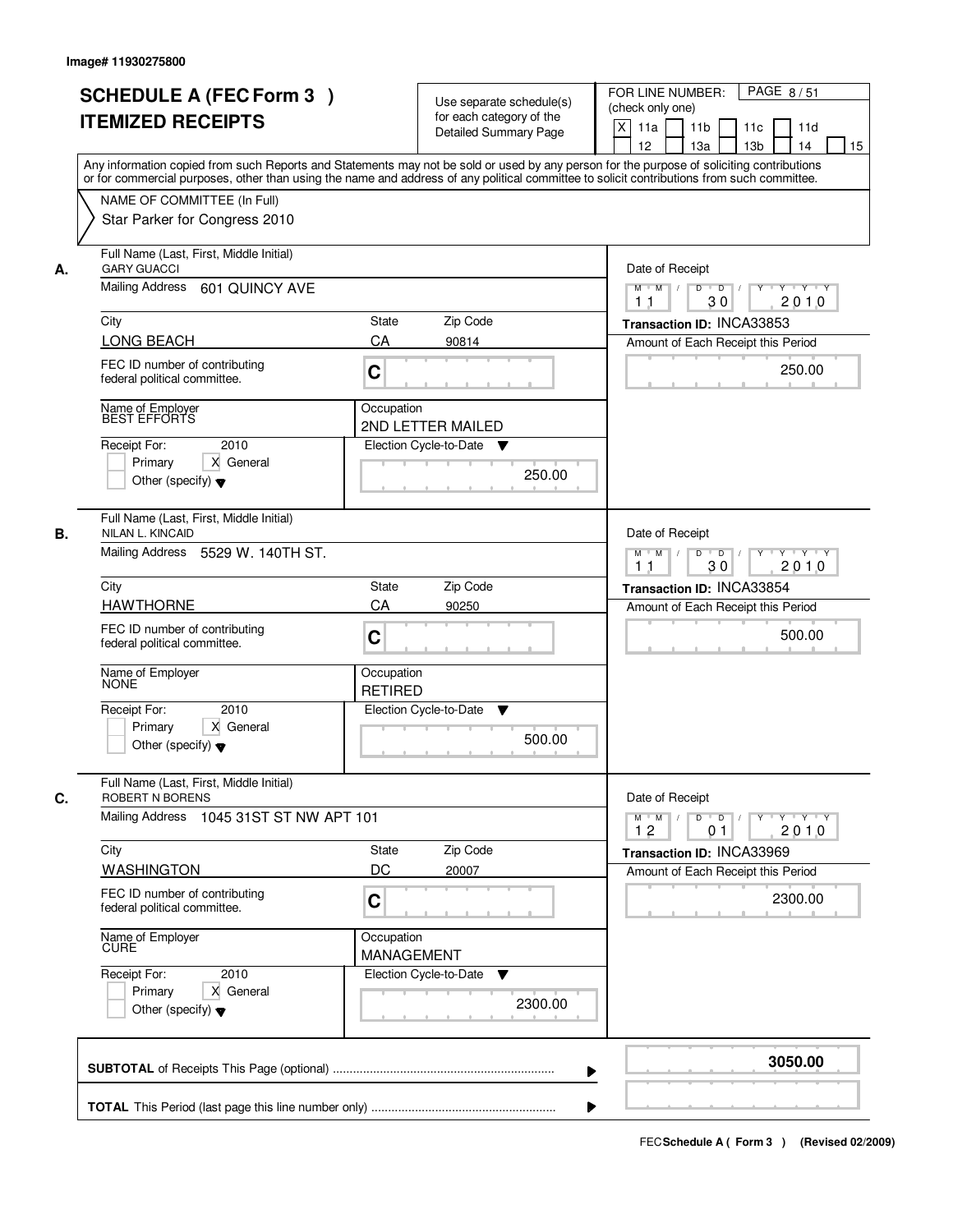Image# 11930275800

# SCHEDULE A (FEC Form 3 ) ITEMIZED RECEIPTS

Use separate schedule(s) for each category of the Detailed Summary Page

FOR LINE NUMBER: (check only one)

[X] 11a [ ] 11b [ ] 11c [ ] 11d [ ] 12 [ ] 13a [ ] 13b [ ] 14 [ ] 15

Any information copied from such Reports and Statements may not be sold or used by any person for the purpose of soliciting contributions or for commercial purposes, other than using the name and address of any political committee to solicit contributions from such committee.

NAME OF COMMITTEE (In Full)
Star Parker for Congress 2010

---

**A.** Full Name (Last, First, Middle Initial): GARY GUACCI

Mailing Address: 601 QUINCY AVE

City: LONG BEACH | State: CA | Zip Code: 90814

FEC ID number of contributing federal political committee: C

Name of Employer: BEST EFFORTS

Occupation: 2ND LETTER MAILED

Receipt For: 2010 — [ ] Primary [X] General [ ] Other (specify)

Election Cycle-to-Date: 250.00

Date of Receipt: 11 / 30 / 2010

Transaction ID: INCA33853

Amount of Each Receipt this Period: 250.00

---

**B.** Full Name (Last, First, Middle Initial): NILAN L. KINCAID

Mailing Address: 5529 W. 140TH ST.

City: HAWTHORNE | State: CA | Zip Code: 90250

FEC ID number of contributing federal political committee: C

Name of Employer: NONE

Occupation: RETIRED

Receipt For: 2010 — [ ] Primary [X] General [ ] Other (specify)

Election Cycle-to-Date: 500.00

Date of Receipt: 11 / 30 / 2010

Transaction ID: INCA33854

Amount of Each Receipt this Period: 500.00

---

**C.** Full Name (Last, First, Middle Initial): ROBERT N BORENS

Mailing Address: 1045 31ST ST NW APT 101

City: WASHINGTON | State: DC | Zip Code: 20007

FEC ID number of contributing federal political committee: C

Name of Employer: CURE

Occupation: MANAGEMENT

Receipt For: 2010 — [ ] Primary [X] General [ ] Other (specify)

Election Cycle-to-Date: 2300.00

Date of Receipt: 12 / 01 / 2010

Transaction ID: INCA33969

Amount of Each Receipt this Period: 2300.00

---

**SUBTOTAL** of Receipts This Page (optional): 3050.00

**TOTAL** This Period (last page this line number only):

FEC Schedule A ( Form 3 ) (Revised 02/2009)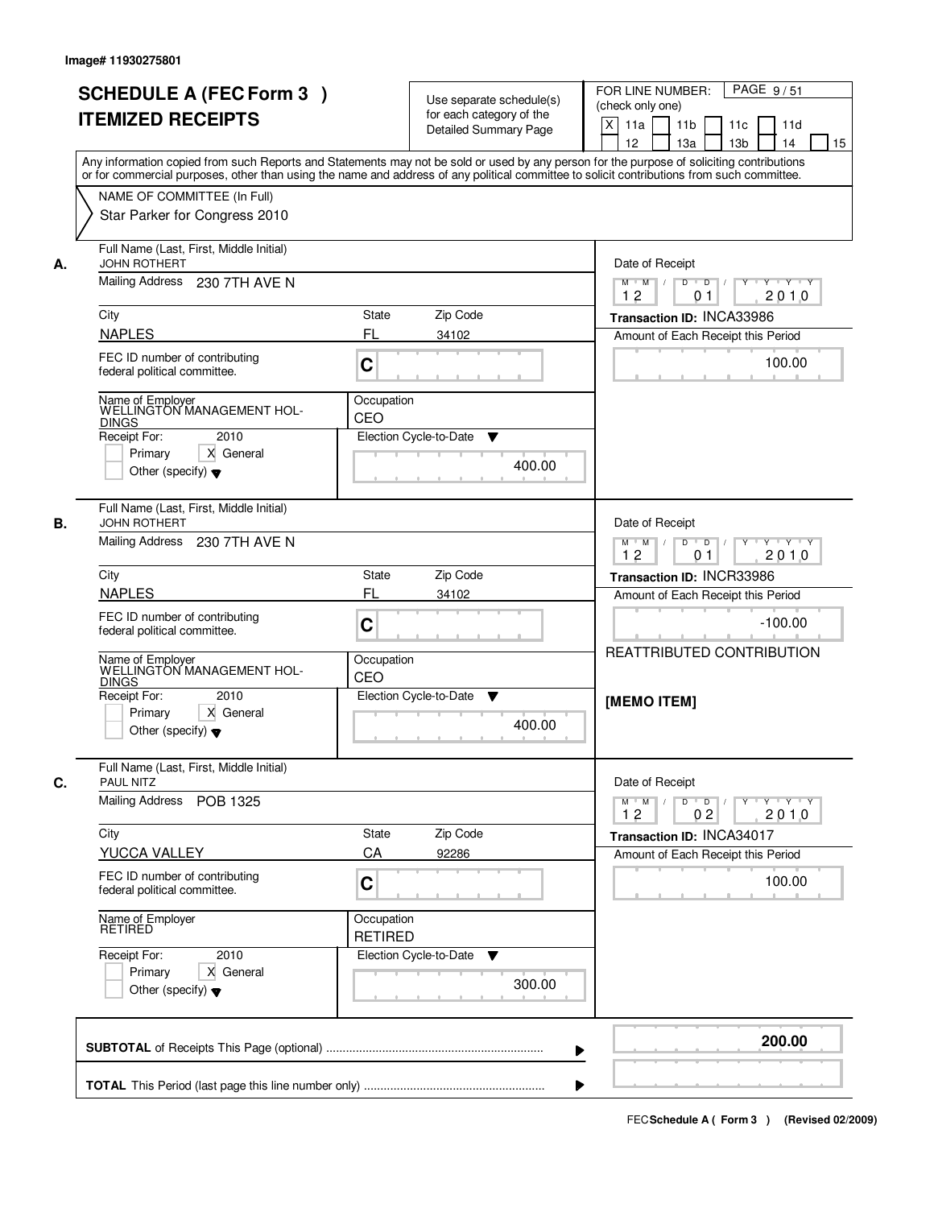Image# 11930275801

# SCHEDULE A (FEC Form 3 ) ITEMIZED RECEIPTS

Use separate schedule(s) for each category of the Detailed Summary Page

FOR LINE NUMBER: (check only one)

[X] 11a [ ] 11b [ ] 11c [ ] 11d [ ] 12 [ ] 13a [ ] 13b [ ] 14 [ ] 15

Any information copied from such Reports and Statements may not be sold or used by any person for the purpose of soliciting contributions or for commercial purposes, other than using the name and address of any political committee to solicit contributions from such committee.

NAME OF COMMITTEE (In Full)

Star Parker for Congress 2010

---

**A.**

Full Name (Last, First, Middle Initial): JOHN ROTHERT

Mailing Address: 230 7TH AVE N

City: NAPLES | State: FL | Zip Code: 34102

FEC ID number of contributing federal political committee: C

Name of Employer: WELLINGTON MANAGEMENT HOLDINGS

Occupation: CEO

Receipt For: 2010 — [ ] Primary [X] General [ ] Other (specify)

Election Cycle-to-Date: 400.00

Date of Receipt: 12 01 2010

Transaction ID: INCA33986

Amount of Each Receipt this Period: 100.00

---

**B.**

Full Name (Last, First, Middle Initial): JOHN ROTHERT

Mailing Address: 230 7TH AVE N

City: NAPLES | State: FL | Zip Code: 34102

FEC ID number of contributing federal political committee: C

Name of Employer: WELLINGTON MANAGEMENT HOLDINGS

Occupation: CEO

Receipt For: 2010 — [ ] Primary [X] General [ ] Other (specify)

Election Cycle-to-Date: 400.00

Date of Receipt: 12 01 2010

Transaction ID: INCR33986

Amount of Each Receipt this Period: -100.00

REATTRIBUTED CONTRIBUTION

[MEMO ITEM]

---

**C.**

Full Name (Last, First, Middle Initial): PAUL NITZ

Mailing Address: POB 1325

City: YUCCA VALLEY | State: CA | Zip Code: 92286

FEC ID number of contributing federal political committee: C

Name of Employer: RETIRED

Occupation: RETIRED

Receipt For: 2010 — [ ] Primary [X] General [ ] Other (specify)

Election Cycle-to-Date: 300.00

Date of Receipt: 12 02 2010

Transaction ID: INCA34017

Amount of Each Receipt this Period: 100.00

---

**SUBTOTAL** of Receipts This Page (optional): **200.00**

**TOTAL** This Period (last page this line number only):

FEC Schedule A ( Form 3 ) (Revised 02/2009)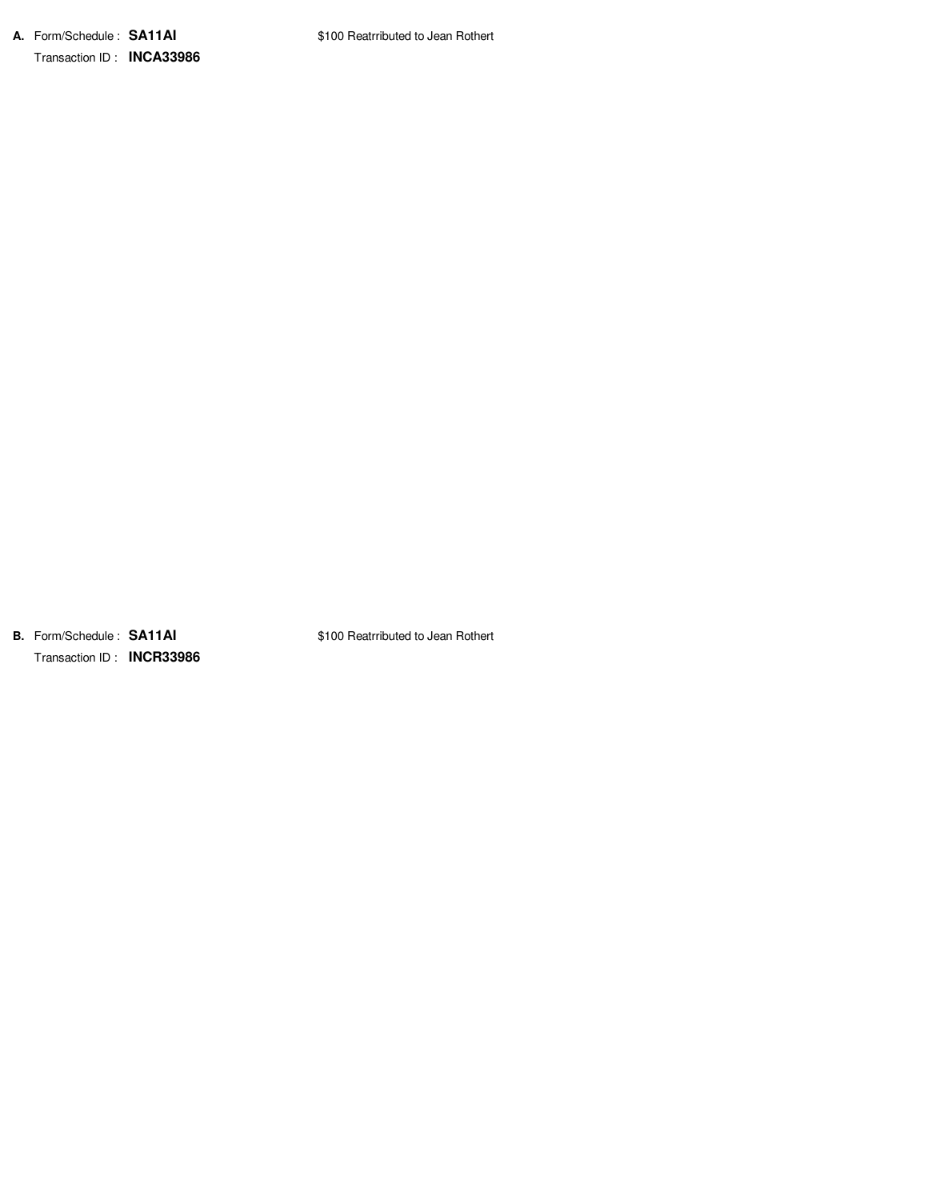**A.** Form/Schedule : **SA11AI**
Transaction ID : **INCA33986**

$100 Reatrributed to Jean Rothert

**B.** Form/Schedule : **SA11AI**
Transaction ID : **INCR33986**

$100 Reatrributed to Jean Rothert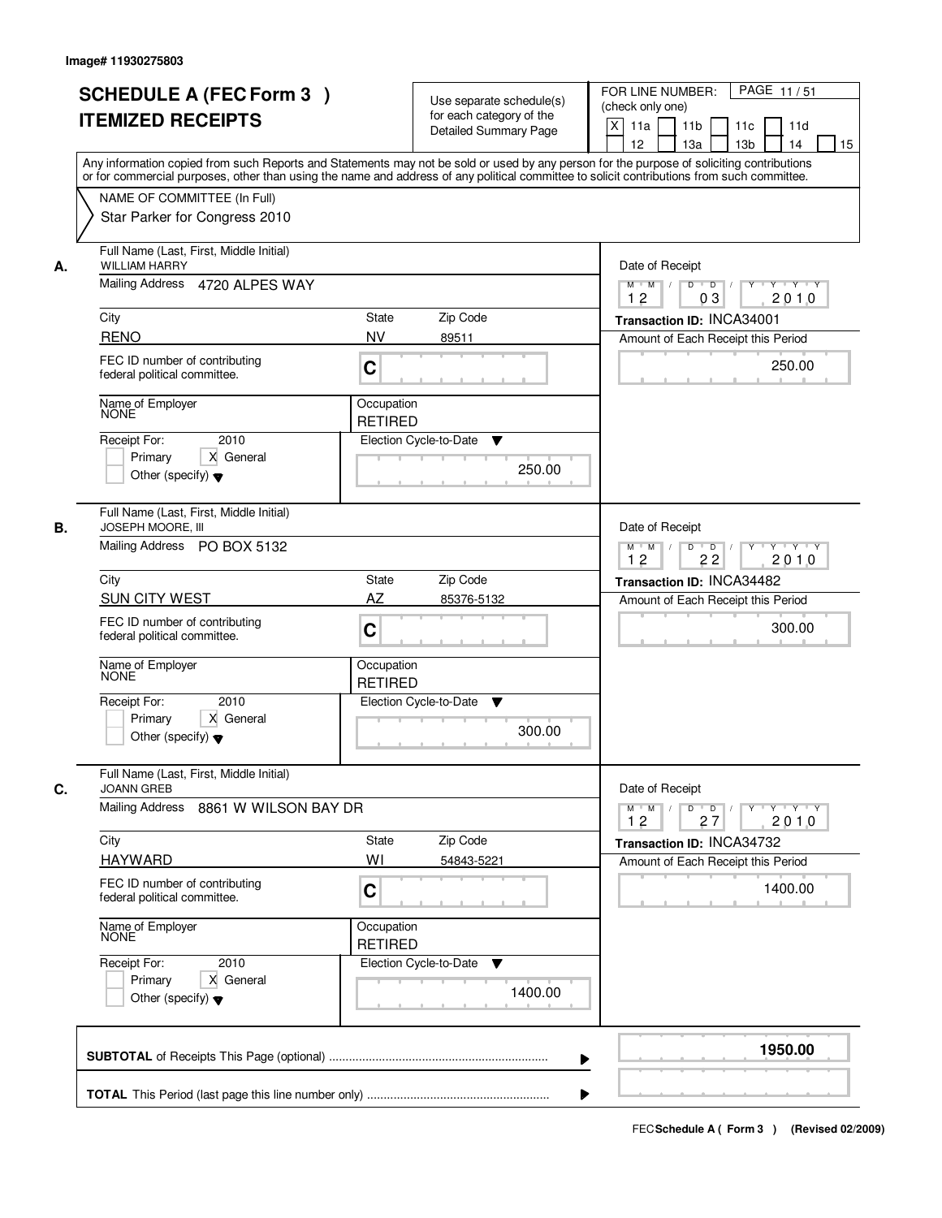Image# 11930275803

# SCHEDULE A (FEC Form 3 ) ITEMIZED RECEIPTS

Use separate schedule(s) for each category of the Detailed Summary Page

FOR LINE NUMBER: (check only one)

[X] 11a [ ] 11b [ ] 11c [ ] 11d [ ] 12 [ ] 13a [ ] 13b [ ] 14 [ ] 15

Any information copied from such Reports and Statements may not be sold or used by any person for the purpose of soliciting contributions or for commercial purposes, other than using the name and address of any political committee to solicit contributions from such committee.

NAME OF COMMITTEE (In Full)

Star Parker for Congress 2010

**A.** Full Name (Last, First, Middle Initial): WILLIAM HARRY

Mailing Address: 4720 ALPES WAY

City: RENO | State: NV | Zip Code: 89511

FEC ID number of contributing federal political committee: C

Name of Employer: NONE | Occupation: RETIRED

Receipt For: 2010 [ ] Primary [X] General [ ] Other (specify)

Election Cycle-to-Date: 250.00

Date of Receipt: 12 03 2010

Transaction ID: INCA34001

Amount of Each Receipt this Period: 250.00

**B.** Full Name (Last, First, Middle Initial): JOSEPH MOORE, III

Mailing Address: PO BOX 5132

City: SUN CITY WEST | State: AZ | Zip Code: 85376-5132

FEC ID number of contributing federal political committee: C

Name of Employer: NONE | Occupation: RETIRED

Receipt For: 2010 [ ] Primary [X] General [ ] Other (specify)

Election Cycle-to-Date: 300.00

Date of Receipt: 12 22 2010

Transaction ID: INCA34482

Amount of Each Receipt this Period: 300.00

**C.** Full Name (Last, First, Middle Initial): JOANN GREB

Mailing Address: 8861 W WILSON BAY DR

City: HAYWARD | State: WI | Zip Code: 54843-5221

FEC ID number of contributing federal political committee: C

Name of Employer: NONE | Occupation: RETIRED

Receipt For: 2010 [ ] Primary [X] General [ ] Other (specify)

Election Cycle-to-Date: 1400.00

Date of Receipt: 12 27 2010

Transaction ID: INCA34732

Amount of Each Receipt this Period: 1400.00

**SUBTOTAL** of Receipts This Page (optional): 1950.00

**TOTAL** This Period (last page this line number only):

FEC Schedule A ( Form 3 ) (Revised 02/2009)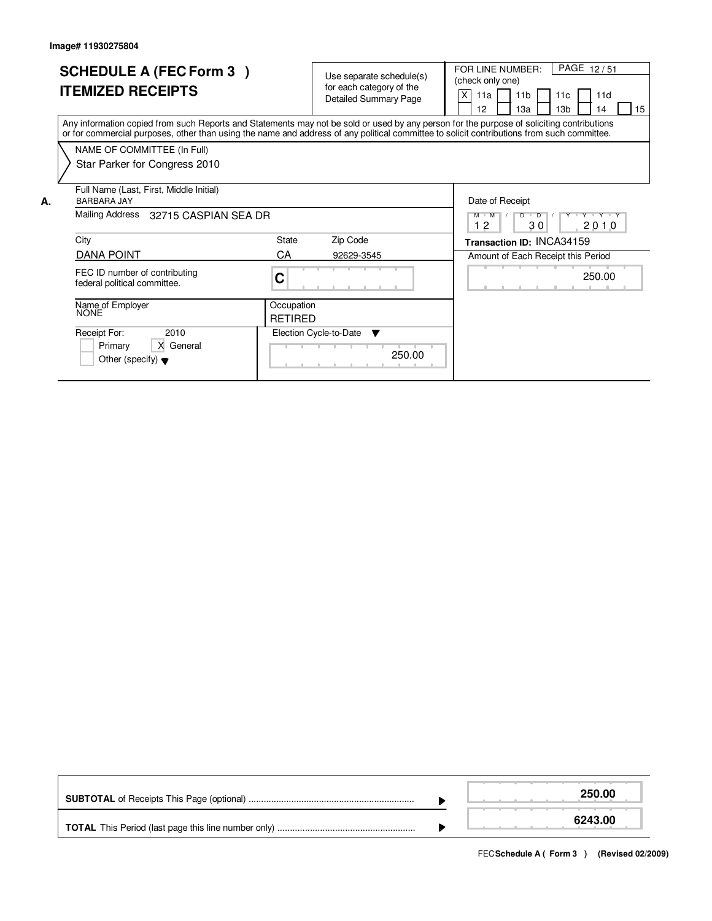Image# 11930275804

# SCHEDULE A (FEC Form 3 )
## ITEMIZED RECEIPTS

Use separate schedule(s) for each category of the Detailed Summary Page

FOR LINE NUMBER: (check only one)

PAGE 12 / 51

X 11a | 11b | 11c | 11d | 12 | 13a | 13b | 14 | 15

Any information copied from such Reports and Statements may not be sold or used by any person for the purpose of soliciting contributions or for commercial purposes, other than using the name and address of any political committee to solicit contributions from such committee.

NAME OF COMMITTEE (In Full)
Star Parker for Congress 2010

**A.**

Full Name (Last, First, Middle Initial)
BARBARA JAY

Mailing Address 32715 CASPIAN SEA DR

| City | State | Zip Code |
|---|---|---|
| DANA POINT | CA | 92629-3545 |

FEC ID number of contributing federal political committee. C

Name of Employer
NONE

Occupation
RETIRED

Receipt For: 2010
Primary | X General
Other (specify)

Election Cycle-to-Date
250.00

Date of Receipt
12 / 30 / 2010

Transaction ID: INCA34159

Amount of Each Receipt this Period
250.00

| | |
|---|---|
| **SUBTOTAL** of Receipts This Page (optional) | **250.00** |
| **TOTAL** This Period (last page this line number only) | **6243.00** |

FEC **Schedule A ( Form 3 )** (Revised 02/2009)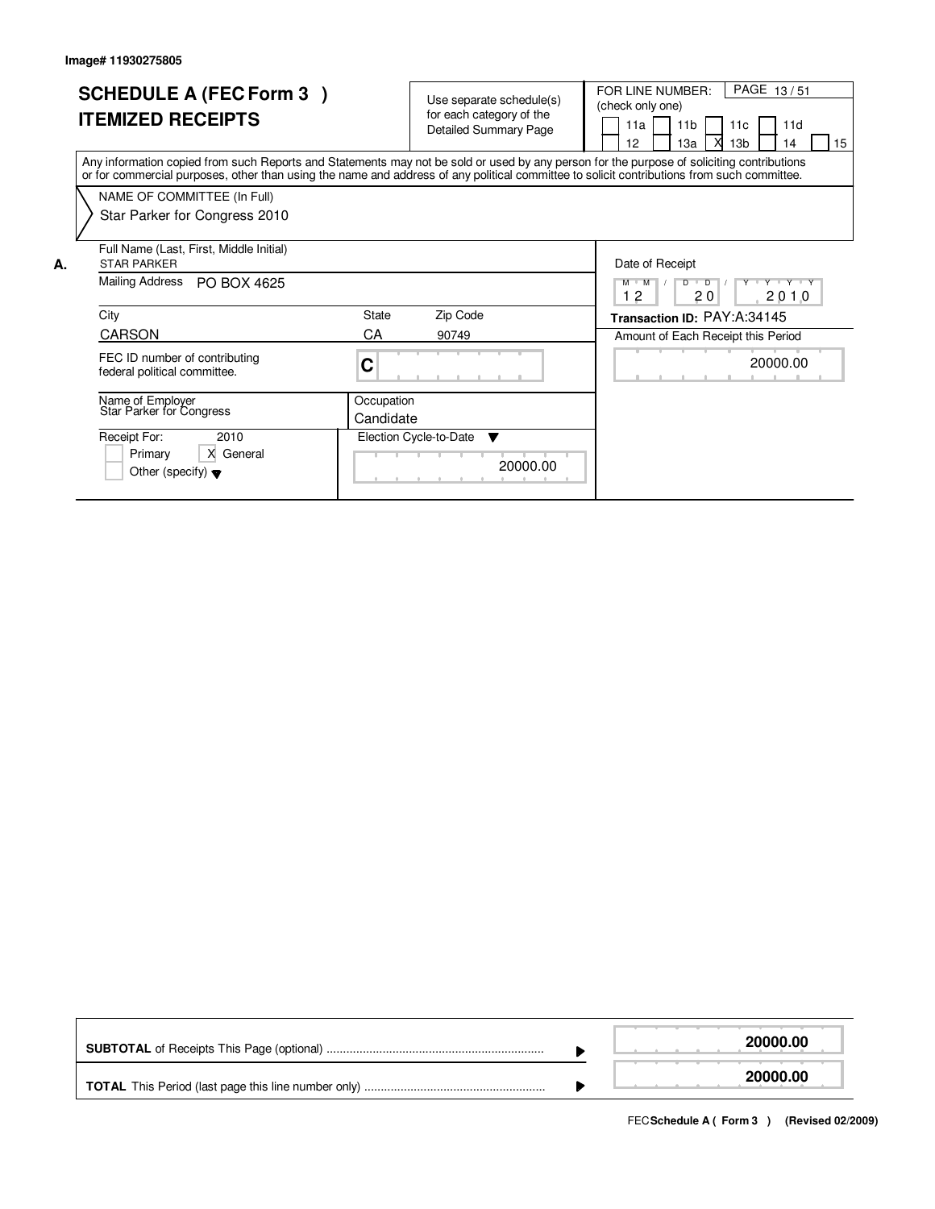Image# 11930275805

# SCHEDULE A (FEC Form 3 )
# ITEMIZED RECEIPTS

Use separate schedule(s) for each category of the Detailed Summary Page

FOR LINE NUMBER: (check only one)

PAGE 13 / 51

- [ ] 11a
- [ ] 11b
- [ ] 11c
- [ ] 11d
- [ ] 12
- [ ] 13a
- [X] 13b
- [ ] 14
- [ ] 15

Any information copied from such Reports and Statements may not be sold or used by any person for the purpose of soliciting contributions or for commercial purposes, other than using the name and address of any political committee to solicit contributions from such committee.

NAME OF COMMITTEE (In Full)

Star Parker for Congress 2010

**A.**

Full Name (Last, First, Middle Initial): STAR PARKER

Mailing Address: PO BOX 4625

| City | State | Zip Code |
|---|---|---|
| CARSON | CA | 90749 |

FEC ID number of contributing federal political committee: C

Name of Employer: Star Parker for Congress

Occupation: Candidate

Receipt For: 2010
- [ ] Primary
- [X] General
- [ ] Other (specify)

Election Cycle-to-Date: 20000.00

Date of Receipt: 12 / 20 / 2010

Transaction ID: PAY:A:34145

Amount of Each Receipt this Period: 20000.00

| | |
|---|---|
| **SUBTOTAL** of Receipts This Page (optional) | 20000.00 |
| **TOTAL** This Period (last page this line number only) | 20000.00 |

FEC **Schedule A ( Form 3 )** (Revised 02/2009)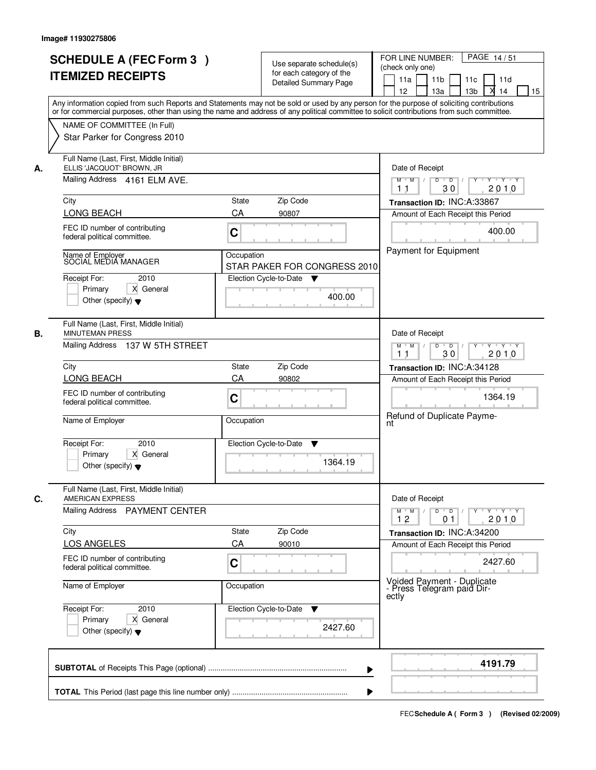Image# 11930275806

# SCHEDULE A (FEC Form 3 ) ITEMIZED RECEIPTS

Use separate schedule(s) for each category of the Detailed Summary Page

FOR LINE NUMBER: (check only one)

11a | 11b | 11c | 11d | 12 | 13a | 13b | X 14 | 15

Any information copied from such Reports and Statements may not be sold or used by any person for the purpose of soliciting contributions or for commercial purposes, other than using the name and address of any political committee to solicit contributions from such committee.

NAME OF COMMITTEE (In Full)
Star Parker for Congress 2010

## A.

Full Name (Last, First, Middle Initial): ELLIS 'JACQUOT' BROWN, JR

Mailing Address: 4161 ELM AVE.

City: LONG BEACH | State: CA | Zip Code: 90807

FEC ID number of contributing federal political committee: C

Name of Employer: SOCIAL MEDIA MANAGER

Occupation: STAR PAKER FOR CONGRESS 2010

Receipt For: 2010 — Primary | X General | Other (specify)

Election Cycle-to-Date: 400.00

Date of Receipt: 11 / 30 / 2010

Transaction ID: INC:A:33867

Amount of Each Receipt this Period: 400.00

Payment for Equipment

## B.

Full Name (Last, First, Middle Initial): MINUTEMAN PRESS

Mailing Address: 137 W 5TH STREET

City: LONG BEACH | State: CA | Zip Code: 90802

FEC ID number of contributing federal political committee: C

Name of Employer:

Occupation:

Receipt For: 2010 — Primary | X General | Other (specify)

Election Cycle-to-Date: 1364.19

Date of Receipt: 11 / 30 / 2010

Transaction ID: INC:A:34128

Amount of Each Receipt this Period: 1364.19

Refund of Duplicate Payme-nt

## C.

Full Name (Last, First, Middle Initial): AMERICAN EXPRESS

Mailing Address: PAYMENT CENTER

City: LOS ANGELES | State: CA | Zip Code: 90010

FEC ID number of contributing federal political committee: C

Name of Employer:

Occupation:

Receipt For: 2010 — Primary | X General | Other (specify)

Election Cycle-to-Date: 2427.60

Date of Receipt: 12 / 01 / 2010

Transaction ID: INC:A:34200

Amount of Each Receipt this Period: 2427.60

Voided Payment - Duplicate - Press Telegram paid Dir-ectly

**SUBTOTAL** of Receipts This Page (optional) ........ **4191.79**

**TOTAL** This Period (last page this line number only) ........

FEC Schedule A ( Form 3 ) (Revised 02/2009)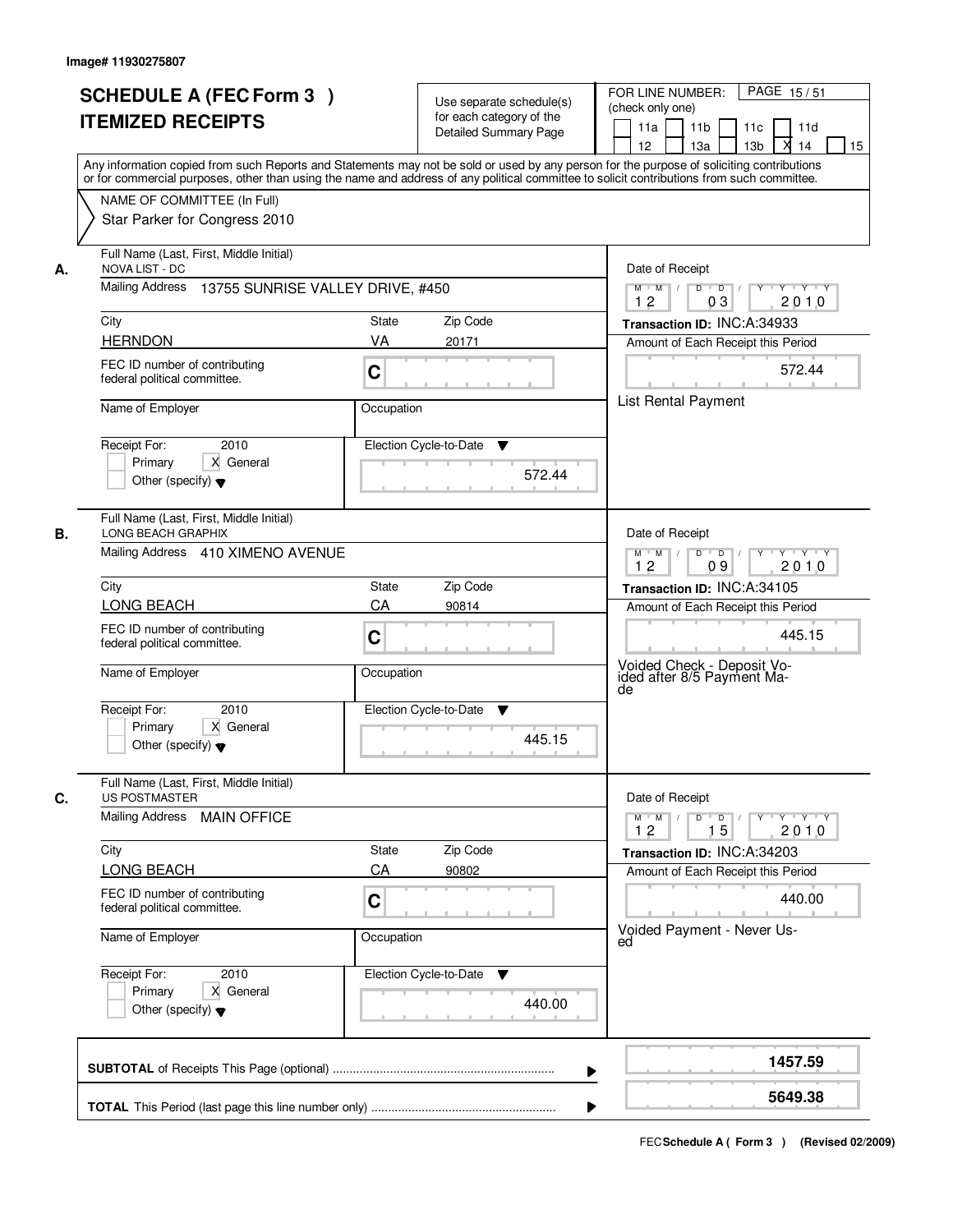Image# 11930275807

# SCHEDULE A (FEC Form 3 )
# ITEMIZED RECEIPTS

Use separate schedule(s) for each category of the Detailed Summary Page

FOR LINE NUMBER: (check only one)
11a 11b 11c 11d 12 13a 13b [X] 14 15

Any information copied from such Reports and Statements may not be sold or used by any person for the purpose of soliciting contributions or for commercial purposes, other than using the name and address of any political committee to solicit contributions from such committee.

NAME OF COMMITTEE (In Full)
Star Parker for Congress 2010

**A.**
Full Name (Last, First, Middle Initial): NOVA LIST - DC
Mailing Address: 13755 SUNRISE VALLEY DRIVE, #450
City: HERNDON | State: VA | Zip Code: 20171
FEC ID number of contributing federal political committee: C
Name of Employer: | Occupation:
Receipt For: 2010 — Primary [ ] General [X] Other (specify)
Election Cycle-to-Date: 572.44
Date of Receipt: 12/03/2010
Transaction ID: INC:A:34933
Amount of Each Receipt this Period: 572.44
List Rental Payment

**B.**
Full Name (Last, First, Middle Initial): LONG BEACH GRAPHIX
Mailing Address: 410 XIMENO AVENUE
City: LONG BEACH | State: CA | Zip Code: 90814
FEC ID number of contributing federal political committee: C
Name of Employer: | Occupation:
Receipt For: 2010 — Primary [ ] General [X] Other (specify)
Election Cycle-to-Date: 445.15
Date of Receipt: 12/09/2010
Transaction ID: INC:A:34105
Amount of Each Receipt this Period: 445.15
Voided Check - Deposit Voided after 8/5 Payment Made

**C.**
Full Name (Last, First, Middle Initial): US POSTMASTER
Mailing Address: MAIN OFFICE
City: LONG BEACH | State: CA | Zip Code: 90802
FEC ID number of contributing federal political committee: C
Name of Employer: | Occupation:
Receipt For: 2010 — Primary [ ] General [X] Other (specify)
Election Cycle-to-Date: 440.00
Date of Receipt: 12/15/2010
Transaction ID: INC:A:34203
Amount of Each Receipt this Period: 440.00
Voided Payment - Never Used

**SUBTOTAL** of Receipts This Page (optional): 1457.59

**TOTAL** This Period (last page this line number only): 5649.38

FEC Schedule A ( Form 3 ) (Revised 02/2009)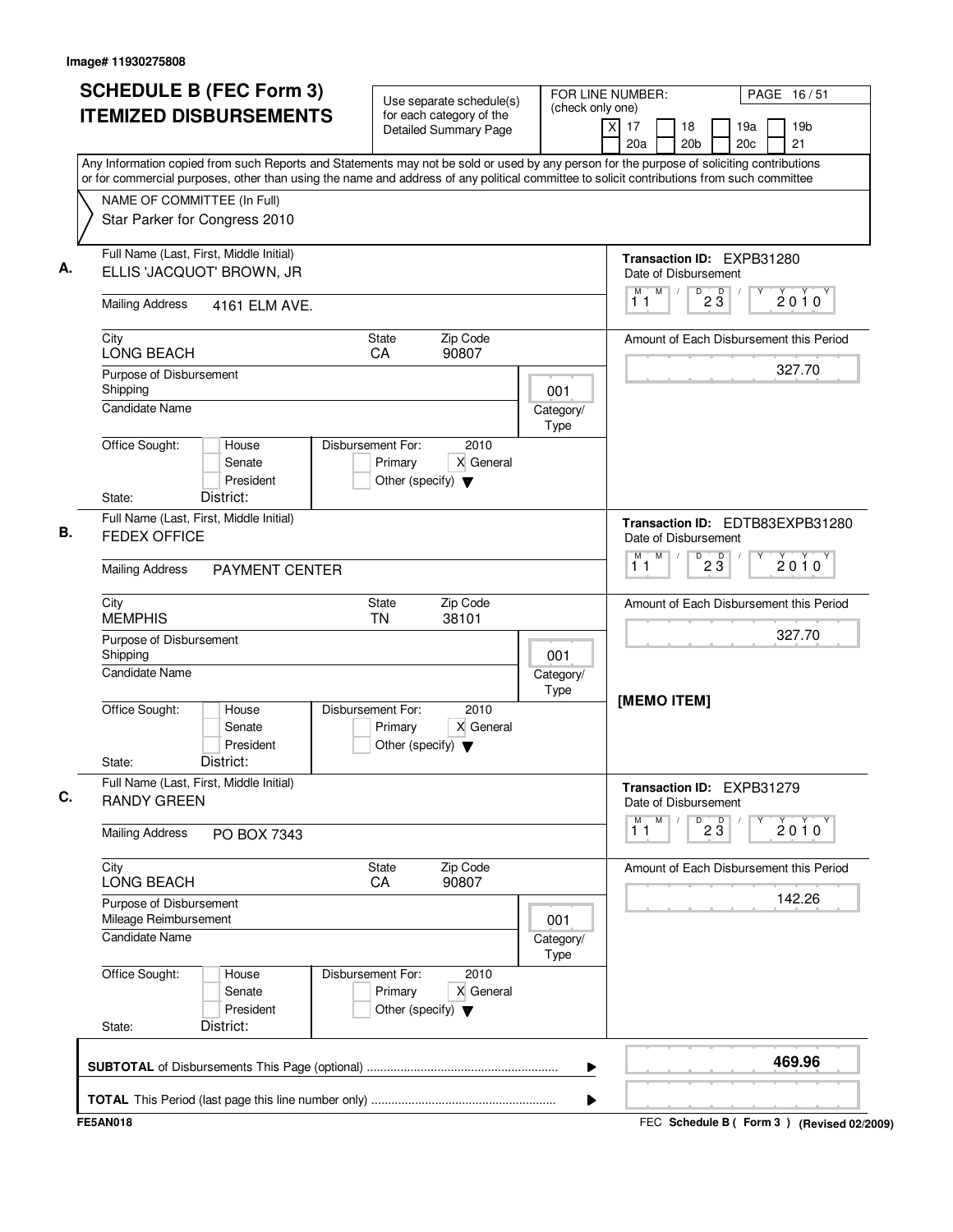Image# 11930275808

# SCHEDULE B (FEC Form 3) ITEMIZED DISBURSEMENTS

Use separate schedule(s) for each category of the Detailed Summary Page

FOR LINE NUMBER: (check only one)

- [X] 17
- [ ] 18
- [ ] 19a
- [ ] 19b
- [ ] 20a
- [ ] 20b
- [ ] 20c
- [ ] 21

Any Information copied from such Reports and Statements may not be sold or used by any person for the purpose of soliciting contributions or for commercial purposes, other than using the name and address of any political committee to solicit contributions from such committee

NAME OF COMMITTEE (In Full)
Star Parker for Congress 2010

---

**A.** Full Name (Last, First, Middle Initial): ELLIS 'JACQUOT' BROWN, JR

Mailing Address: 4161 ELM AVE.

City: LONG BEACH | State: CA | Zip Code: 90807

Purpose of Disbursement: Shipping

Category/Type: 001

Candidate Name:

Office Sought: [ ] House [ ] Senate [ ] President

State: District:

Disbursement For: 2010 [ ] Primary [X] General [ ] Other (specify)

Transaction ID: EXPB31280

Date of Disbursement: 11/23/2010

Amount of Each Disbursement this Period: 327.70

---

**B.** Full Name (Last, First, Middle Initial): FEDEX OFFICE

Mailing Address: PAYMENT CENTER

City: MEMPHIS | State: TN | Zip Code: 38101

Purpose of Disbursement: Shipping

Category/Type: 001

Candidate Name:

Office Sought: [ ] House [ ] Senate [ ] President

State: District:

Disbursement For: 2010 [ ] Primary [X] General [ ] Other (specify)

Transaction ID: EDTB83EXPB31280

Date of Disbursement: 11/23/2010

Amount of Each Disbursement this Period: 327.70

[MEMO ITEM]

---

**C.** Full Name (Last, First, Middle Initial): RANDY GREEN

Mailing Address: PO BOX 7343

City: LONG BEACH | State: CA | Zip Code: 90807

Purpose of Disbursement: Mileage Reimbursement

Category/Type: 001

Candidate Name:

Office Sought: [ ] House [ ] Senate [ ] President

State: District:

Disbursement For: 2010 [ ] Primary [X] General [ ] Other (specify)

Transaction ID: EXPB31279

Date of Disbursement: 11/23/2010

Amount of Each Disbursement this Period: 142.26

---

**SUBTOTAL** of Disbursements This Page (optional): **469.96**

**TOTAL** This Period (last page this line number only):

FE5AN018

FEC **Schedule B ( Form 3 ) (Revised 02/2009)**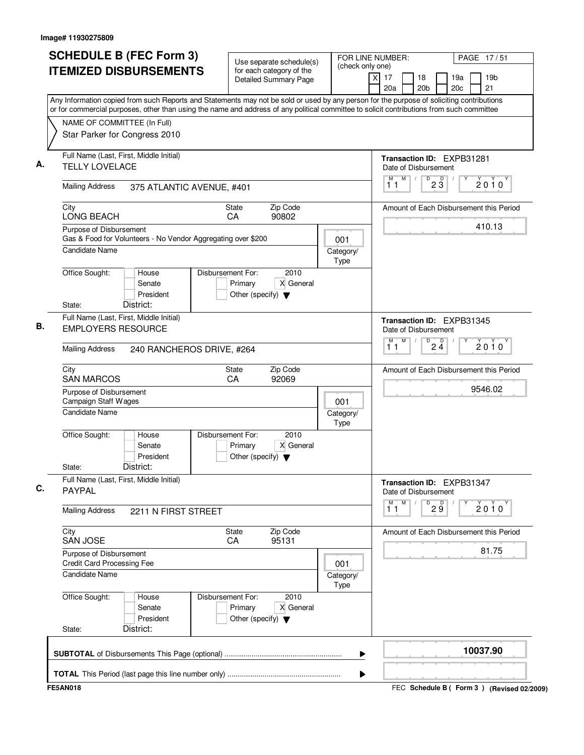Image# 11930275809

# SCHEDULE B (FEC Form 3)
# ITEMIZED DISBURSEMENTS

Use separate schedule(s) for each category of the Detailed Summary Page

FOR LINE NUMBER: (check only one)
[X] 17 [ ] 18 [ ] 19a [ ] 19b [ ] 20a [ ] 20b [ ] 20c [ ] 21

PAGE 17 / 51

Any Information copied from such Reports and Statements may not be sold or used by any person for the purpose of soliciting contributions or for commercial purposes, other than using the name and address of any political committee to solicit contributions from such committee

NAME OF COMMITTEE (In Full)
Star Parker for Congress 2010

---

**A.** Full Name (Last, First, Middle Initial): TELLY LOVELACE

Transaction ID: EXPB31281

Mailing Address: 375 ATLANTIC AVENUE, #401

Date of Disbursement: 11 / 23 / 2010

City: LONG BEACH | State: CA | Zip Code: 90802

Amount of Each Disbursement this Period: 410.13

Purpose of Disbursement: Gas & Food for Volunteers - No Vendor Aggregating over $200

Category/Type: 001

Candidate Name:

Office Sought: [ ] House [ ] Senate [ ] President

State: District:

Disbursement For: 2010 [ ] Primary [X] General [ ] Other (specify)

---

**B.** Full Name (Last, First, Middle Initial): EMPLOYERS RESOURCE

Transaction ID: EXPB31345

Mailing Address: 240 RANCHEROS DRIVE, #264

Date of Disbursement: 11 / 24 / 2010

City: SAN MARCOS | State: CA | Zip Code: 92069

Amount of Each Disbursement this Period: 9546.02

Purpose of Disbursement: Campaign Staff Wages

Category/Type: 001

Candidate Name:

Office Sought: [ ] House [ ] Senate [ ] President

State: District:

Disbursement For: 2010 [ ] Primary [X] General [ ] Other (specify)

---

**C.** Full Name (Last, First, Middle Initial): PAYPAL

Transaction ID: EXPB31347

Mailing Address: 2211 N FIRST STREET

Date of Disbursement: 11 / 29 / 2010

City: SAN JOSE | State: CA | Zip Code: 95131

Amount of Each Disbursement this Period: 81.75

Purpose of Disbursement: Credit Card Processing Fee

Category/Type: 001

Candidate Name:

Office Sought: [ ] House [ ] Senate [ ] President

State: District:

Disbursement For: 2010 [ ] Primary [X] General [ ] Other (specify)

---

**SUBTOTAL** of Disbursements This Page (optional) ........ **10037.90**

**TOTAL** This Period (last page this line number only) ........

FE5AN018

FEC **Schedule B ( Form 3 )** (Revised 02/2009)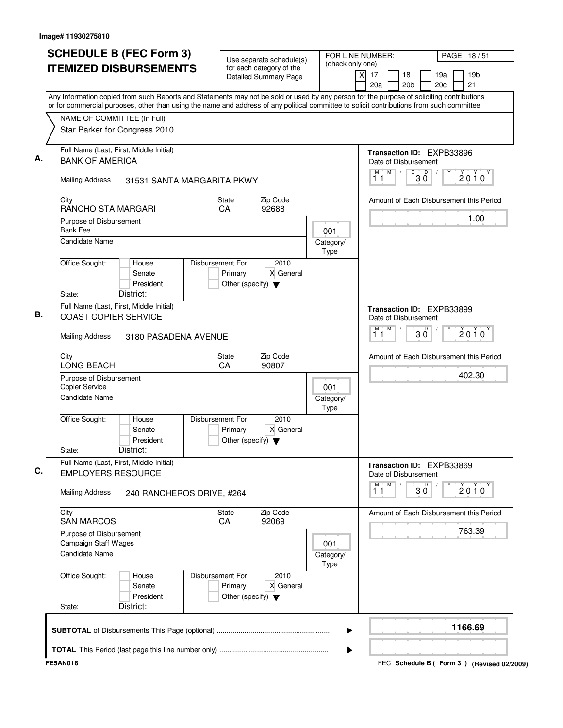Image# 11930275810

# SCHEDULE B (FEC Form 3) ITEMIZED DISBURSEMENTS

Use separate schedule(s) for each category of the Detailed Summary Page

FOR LINE NUMBER: (check only one)
[X] 17 [ ] 18 [ ] 19a [ ] 19b [ ] 20a [ ] 20b [ ] 20c [ ] 21

Any Information copied from such Reports and Statements may not be sold or used by any person for the purpose of soliciting contributions or for commercial purposes, other than using the name and address of any political committee to solicit contributions from such committee

NAME OF COMMITTEE (In Full)
Star Parker for Congress 2010

**A.** Full Name (Last, First, Middle Initial): BANK OF AMERICA
Mailing Address: 31531 SANTA MARGARITA PKWY
City: RANCHO STA MARGARI State: CA Zip Code: 92688
Purpose of Disbursement: Bank Fee
Category/Type: 001
Candidate Name:
Office Sought: [ ] House [ ] Senate [ ] President
State: District:
Disbursement For: 2010 [ ] Primary [X] General [ ] Other (specify)
Transaction ID: EXPB33896
Date of Disbursement: 11/30/2010
Amount of Each Disbursement this Period: 1.00

**B.** Full Name (Last, First, Middle Initial): COAST COPIER SERVICE
Mailing Address: 3180 PASADENA AVENUE
City: LONG BEACH State: CA Zip Code: 90807
Purpose of Disbursement: Copier Service
Category/Type: 001
Candidate Name:
Office Sought: [ ] House [ ] Senate [ ] President
State: District:
Disbursement For: 2010 [ ] Primary [X] General [ ] Other (specify)
Transaction ID: EXPB33899
Date of Disbursement: 11/30/2010
Amount of Each Disbursement this Period: 402.30

**C.** Full Name (Last, First, Middle Initial): EMPLOYERS RESOURCE
Mailing Address: 240 RANCHEROS DRIVE, #264
City: SAN MARCOS State: CA Zip Code: 92069
Purpose of Disbursement: Campaign Staff Wages
Category/Type: 001
Candidate Name:
Office Sought: [ ] House [ ] Senate [ ] President
State: District:
Disbursement For: 2010 [ ] Primary [X] General [ ] Other (specify)
Transaction ID: EXPB33869
Date of Disbursement: 11/30/2010
Amount of Each Disbursement this Period: 763.39

**SUBTOTAL** of Disbursements This Page (optional): **1166.69**

**TOTAL** This Period (last page this line number only):

FE5AN018 — FEC Schedule B ( Form 3 ) (Revised 02/2009)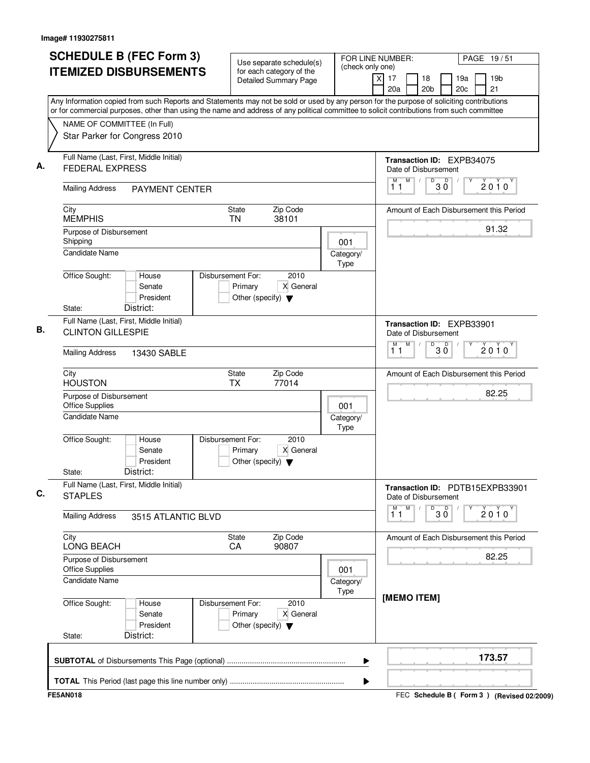Image# 11930275811

# SCHEDULE B (FEC Form 3) ITEMIZED DISBURSEMENTS

Use separate schedule(s) for each category of the Detailed Summary Page

FOR LINE NUMBER: (check only one)

[X] 17 [ ] 18 [ ] 19a [ ] 19b [ ] 20a [ ] 20b [ ] 20c [ ] 21

PAGE 19 / 51

Any Information copied from such Reports and Statements may not be sold or used by any person for the purpose of soliciting contributions or for commercial purposes, other than using the name and address of any political committee to solicit contributions from such committee

NAME OF COMMITTEE (In Full)
Star Parker for Congress 2010

---

**A.** Full Name (Last, First, Middle Initial): FEDERAL EXPRESS

Mailing Address: PAYMENT CENTER

City: MEMPHIS | State: TN | Zip Code: 38101

Purpose of Disbursement: Shipping

Category/Type: 001

Candidate Name:

Office Sought: [ ] House [ ] Senate [ ] President

State: District:

Disbursement For: 2010 [ ] Primary [X] General [ ] Other (specify)

Transaction ID: EXPB34075

Date of Disbursement: 11 / 30 / 2010

Amount of Each Disbursement this Period: 91.32

---

**B.** Full Name (Last, First, Middle Initial): CLINTON GILLESPIE

Mailing Address: 13430 SABLE

City: HOUSTON | State: TX | Zip Code: 77014

Purpose of Disbursement: Office Supplies

Category/Type: 001

Candidate Name:

Office Sought: [ ] House [ ] Senate [ ] President

State: District:

Disbursement For: 2010 [ ] Primary [X] General [ ] Other (specify)

Transaction ID: EXPB33901

Date of Disbursement: 11 / 30 / 2010

Amount of Each Disbursement this Period: 82.25

---

**C.** Full Name (Last, First, Middle Initial): STAPLES

Mailing Address: 3515 ATLANTIC BLVD

City: LONG BEACH | State: CA | Zip Code: 90807

Purpose of Disbursement: Office Supplies

Category/Type: 001

Candidate Name:

Office Sought: [ ] House [ ] Senate [ ] President

State: District:

Disbursement For: 2010 [ ] Primary [X] General [ ] Other (specify)

Transaction ID: PDTB15EXPB33901

Date of Disbursement: 11 / 30 / 2010

Amount of Each Disbursement this Period: 82.25

[MEMO ITEM]

---

**SUBTOTAL** of Disbursements This Page (optional): **173.57**

**TOTAL** This Period (last page this line number only):

FE5AN018

FEC Schedule B ( Form 3 ) (Revised 02/2009)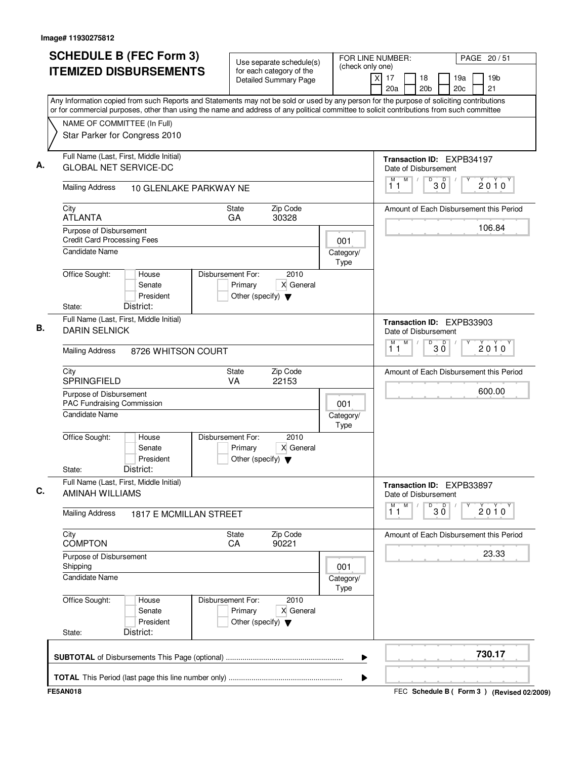Image# 11930275812

# SCHEDULE B (FEC Form 3) ITEMIZED DISBURSEMENTS

Use separate schedule(s) for each category of the Detailed Summary Page

FOR LINE NUMBER: (check only one)

[X] 17 [ ] 18 [ ] 19a [ ] 19b [ ] 20a [ ] 20b [ ] 20c [ ] 21

Any Information copied from such Reports and Statements may not be sold or used by any person for the purpose of soliciting contributions or for commercial purposes, other than using the name and address of any political committee to solicit contributions from such committee

NAME OF COMMITTEE (In Full)
Star Parker for Congress 2010

---

**A.** Full Name (Last, First, Middle Initial): GLOBAL NET SERVICE-DC

Mailing Address: 10 GLENLAKE PARKWAY NE

City: ATLANTA State: GA Zip Code: 30328

Purpose of Disbursement: Credit Card Processing Fees

Category/Type: 001

Candidate Name:

Office Sought: [ ] House [ ] Senate [ ] President
State: District:

Disbursement For: 2010 [ ] Primary [X] General [ ] Other (specify)

Transaction ID: EXPB34197
Date of Disbursement: 11/30/2010

Amount of Each Disbursement this Period: 106.84

---

**B.** Full Name (Last, First, Middle Initial): DARIN SELNICK

Mailing Address: 8726 WHITSON COURT

City: SPRINGFIELD State: VA Zip Code: 22153

Purpose of Disbursement: PAC Fundraising Commission

Category/Type: 001

Candidate Name:

Office Sought: [ ] House [ ] Senate [ ] President
State: District:

Disbursement For: 2010 [ ] Primary [X] General [ ] Other (specify)

Transaction ID: EXPB33903
Date of Disbursement: 11/30/2010

Amount of Each Disbursement this Period: 600.00

---

**C.** Full Name (Last, First, Middle Initial): AMINAH WILLIAMS

Mailing Address: 1817 E MCMILLAN STREET

City: COMPTON State: CA Zip Code: 90221

Purpose of Disbursement: Shipping

Category/Type: 001

Candidate Name:

Office Sought: [ ] House [ ] Senate [ ] President
State: District:

Disbursement For: 2010 [ ] Primary [X] General [ ] Other (specify)

Transaction ID: EXPB33897
Date of Disbursement: 11/30/2010

Amount of Each Disbursement this Period: 23.33

---

**SUBTOTAL** of Disbursements This Page (optional): **730.17**

**TOTAL** This Period (last page this line number only):

FE5AN018 FEC Schedule B ( Form 3 ) (Revised 02/2009)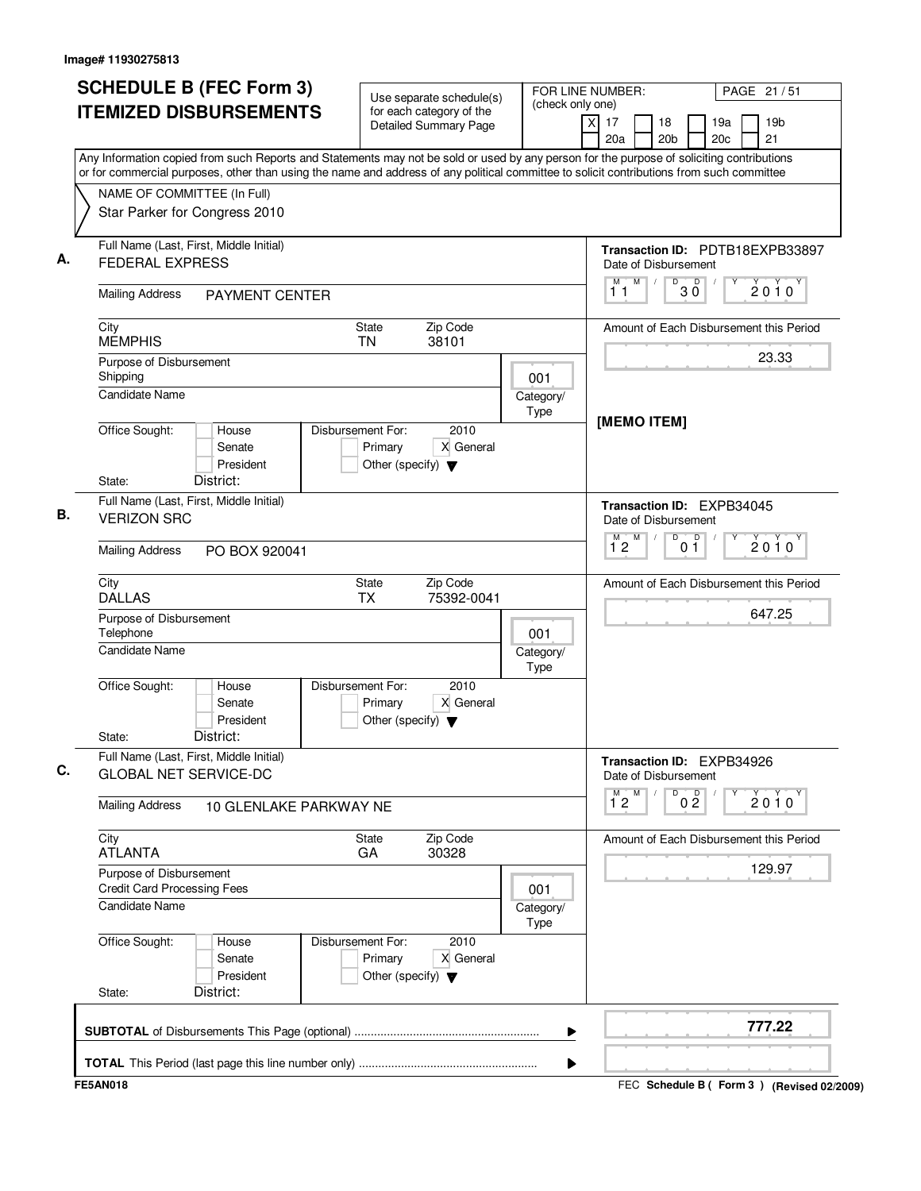Image# 11930275813

# SCHEDULE B (FEC Form 3) ITEMIZED DISBURSEMENTS

Use separate schedule(s) for each category of the Detailed Summary Page

FOR LINE NUMBER: (check only one)

- [X] 17
- [ ] 18
- [ ] 19a
- [ ] 19b
- [ ] 20a
- [ ] 20b
- [ ] 20c
- [ ] 21

Any Information copied from such Reports and Statements may not be sold or used by any person for the purpose of soliciting contributions or for commercial purposes, other than using the name and address of any political committee to solicit contributions from such committee

NAME OF COMMITTEE (In Full)
Star Parker for Congress 2010

## A.

**Full Name (Last, First, Middle Initial):** FEDERAL EXPRESS

**Mailing Address:** PAYMENT CENTER

**City:** MEMPHIS **State:** TN **Zip Code:** 38101

**Purpose of Disbursement:** Shipping

**Category/Type:** 001

**Candidate Name:**

**Office Sought:** [ ] House [ ] Senate [ ] President

**State:** **District:**

**Disbursement For:** 2010 [ ] Primary [X] General [ ] Other (specify)

**Transaction ID:** PDTB18EXPB33897

**Date of Disbursement:** 11/30/2010

**Amount of Each Disbursement this Period:** 23.33

**[MEMO ITEM]**

## B.

**Full Name (Last, First, Middle Initial):** VERIZON SRC

**Mailing Address:** PO BOX 920041

**City:** DALLAS **State:** TX **Zip Code:** 75392-0041

**Purpose of Disbursement:** Telephone

**Category/Type:** 001

**Candidate Name:**

**Office Sought:** [ ] House [ ] Senate [ ] President

**State:** **District:**

**Disbursement For:** 2010 [ ] Primary [X] General [ ] Other (specify)

**Transaction ID:** EXPB34045

**Date of Disbursement:** 12/01/2010

**Amount of Each Disbursement this Period:** 647.25

## C.

**Full Name (Last, First, Middle Initial):** GLOBAL NET SERVICE-DC

**Mailing Address:** 10 GLENLAKE PARKWAY NE

**City:** ATLANTA **State:** GA **Zip Code:** 30328

**Purpose of Disbursement:** Credit Card Processing Fees

**Category/Type:** 001

**Candidate Name:**

**Office Sought:** [ ] House [ ] Senate [ ] President

**State:** **District:**

**Disbursement For:** 2010 [ ] Primary [X] General [ ] Other (specify)

**Transaction ID:** EXPB34926

**Date of Disbursement:** 12/02/2010

**Amount of Each Disbursement this Period:** 129.97

**SUBTOTAL** of Disbursements This Page (optional): **777.22**

**TOTAL** This Period (last page this line number only):

FE5AN018

FEC **Schedule B ( Form 3 )** (Revised 02/2009)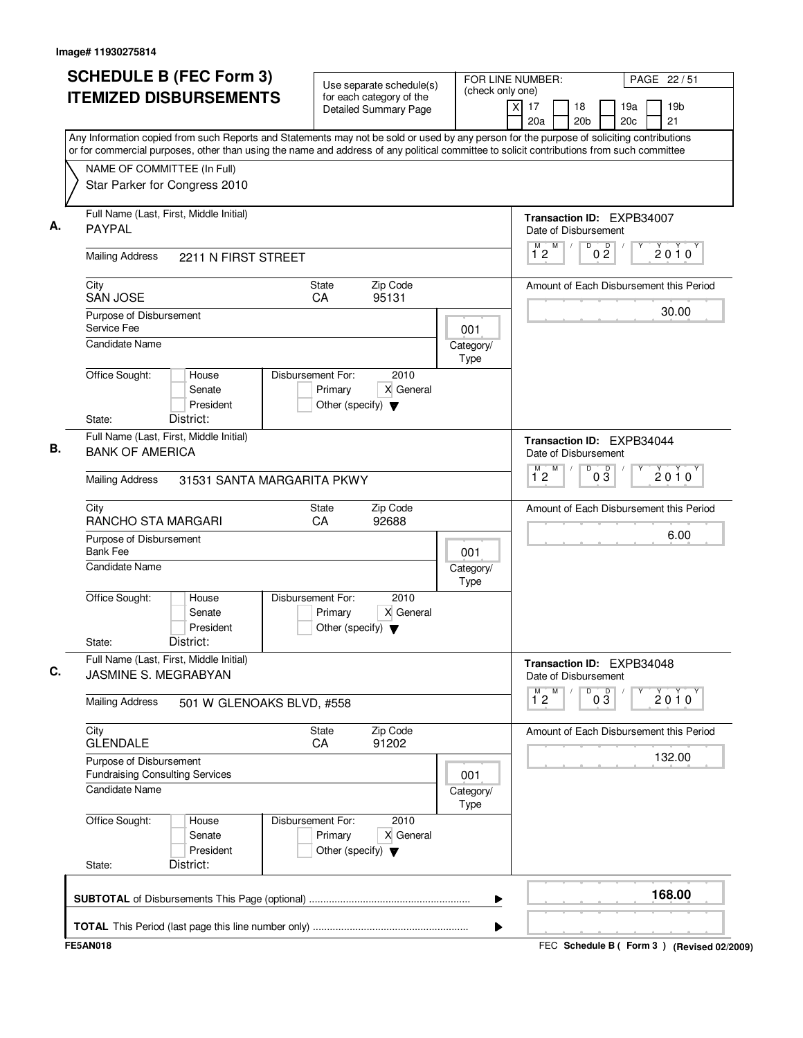Image# 11930275814

# SCHEDULE B (FEC Form 3) ITEMIZED DISBURSEMENTS

Use separate schedule(s) for each category of the Detailed Summary Page

FOR LINE NUMBER: (check only one)
[X] 17 [ ] 18 [ ] 19a [ ] 19b [ ] 20a [ ] 20b [ ] 20c [ ] 21

Any Information copied from such Reports and Statements may not be sold or used by any person for the purpose of soliciting contributions or for commercial purposes, other than using the name and address of any political committee to solicit contributions from such committee

NAME OF COMMITTEE (In Full)
Star Parker for Congress 2010

---

**A.** Full Name (Last, First, Middle Initial): PAYPAL

Mailing Address: 2211 N FIRST STREET

City: SAN JOSE | State: CA | Zip Code: 95131

Purpose of Disbursement: Service Fee

Category/Type: 001

Candidate Name:

Office Sought: [ ] House [ ] Senate [ ] President
State: District:

Disbursement For: 2010 [ ] Primary [X] General [ ] Other (specify)

Transaction ID: EXPB34007
Date of Disbursement: 12/02/2010
Amount of Each Disbursement this Period: 30.00

---

**B.** Full Name (Last, First, Middle Initial): BANK OF AMERICA

Mailing Address: 31531 SANTA MARGARITA PKWY

City: RANCHO STA MARGARI | State: CA | Zip Code: 92688

Purpose of Disbursement: Bank Fee

Category/Type: 001

Candidate Name:

Office Sought: [ ] House [ ] Senate [ ] President
State: District:

Disbursement For: 2010 [ ] Primary [X] General [ ] Other (specify)

Transaction ID: EXPB34044
Date of Disbursement: 12/03/2010
Amount of Each Disbursement this Period: 6.00

---

**C.** Full Name (Last, First, Middle Initial): JASMINE S. MEGRABYAN

Mailing Address: 501 W GLENOAKS BLVD, #558

City: GLENDALE | State: CA | Zip Code: 91202

Purpose of Disbursement: Fundraising Consulting Services

Category/Type: 001

Candidate Name:

Office Sought: [ ] House [ ] Senate [ ] President
State: District:

Disbursement For: 2010 [ ] Primary [X] General [ ] Other (specify)

Transaction ID: EXPB34048
Date of Disbursement: 12/03/2010
Amount of Each Disbursement this Period: 132.00

---

**SUBTOTAL** of Disbursements This Page (optional): **168.00**

**TOTAL** This Period (last page this line number only):

FE5AN018 FEC Schedule B ( Form 3 ) (Revised 02/2009)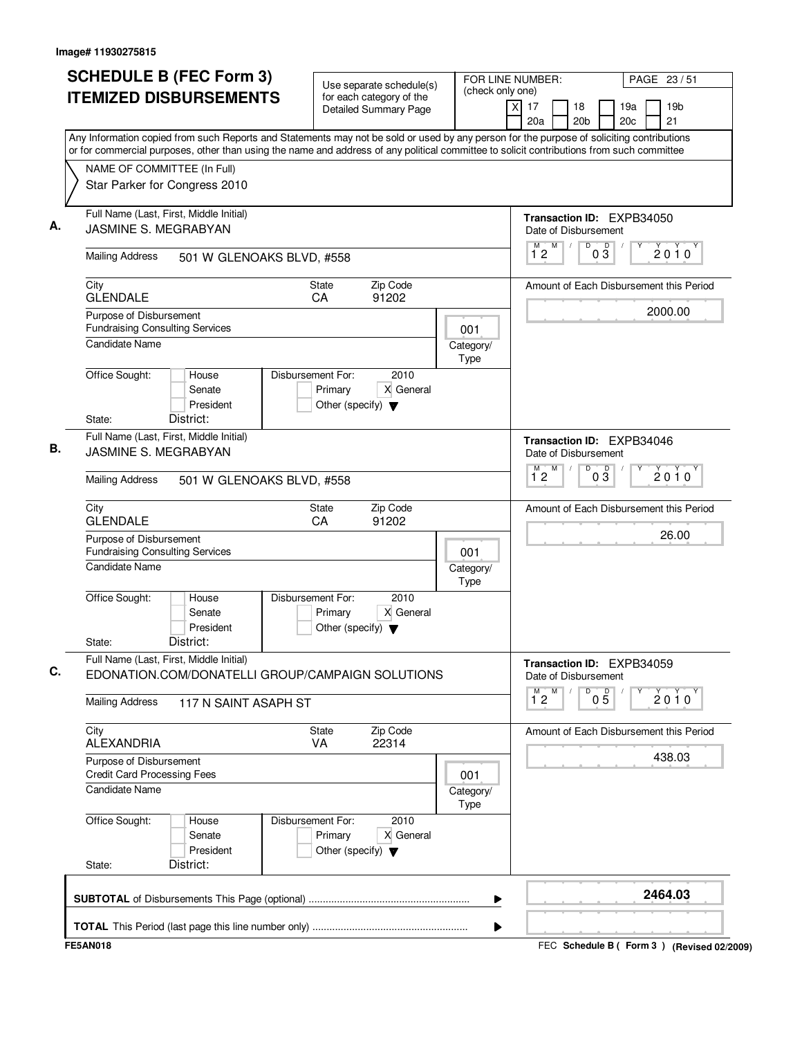Image# 11930275815

# SCHEDULE B (FEC Form 3) ITEMIZED DISBURSEMENTS

Use separate schedule(s) for each category of the Detailed Summary Page

FOR LINE NUMBER: (check only one)

X 17 | 18 | 19a | 19b | 20a | 20b | 20c | 21

Any Information copied from such Reports and Statements may not be sold or used by any person for the purpose of soliciting contributions or for commercial purposes, other than using the name and address of any political committee to solicit contributions from such committee

NAME OF COMMITTEE (In Full)
Star Parker for Congress 2010

**A.**
Full Name (Last, First, Middle Initial): JASMINE S. MEGRABYAN
Mailing Address: 501 W GLENOAKS BLVD, #558
City: GLENDALE | State: CA | Zip Code: 91202
Purpose of Disbursement: Fundraising Consulting Services
Category/Type: 001
Candidate Name:
Office Sought: House / Senate / President
State: District:
Disbursement For: 2010 — Primary / X General / Other (specify)
Transaction ID: EXPB34050
Date of Disbursement: 12/03/2010
Amount of Each Disbursement this Period: 2000.00

**B.**
Full Name (Last, First, Middle Initial): JASMINE S. MEGRABYAN
Mailing Address: 501 W GLENOAKS BLVD, #558
City: GLENDALE | State: CA | Zip Code: 91202
Purpose of Disbursement: Fundraising Consulting Services
Category/Type: 001
Candidate Name:
Office Sought: House / Senate / President
State: District:
Disbursement For: 2010 — Primary / X General / Other (specify)
Transaction ID: EXPB34046
Date of Disbursement: 12/03/2010
Amount of Each Disbursement this Period: 26.00

**C.**
Full Name (Last, First, Middle Initial): EDONATION.COM/DONATELLI GROUP/CAMPAIGN SOLUTIONS
Mailing Address: 117 N SAINT ASAPH ST
City: ALEXANDRIA | State: VA | Zip Code: 22314
Purpose of Disbursement: Credit Card Processing Fees
Category/Type: 001
Candidate Name:
Office Sought: House / Senate / President
State: District:
Disbursement For: 2010 — Primary / X General / Other (specify)
Transaction ID: EXPB34059
Date of Disbursement: 12/05/2010
Amount of Each Disbursement this Period: 438.03

**SUBTOTAL** of Disbursements This Page (optional): **2464.03**

**TOTAL** This Period (last page this line number only):

FE5AN018 — FEC Schedule B ( Form 3 ) (Revised 02/2009)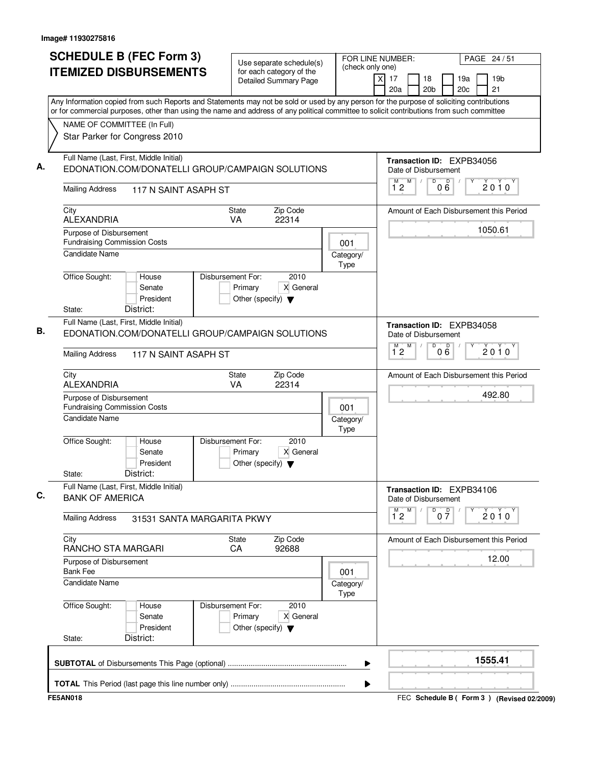Image# 11930275816

# SCHEDULE B (FEC Form 3)
# ITEMIZED DISBURSEMENTS

Use separate schedule(s) for each category of the Detailed Summary Page

FOR LINE NUMBER: (check only one)
[X] 17 [ ] 18 [ ] 19a [ ] 19b [ ] 20a [ ] 20b [ ] 20c [ ] 21

PAGE 24 / 51

Any Information copied from such Reports and Statements may not be sold or used by any person for the purpose of soliciting contributions or for commercial purposes, other than using the name and address of any political committee to solicit contributions from such committee

NAME OF COMMITTEE (In Full)
Star Parker for Congress 2010

**A.**
Full Name (Last, First, Middle Initial): EDONATION.COM/DONATELLI GROUP/CAMPAIGN SOLUTIONS
Mailing Address: 117 N SAINT ASAPH ST
City: ALEXANDRIA State: VA Zip Code: 22314
Purpose of Disbursement: Fundraising Commission Costs
Category/Type: 001
Candidate Name:
Office Sought: [ ] House [ ] Senate [ ] President
State: District:
Disbursement For: 2010 [ ] Primary [X] General [ ] Other (specify)
Transaction ID: EXPB34056
Date of Disbursement: 12 / 06 / 2010
Amount of Each Disbursement this Period: 1050.61

**B.**
Full Name (Last, First, Middle Initial): EDONATION.COM/DONATELLI GROUP/CAMPAIGN SOLUTIONS
Mailing Address: 117 N SAINT ASAPH ST
City: ALEXANDRIA State: VA Zip Code: 22314
Purpose of Disbursement: Fundraising Commission Costs
Category/Type: 001
Candidate Name:
Office Sought: [ ] House [ ] Senate [ ] President
State: District:
Disbursement For: 2010 [ ] Primary [X] General [ ] Other (specify)
Transaction ID: EXPB34058
Date of Disbursement: 12 / 06 / 2010
Amount of Each Disbursement this Period: 492.80

**C.**
Full Name (Last, First, Middle Initial): BANK OF AMERICA
Mailing Address: 31531 SANTA MARGARITA PKWY
City: RANCHO STA MARGARI State: CA Zip Code: 92688
Purpose of Disbursement: Bank Fee
Category/Type: 001
Candidate Name:
Office Sought: [ ] House [ ] Senate [ ] President
State: District:
Disbursement For: 2010 [ ] Primary [X] General [ ] Other (specify)
Transaction ID: EXPB34106
Date of Disbursement: 12 / 07 / 2010
Amount of Each Disbursement this Period: 12.00

**SUBTOTAL** of Disbursements This Page (optional) ........ 1555.41

**TOTAL** This Period (last page this line number only) ........

FE5AN018 FEC **Schedule B ( Form 3 )** (Revised 02/2009)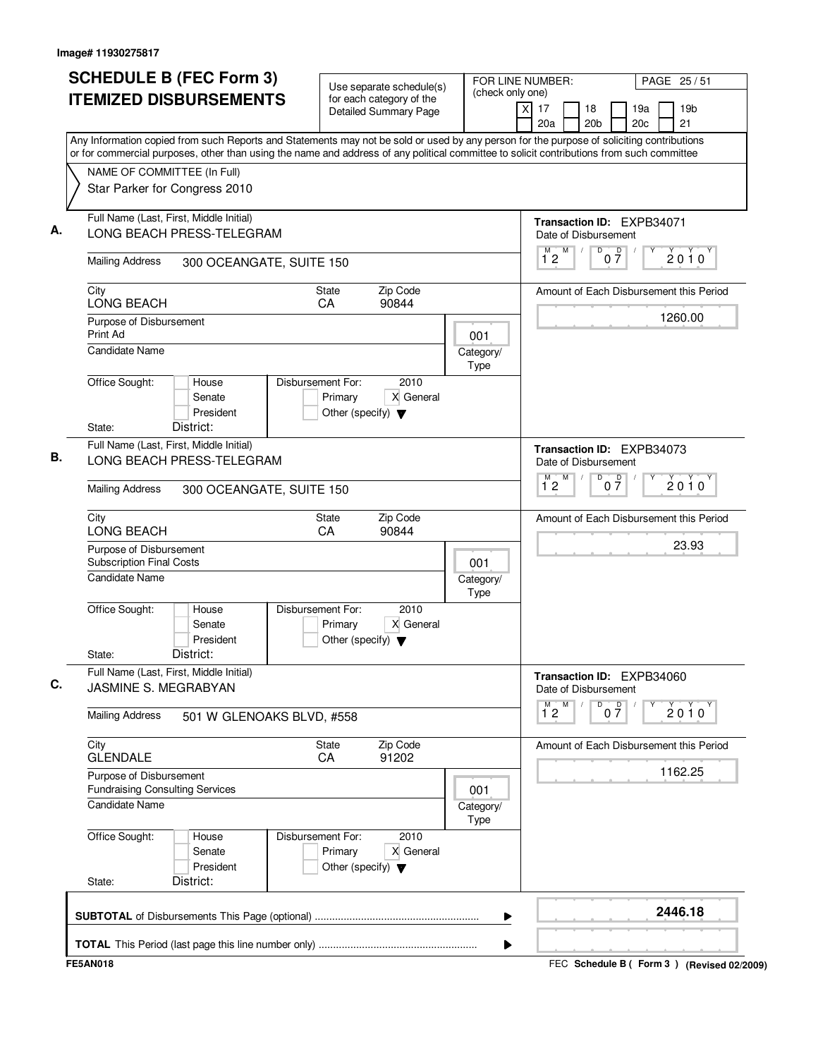Image# 11930275817

# SCHEDULE B (FEC Form 3) ITEMIZED DISBURSEMENTS

Use separate schedule(s) for each category of the Detailed Summary Page

FOR LINE NUMBER: (check only one)
[X] 17 [ ] 18 [ ] 19a [ ] 19b [ ] 20a [ ] 20b [ ] 20c [ ] 21

PAGE 25 / 51

Any Information copied from such Reports and Statements may not be sold or used by any person for the purpose of soliciting contributions or for commercial purposes, other than using the name and address of any political committee to solicit contributions from such committee

NAME OF COMMITTEE (In Full)
Star Parker for Congress 2010

**A.**
Full Name (Last, First, Middle Initial): LONG BEACH PRESS-TELEGRAM
Mailing Address: 300 OCEANGATE, SUITE 150
City: LONG BEACH | State: CA | Zip Code: 90844
Purpose of Disbursement: Print Ad
Category/Type: 001
Candidate Name:
Office Sought: [ ] House [ ] Senate [ ] President
State: District:
Disbursement For: 2010 [ ] Primary [X] General [ ] Other (specify)
Transaction ID: EXPB34071
Date of Disbursement: 12/07/2010
Amount of Each Disbursement this Period: 1260.00

**B.**
Full Name (Last, First, Middle Initial): LONG BEACH PRESS-TELEGRAM
Mailing Address: 300 OCEANGATE, SUITE 150
City: LONG BEACH | State: CA | Zip Code: 90844
Purpose of Disbursement: Subscription Final Costs
Category/Type: 001
Candidate Name:
Office Sought: [ ] House [ ] Senate [ ] President
State: District:
Disbursement For: 2010 [ ] Primary [X] General [ ] Other (specify)
Transaction ID: EXPB34073
Date of Disbursement: 12/07/2010
Amount of Each Disbursement this Period: 23.93

**C.**
Full Name (Last, First, Middle Initial): JASMINE S. MEGRABYAN
Mailing Address: 501 W GLENOAKS BLVD, #558
City: GLENDALE | State: CA | Zip Code: 91202
Purpose of Disbursement: Fundraising Consulting Services
Category/Type: 001
Candidate Name:
Office Sought: [ ] House [ ] Senate [ ] President
State: District:
Disbursement For: 2010 [ ] Primary [X] General [ ] Other (specify)
Transaction ID: EXPB34060
Date of Disbursement: 12/07/2010
Amount of Each Disbursement this Period: 1162.25

**SUBTOTAL** of Disbursements This Page (optional): 2446.18

**TOTAL** This Period (last page this line number only):

FE5AN018 — FEC Schedule B ( Form 3 ) (Revised 02/2009)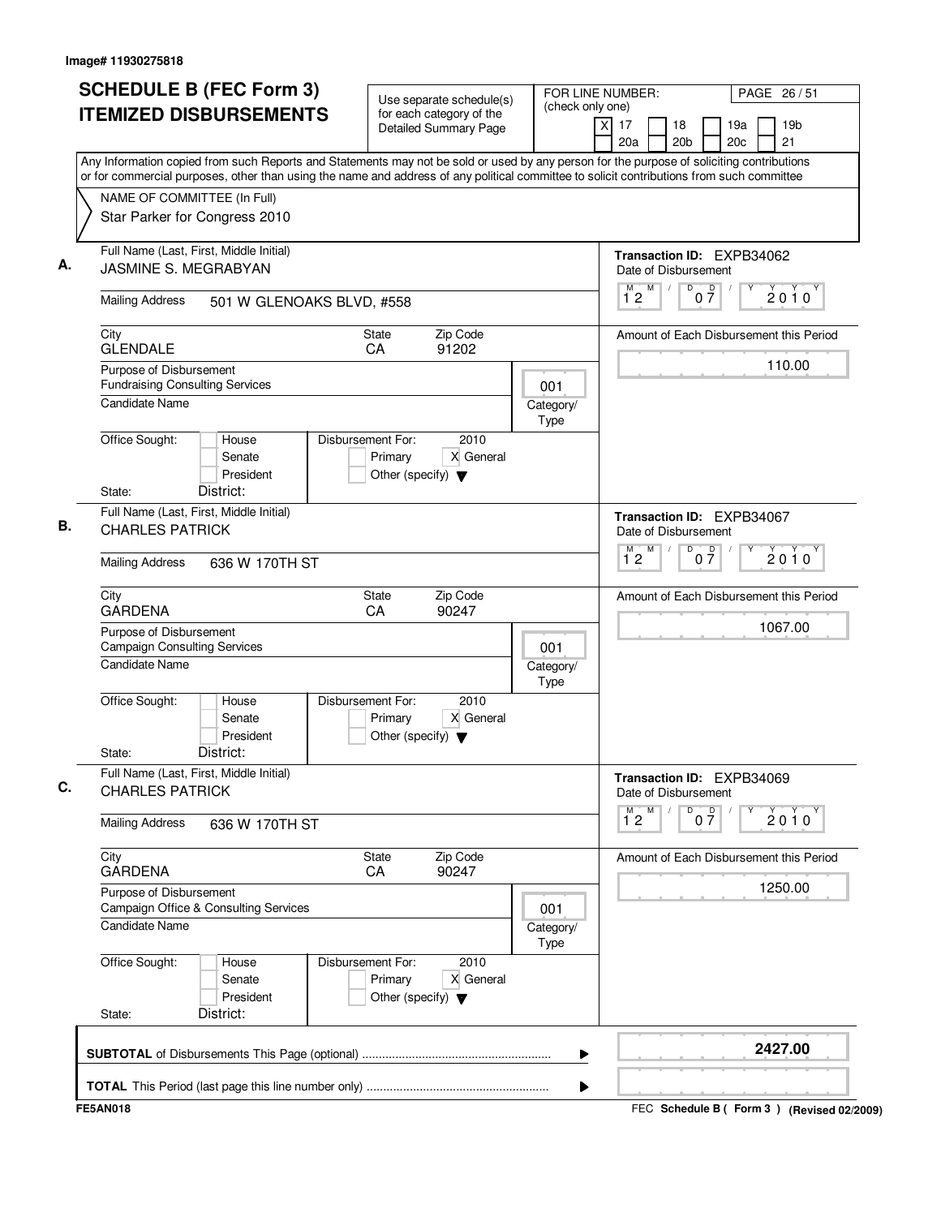Image# 11930275818

# SCHEDULE B (FEC Form 3) ITEMIZED DISBURSEMENTS

Use separate schedule(s) for each category of the Detailed Summary Page

FOR LINE NUMBER: (check only one)

[X] 17 [ ] 18 [ ] 19a [ ] 19b [ ] 20a [ ] 20b [ ] 20c [ ] 21

PAGE 26 / 51

Any Information copied from such Reports and Statements may not be sold or used by any person for the purpose of soliciting contributions or for commercial purposes, other than using the name and address of any political committee to solicit contributions from such committee

NAME OF COMMITTEE (In Full)
Star Parker for Congress 2010

**A.** Full Name (Last, First, Middle Initial): JASMINE S. MEGRABYAN

Mailing Address: 501 W GLENOAKS BLVD, #558

City: GLENDALE  State: CA  Zip Code: 91202

Purpose of Disbursement: Fundraising Consulting Services

Candidate Name:

Category/Type: 001

Office Sought: [ ] House [ ] Senate [ ] President

State:  District:

Disbursement For: 2010 [ ] Primary [X] General [ ] Other (specify)

Transaction ID: EXPB34062

Date of Disbursement: 12/07/2010

Amount of Each Disbursement this Period: 110.00

**B.** Full Name (Last, First, Middle Initial): CHARLES PATRICK

Mailing Address: 636 W 170TH ST

City: GARDENA  State: CA  Zip Code: 90247

Purpose of Disbursement: Campaign Consulting Services

Candidate Name:

Category/Type: 001

Office Sought: [ ] House [ ] Senate [ ] President

State:  District:

Disbursement For: 2010 [ ] Primary [X] General [ ] Other (specify)

Transaction ID: EXPB34067

Date of Disbursement: 12/07/2010

Amount of Each Disbursement this Period: 1067.00

**C.** Full Name (Last, First, Middle Initial): CHARLES PATRICK

Mailing Address: 636 W 170TH ST

City: GARDENA  State: CA  Zip Code: 90247

Purpose of Disbursement: Campaign Office & Consulting Services

Candidate Name:

Category/Type: 001

Office Sought: [ ] House [ ] Senate [ ] President

State:  District:

Disbursement For: 2010 [ ] Primary [X] General [ ] Other (specify)

Transaction ID: EXPB34069

Date of Disbursement: 12/07/2010

Amount of Each Disbursement this Period: 1250.00

**SUBTOTAL** of Disbursements This Page (optional): **2427.00**

**TOTAL** This Period (last page this line number only):

FE5AN018

FEC **Schedule B ( Form 3 )** (Revised 02/2009)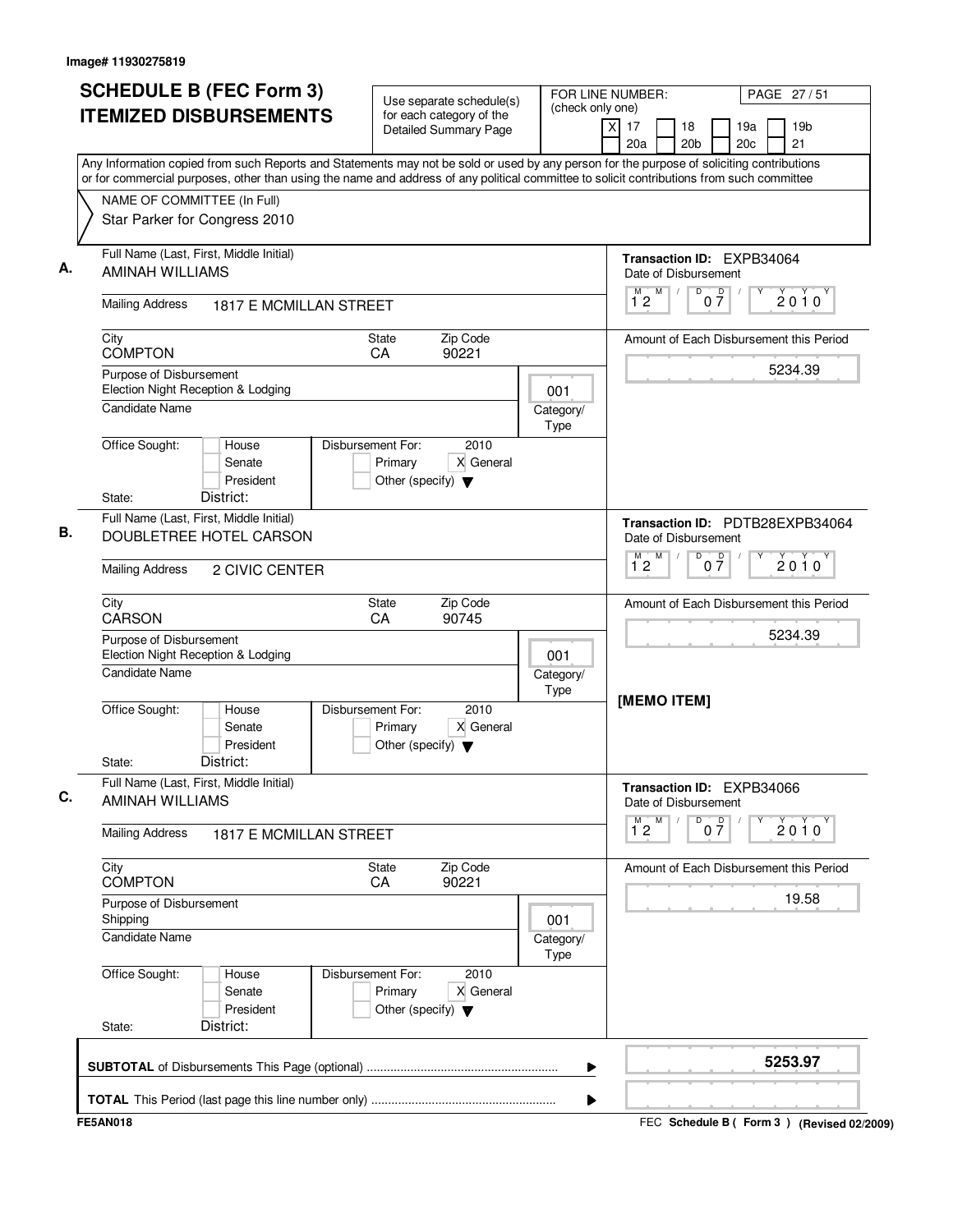Image# 11930275819

# SCHEDULE B (FEC Form 3) ITEMIZED DISBURSEMENTS

Use separate schedule(s) for each category of the Detailed Summary Page

FOR LINE NUMBER: (check only one)

- [X] 17
- [ ] 18
- [ ] 19a
- [ ] 19b
- [ ] 20a
- [ ] 20b
- [ ] 20c
- [ ] 21

PAGE 27 / 51

Any Information copied from such Reports and Statements may not be sold or used by any person for the purpose of soliciting contributions or for commercial purposes, other than using the name and address of any political committee to solicit contributions from such committee

NAME OF COMMITTEE (In Full)
Star Parker for Congress 2010

## A.

Full Name (Last, First, Middle Initial): AMINAH WILLIAMS
Mailing Address: 1817 E MCMILLAN STREET
City: COMPTON State: CA Zip Code: 90221
Purpose of Disbursement: Election Night Reception & Lodging
Category/Type: 001
Candidate Name:
Office Sought: [ ] House [ ] Senate [ ] President
State: District:
Disbursement For: 2010 [ ] Primary [X] General [ ] Other (specify)

Transaction ID: EXPB34064
Date of Disbursement: 12 / 07 / 2010
Amount of Each Disbursement this Period: 5234.39

## B.

Full Name (Last, First, Middle Initial): DOUBLETREE HOTEL CARSON
Mailing Address: 2 CIVIC CENTER
City: CARSON State: CA Zip Code: 90745
Purpose of Disbursement: Election Night Reception & Lodging
Category/Type: 001
Candidate Name:
Office Sought: [ ] House [ ] Senate [ ] President
State: District:
Disbursement For: 2010 [ ] Primary [X] General [ ] Other (specify)

Transaction ID: PDTB28EXPB34064
Date of Disbursement: 12 / 07 / 2010
Amount of Each Disbursement this Period: 5234.39

[MEMO ITEM]

## C.

Full Name (Last, First, Middle Initial): AMINAH WILLIAMS
Mailing Address: 1817 E MCMILLAN STREET
City: COMPTON State: CA Zip Code: 90221
Purpose of Disbursement: Shipping
Category/Type: 001
Candidate Name:
Office Sought: [ ] House [ ] Senate [ ] President
State: District:
Disbursement For: 2010 [ ] Primary [X] General [ ] Other (specify)

Transaction ID: EXPB34066
Date of Disbursement: 12 / 07 / 2010
Amount of Each Disbursement this Period: 19.58

**SUBTOTAL** of Disbursements This Page (optional): **5253.97**

**TOTAL** This Period (last page this line number only):

FE5AN018 FEC **Schedule B ( Form 3 )** (Revised 02/2009)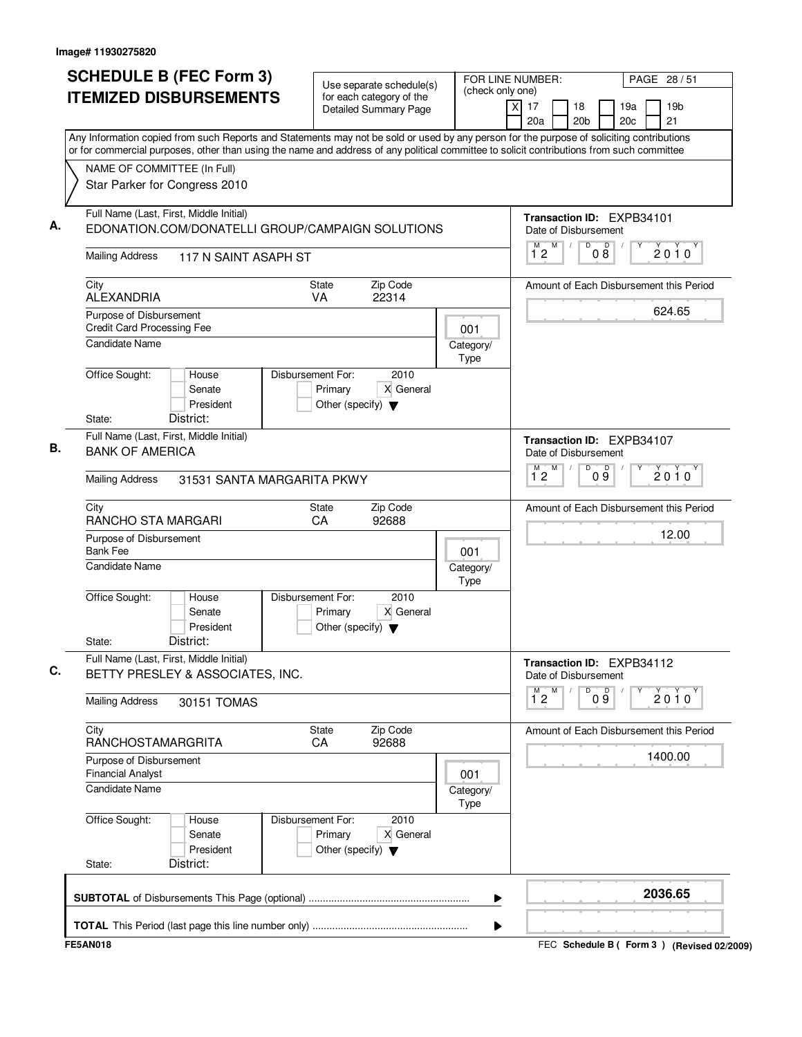Image# 11930275820

# SCHEDULE B (FEC Form 3) ITEMIZED DISBURSEMENTS

Use separate schedule(s) for each category of the Detailed Summary Page

FOR LINE NUMBER: (check only one)
[X] 17 [ ] 18 [ ] 19a [ ] 19b [ ] 20a [ ] 20b [ ] 20c [ ] 21

PAGE 28 / 51

Any Information copied from such Reports and Statements may not be sold or used by any person for the purpose of soliciting contributions or for commercial purposes, other than using the name and address of any political committee to solicit contributions from such committee

NAME OF COMMITTEE (In Full)
Star Parker for Congress 2010

**A.** Full Name (Last, First, Middle Initial)
EDONATION.COM/DONATELLI GROUP/CAMPAIGN SOLUTIONS

Mailing Address: 117 N SAINT ASAPH ST

City: ALEXANDRIA | State: VA | Zip Code: 22314

Purpose of Disbursement: Credit Card Processing Fee

Candidate Name:

Category/Type: 001

Office Sought: [ ] House [ ] Senate [ ] President
State: District:

Disbursement For: 2010 [ ] Primary [X] General [ ] Other (specify)

Transaction ID: EXPB34101
Date of Disbursement: 12 / 08 / 2010

Amount of Each Disbursement this Period: 624.65

**B.** Full Name (Last, First, Middle Initial)
BANK OF AMERICA

Mailing Address: 31531 SANTA MARGARITA PKWY

City: RANCHO STA MARGARI | State: CA | Zip Code: 92688

Purpose of Disbursement: Bank Fee

Candidate Name:

Category/Type: 001

Office Sought: [ ] House [ ] Senate [ ] President
State: District:

Disbursement For: 2010 [ ] Primary [X] General [ ] Other (specify)

Transaction ID: EXPB34107
Date of Disbursement: 12 / 09 / 2010

Amount of Each Disbursement this Period: 12.00

**C.** Full Name (Last, First, Middle Initial)
BETTY PRESLEY & ASSOCIATES, INC.

Mailing Address: 30151 TOMAS

City: RANCHOSTAMARGRITA | State: CA | Zip Code: 92688

Purpose of Disbursement: Financial Analyst

Candidate Name:

Category/Type: 001

Office Sought: [ ] House [ ] Senate [ ] President
State: District:

Disbursement For: 2010 [ ] Primary [X] General [ ] Other (specify)

Transaction ID: EXPB34112
Date of Disbursement: 12 / 09 / 2010

Amount of Each Disbursement this Period: 1400.00

**SUBTOTAL** of Disbursements This Page (optional): 2036.65

**TOTAL** This Period (last page this line number only):

FE5AN018

FEC **Schedule B ( Form 3 )** (Revised 02/2009)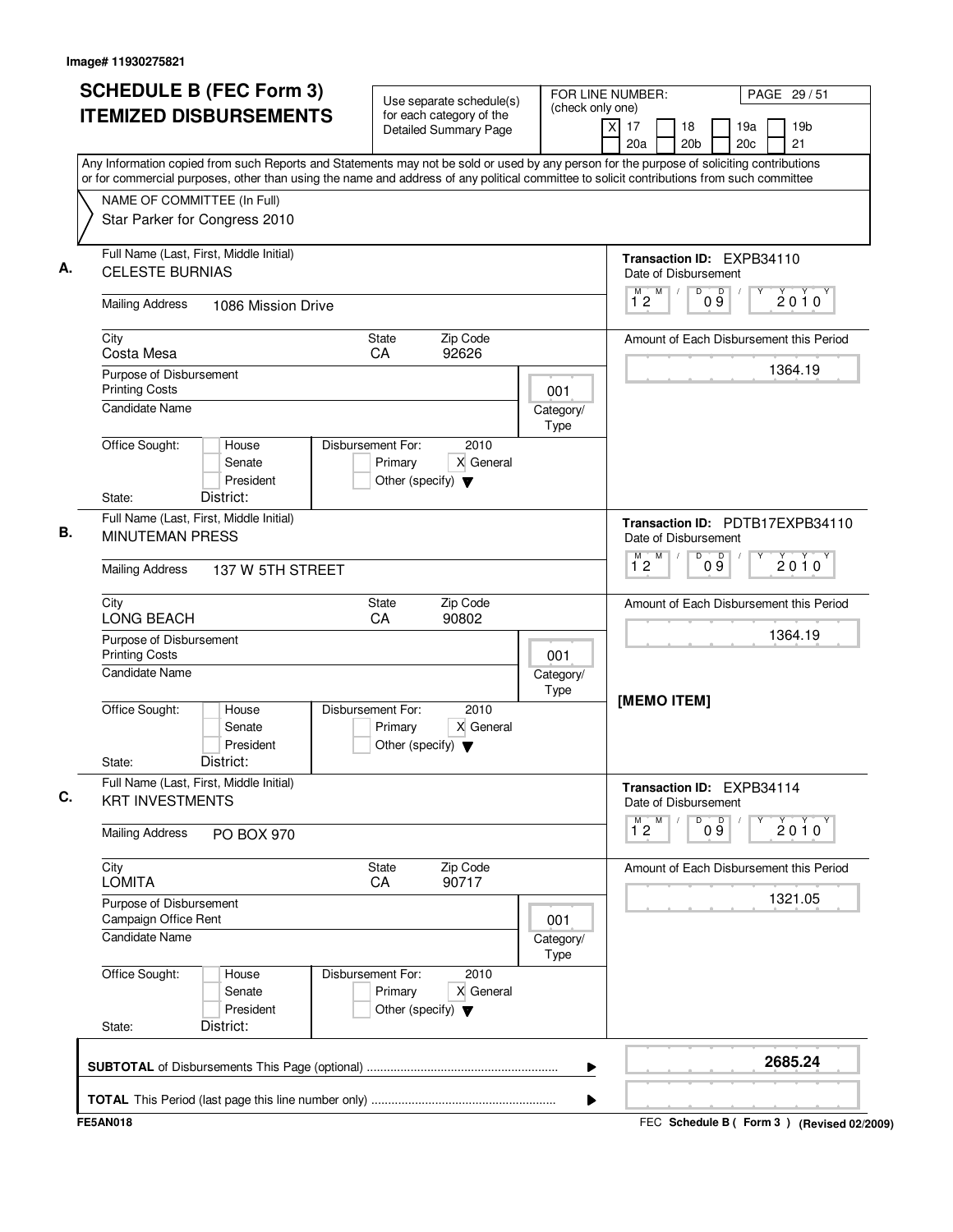Image# 11930275821

# SCHEDULE B (FEC Form 3) ITEMIZED DISBURSEMENTS

Use separate schedule(s) for each category of the Detailed Summary Page

FOR LINE NUMBER: (check only one)

[X] 17 [ ] 18 [ ] 19a [ ] 19b [ ] 20a [ ] 20b [ ] 20c [ ] 21

Any Information copied from such Reports and Statements may not be sold or used by any person for the purpose of soliciting contributions or for commercial purposes, other than using the name and address of any political committee to solicit contributions from such committee

NAME OF COMMITTEE (In Full)
Star Parker for Congress 2010

---

**A.** Full Name (Last, First, Middle Initial): CELESTE BURNIAS

Mailing Address: 1086 Mission Drive

City: Costa Mesa | State: CA | Zip Code: 92626

Purpose of Disbursement: Printing Costs

Candidate Name:

Category/Type: 001

Office Sought: [ ] House [ ] Senate [ ] President

State: District:

Disbursement For: 2010 [ ] Primary [X] General [ ] Other (specify)

Transaction ID: EXPB34110

Date of Disbursement: 12/09/2010

Amount of Each Disbursement this Period: 1364.19

---

**B.** Full Name (Last, First, Middle Initial): MINUTEMAN PRESS

Mailing Address: 137 W 5TH STREET

City: LONG BEACH | State: CA | Zip Code: 90802

Purpose of Disbursement: Printing Costs

Candidate Name:

Category/Type: 001

Office Sought: [ ] House [ ] Senate [ ] President

State: District:

Disbursement For: 2010 [ ] Primary [X] General [ ] Other (specify)

Transaction ID: PDTB17EXPB34110

Date of Disbursement: 12/09/2010

Amount of Each Disbursement this Period: 1364.19

[MEMO ITEM]

---

**C.** Full Name (Last, First, Middle Initial): KRT INVESTMENTS

Mailing Address: PO BOX 970

City: LOMITA | State: CA | Zip Code: 90717

Purpose of Disbursement: Campaign Office Rent

Candidate Name:

Category/Type: 001

Office Sought: [ ] House [ ] Senate [ ] President

State: District:

Disbursement For: 2010 [ ] Primary [X] General [ ] Other (specify)

Transaction ID: EXPB34114

Date of Disbursement: 12/09/2010

Amount of Each Disbursement this Period: 1321.05

---

**SUBTOTAL** of Disbursements This Page (optional): 2685.24

**TOTAL** This Period (last page this line number only):

FE5AN018

FEC Schedule B ( Form 3 ) (Revised 02/2009)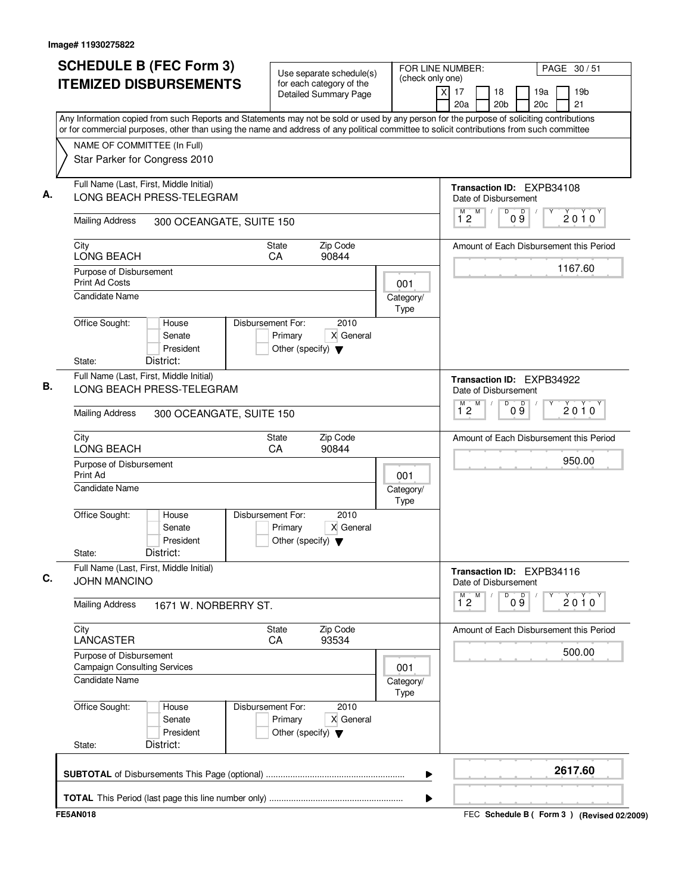Image# 11930275822

# SCHEDULE B (FEC Form 3)
# ITEMIZED DISBURSEMENTS

Use separate schedule(s) for each category of the Detailed Summary Page

FOR LINE NUMBER: (check only one)
[X] 17 [ ] 18 [ ] 19a [ ] 19b [ ] 20a [ ] 20b [ ] 20c [ ] 21

PAGE 30 / 51

Any Information copied from such Reports and Statements may not be sold or used by any person for the purpose of soliciting contributions or for commercial purposes, other than using the name and address of any political committee to solicit contributions from such committee

NAME OF COMMITTEE (In Full)
Star Parker for Congress 2010

**A.** Full Name (Last, First, Middle Initial): LONG BEACH PRESS-TELEGRAM
Mailing Address: 300 OCEANGATE, SUITE 150
City: LONG BEACH State: CA Zip Code: 90844
Purpose of Disbursement: Print Ad Costs
Category/Type: 001
Candidate Name:
Office Sought: [ ] House [ ] Senate [ ] President
State: District:
Disbursement For: 2010 [ ] Primary [X] General [ ] Other (specify)
Transaction ID: EXPB34108
Date of Disbursement: 12/09/2010
Amount of Each Disbursement this Period: 1167.60

**B.** Full Name (Last, First, Middle Initial): LONG BEACH PRESS-TELEGRAM
Mailing Address: 300 OCEANGATE, SUITE 150
City: LONG BEACH State: CA Zip Code: 90844
Purpose of Disbursement: Print Ad
Category/Type: 001
Candidate Name:
Office Sought: [ ] House [ ] Senate [ ] President
State: District:
Disbursement For: 2010 [ ] Primary [X] General [ ] Other (specify)
Transaction ID: EXPB34922
Date of Disbursement: 12/09/2010
Amount of Each Disbursement this Period: 950.00

**C.** Full Name (Last, First, Middle Initial): JOHN MANCINO
Mailing Address: 1671 W. NORBERRY ST.
City: LANCASTER State: CA Zip Code: 93534
Purpose of Disbursement: Campaign Consulting Services
Category/Type: 001
Candidate Name:
Office Sought: [ ] House [ ] Senate [ ] President
State: District:
Disbursement For: 2010 [ ] Primary [X] General [ ] Other (specify)
Transaction ID: EXPB34116
Date of Disbursement: 12/09/2010
Amount of Each Disbursement this Period: 500.00

**SUBTOTAL** of Disbursements This Page (optional): 2617.60

**TOTAL** This Period (last page this line number only):

FE5AN018 FEC Schedule B ( Form 3 ) (Revised 02/2009)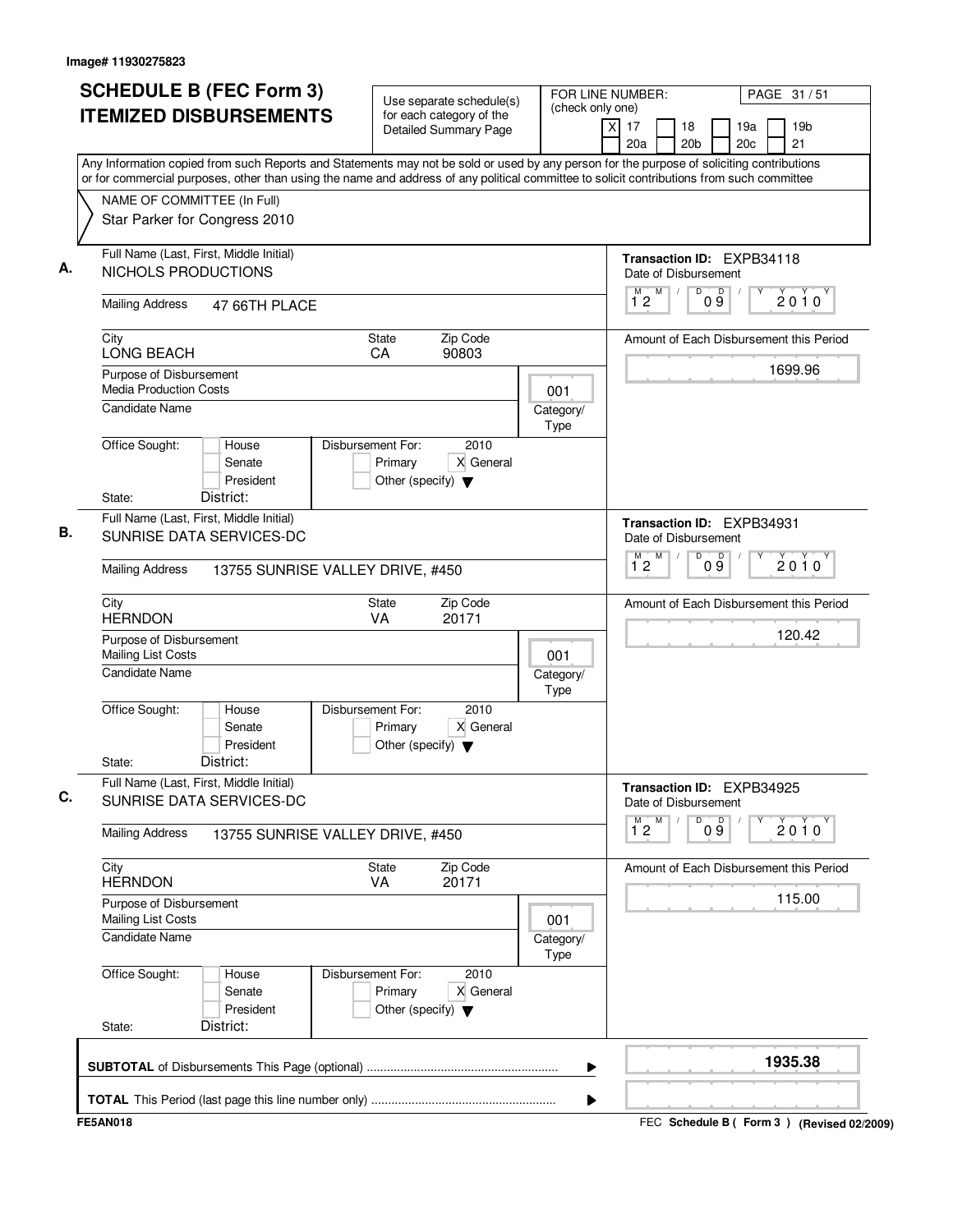Image# 11930275823

# SCHEDULE B (FEC Form 3)
# ITEMIZED DISBURSEMENTS

Use separate schedule(s) for each category of the Detailed Summary Page

FOR LINE NUMBER: (check only one)
[X] 17 [ ] 18 [ ] 19a [ ] 19b [ ] 20a [ ] 20b [ ] 20c [ ] 21

PAGE 31 / 51

Any Information copied from such Reports and Statements may not be sold or used by any person for the purpose of soliciting contributions or for commercial purposes, other than using the name and address of any political committee to solicit contributions from such committee

NAME OF COMMITTEE (In Full)
Star Parker for Congress 2010

**A.**
Full Name (Last, First, Middle Initial): NICHOLS PRODUCTIONS
Mailing Address: 47 66TH PLACE
City: LONG BEACH State: CA Zip Code: 90803
Purpose of Disbursement: Media Production Costs
Category/Type: 001
Candidate Name:
Office Sought: [ ] House [ ] Senate [ ] President
State: District:
Disbursement For: 2010 [ ] Primary [X] General [ ] Other (specify)
Transaction ID: EXPB34118
Date of Disbursement: 12/09/2010
Amount of Each Disbursement this Period: 1699.96

**B.**
Full Name (Last, First, Middle Initial): SUNRISE DATA SERVICES-DC
Mailing Address: 13755 SUNRISE VALLEY DRIVE, #450
City: HERNDON State: VA Zip Code: 20171
Purpose of Disbursement: Mailing List Costs
Category/Type: 001
Candidate Name:
Office Sought: [ ] House [ ] Senate [ ] President
State: District:
Disbursement For: 2010 [ ] Primary [X] General [ ] Other (specify)
Transaction ID: EXPB34931
Date of Disbursement: 12/09/2010
Amount of Each Disbursement this Period: 120.42

**C.**
Full Name (Last, First, Middle Initial): SUNRISE DATA SERVICES-DC
Mailing Address: 13755 SUNRISE VALLEY DRIVE, #450
City: HERNDON State: VA Zip Code: 20171
Purpose of Disbursement: Mailing List Costs
Category/Type: 001
Candidate Name:
Office Sought: [ ] House [ ] Senate [ ] President
State: District:
Disbursement For: 2010 [ ] Primary [X] General [ ] Other (specify)
Transaction ID: EXPB34925
Date of Disbursement: 12/09/2010
Amount of Each Disbursement this Period: 115.00

**SUBTOTAL** of Disbursements This Page (optional): 1935.38

**TOTAL** This Period (last page this line number only):

FE5AN018 FEC Schedule B ( Form 3 ) (Revised 02/2009)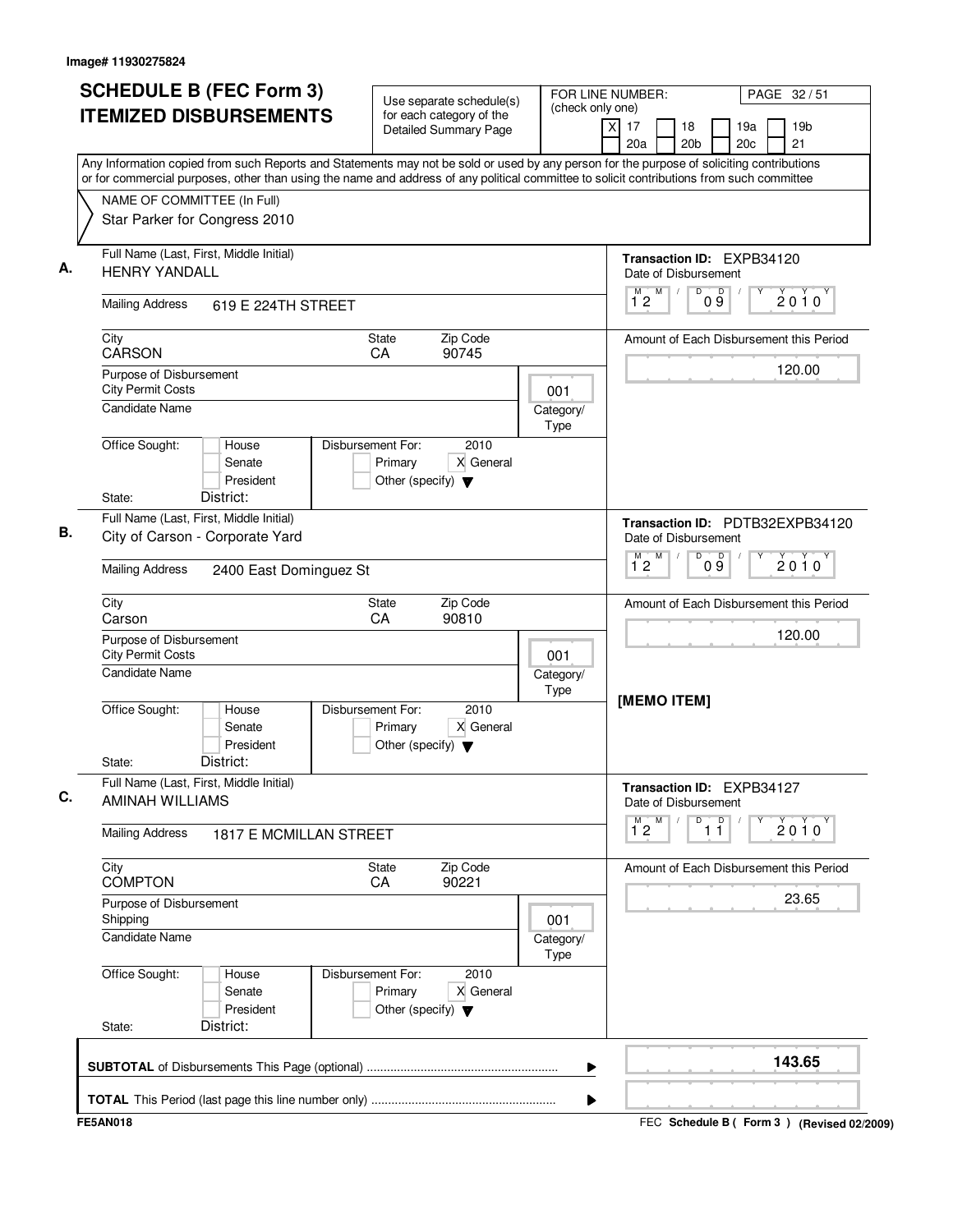Image# 11930275824

# SCHEDULE B (FEC Form 3) ITEMIZED DISBURSEMENTS

Use separate schedule(s) for each category of the Detailed Summary Page

FOR LINE NUMBER: (check only one)

- [X] 17
- [ ] 18
- [ ] 19a
- [ ] 19b
- [ ] 20a
- [ ] 20b
- [ ] 20c
- [ ] 21

PAGE 32 / 51

Any Information copied from such Reports and Statements may not be sold or used by any person for the purpose of soliciting contributions or for commercial purposes, other than using the name and address of any political committee to solicit contributions from such committee

NAME OF COMMITTEE (In Full)
Star Parker for Congress 2010

---

**A.** Full Name (Last, First, Middle Initial): HENRY YANDALL

Mailing Address: 619 E 224TH STREET

City: CARSON | State: CA | Zip Code: 90745

Purpose of Disbursement: City Permit Costs

Category/Type: 001

Candidate Name:

Office Sought: [ ] House [ ] Senate [ ] President

State: District:

Disbursement For: 2010 [ ] Primary [X] General [ ] Other (specify)

Transaction ID: EXPB34120

Date of Disbursement: 12 / 09 / 2010

Amount of Each Disbursement this Period: 120.00

---

**B.** Full Name (Last, First, Middle Initial): City of Carson - Corporate Yard

Mailing Address: 2400 East Dominguez St

City: Carson | State: CA | Zip Code: 90810

Purpose of Disbursement: City Permit Costs

Category/Type: 001

Candidate Name:

Office Sought: [ ] House [ ] Senate [ ] President

State: District:

Disbursement For: 2010 [ ] Primary [X] General [ ] Other (specify)

Transaction ID: PDTB32EXPB34120

Date of Disbursement: 12 / 09 / 2010

Amount of Each Disbursement this Period: 120.00

[MEMO ITEM]

---

**C.** Full Name (Last, First, Middle Initial): AMINAH WILLIAMS

Mailing Address: 1817 E MCMILLAN STREET

City: COMPTON | State: CA | Zip Code: 90221

Purpose of Disbursement: Shipping

Category/Type: 001

Candidate Name:

Office Sought: [ ] House [ ] Senate [ ] President

State: District:

Disbursement For: 2010 [ ] Primary [X] General [ ] Other (specify)

Transaction ID: EXPB34127

Date of Disbursement: 12 / 11 / 2010

Amount of Each Disbursement this Period: 23.65

---

**SUBTOTAL** of Disbursements This Page (optional) ........ **143.65**

**TOTAL** This Period (last page this line number only) ........

FE5AN018

FEC **Schedule B ( Form 3 )** (Revised 02/2009)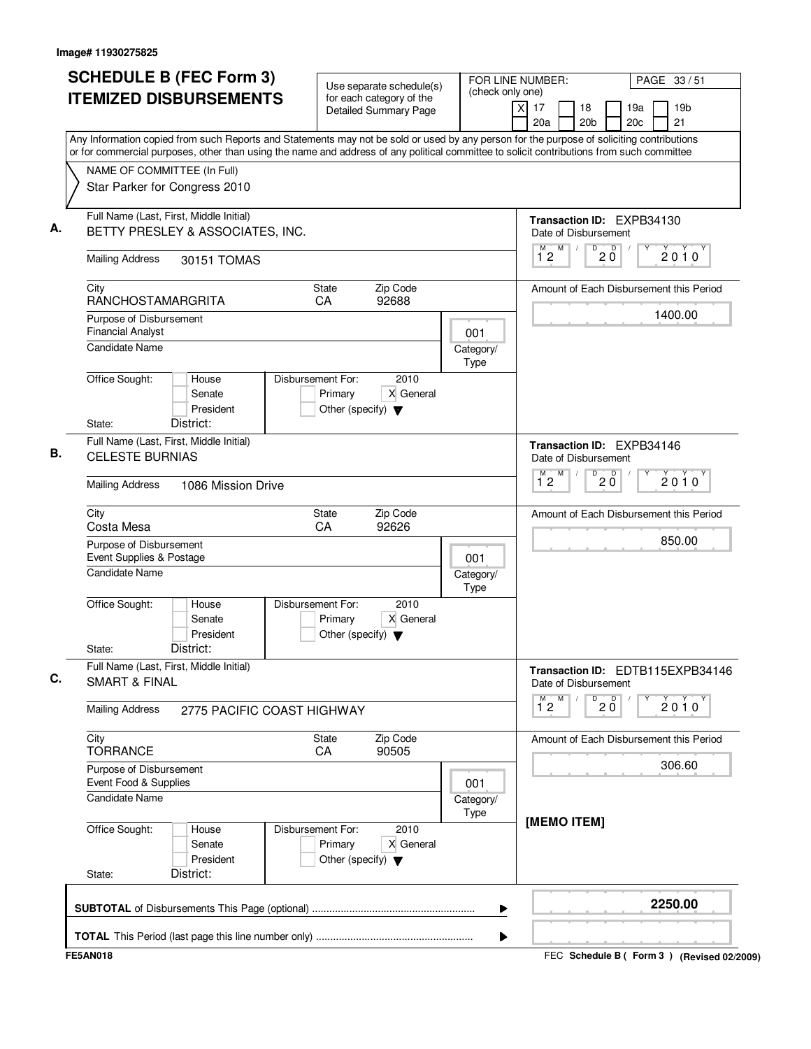Image# 11930275825

# SCHEDULE B (FEC Form 3) ITEMIZED DISBURSEMENTS

Use separate schedule(s) for each category of the Detailed Summary Page

FOR LINE NUMBER: (check only one)
[X] 17 [ ] 18 [ ] 19a [ ] 19b [ ] 20a [ ] 20b [ ] 20c [ ] 21

Any Information copied from such Reports and Statements may not be sold or used by any person for the purpose of soliciting contributions or for commercial purposes, other than using the name and address of any political committee to solicit contributions from such committee

NAME OF COMMITTEE (In Full)
Star Parker for Congress 2010

---

**A.** Full Name (Last, First, Middle Initial): BETTY PRESLEY & ASSOCIATES, INC.

Mailing Address: 30151 TOMAS

City: RANCHOSTAMARGRITA State: CA Zip Code: 92688

Purpose of Disbursement: Financial Analyst

Category/Type: 001

Candidate Name:

Office Sought: [ ] House [ ] Senate [ ] President

State: District:

Disbursement For: 2010 [ ] Primary [X] General [ ] Other (specify)

Transaction ID: EXPB34130

Date of Disbursement: 12/20/2010

Amount of Each Disbursement this Period: 1400.00

---

**B.** Full Name (Last, First, Middle Initial): CELESTE BURNIAS

Mailing Address: 1086 Mission Drive

City: Costa Mesa State: CA Zip Code: 92626

Purpose of Disbursement: Event Supplies & Postage

Category/Type: 001

Candidate Name:

Office Sought: [ ] House [ ] Senate [ ] President

State: District:

Disbursement For: 2010 [ ] Primary [X] General [ ] Other (specify)

Transaction ID: EXPB34146

Date of Disbursement: 12/20/2010

Amount of Each Disbursement this Period: 850.00

---

**C.** Full Name (Last, First, Middle Initial): SMART & FINAL

Mailing Address: 2775 PACIFIC COAST HIGHWAY

City: TORRANCE State: CA Zip Code: 90505

Purpose of Disbursement: Event Food & Supplies

Category/Type: 001

Candidate Name:

Office Sought: [ ] House [ ] Senate [ ] President

State: District:

Disbursement For: 2010 [ ] Primary [X] General [ ] Other (specify)

Transaction ID: EDTB115EXPB34146

Date of Disbursement: 12/20/2010

Amount of Each Disbursement this Period: 306.60

[MEMO ITEM]

---

**SUBTOTAL** of Disbursements This Page (optional): 2250.00

**TOTAL** This Period (last page this line number only):

FE5AN018

FEC Schedule B ( Form 3 ) (Revised 02/2009)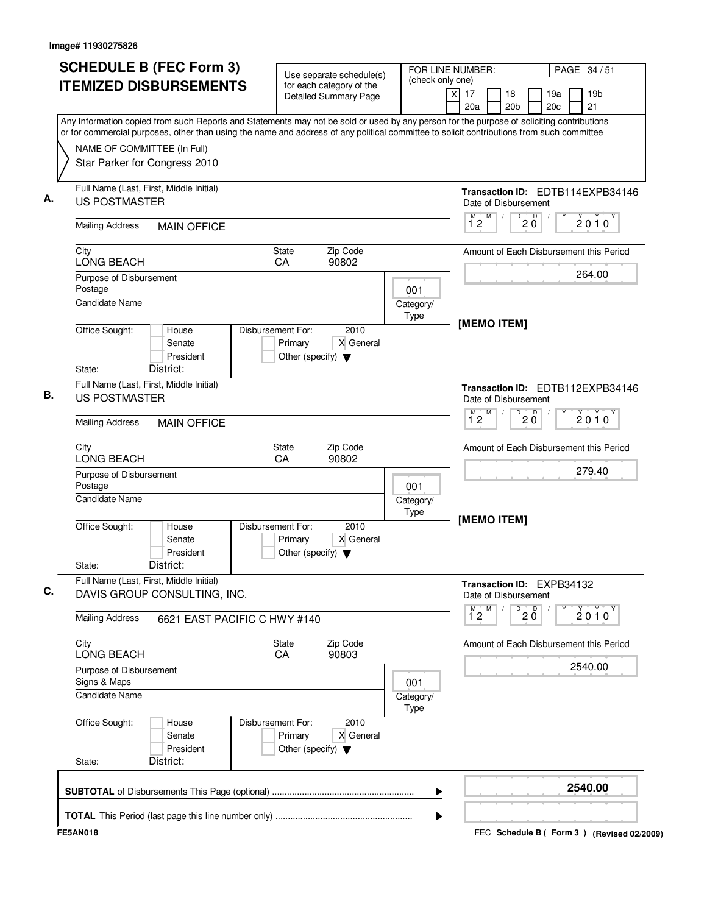Image# 11930275826

# SCHEDULE B (FEC Form 3) ITEMIZED DISBURSEMENTS

Use separate schedule(s) for each category of the Detailed Summary Page

FOR LINE NUMBER: (check only one)

- [X] 17
- [ ] 18
- [ ] 19a
- [ ] 19b
- [ ] 20a
- [ ] 20b
- [ ] 20c
- [ ] 21

PAGE 34 / 51

Any Information copied from such Reports and Statements may not be sold or used by any person for the purpose of soliciting contributions or for commercial purposes, other than using the name and address of any political committee to solicit contributions from such committee

NAME OF COMMITTEE (In Full)
Star Parker for Congress 2010

---

## A.

Full Name (Last, First, Middle Initial): US POSTMASTER

Mailing Address: MAIN OFFICE

City: LONG BEACH | State: CA | Zip Code: 90802

Purpose of Disbursement: Postage

Category/Type: 001

Candidate Name:

Office Sought: House / Senate / President

State: | District:

Disbursement For: 2010 — Primary / [X] General / Other (specify)

Transaction ID: EDTB114EXPB34146

Date of Disbursement: 12 / 20 / 2010

Amount of Each Disbursement this Period: 264.00

[MEMO ITEM]

---

## B.

Full Name (Last, First, Middle Initial): US POSTMASTER

Mailing Address: MAIN OFFICE

City: LONG BEACH | State: CA | Zip Code: 90802

Purpose of Disbursement: Postage

Category/Type: 001

Candidate Name:

Office Sought: House / Senate / President

State: | District:

Disbursement For: 2010 — Primary / [X] General / Other (specify)

Transaction ID: EDTB112EXPB34146

Date of Disbursement: 12 / 20 / 2010

Amount of Each Disbursement this Period: 279.40

[MEMO ITEM]

---

## C.

Full Name (Last, First, Middle Initial): DAVIS GROUP CONSULTING, INC.

Mailing Address: 6621 EAST PACIFIC C HWY #140

City: LONG BEACH | State: CA | Zip Code: 90803

Purpose of Disbursement: Signs & Maps

Category/Type: 001

Candidate Name:

Office Sought: House / Senate / President

State: | District:

Disbursement For: 2010 — Primary / [X] General / Other (specify)

Transaction ID: EXPB34132

Date of Disbursement: 12 / 20 / 2010

Amount of Each Disbursement this Period: 2540.00

---

**SUBTOTAL** of Disbursements This Page (optional): **2540.00**

**TOTAL** This Period (last page this line number only):

FE5AN018 — FEC Schedule B ( Form 3 ) (Revised 02/2009)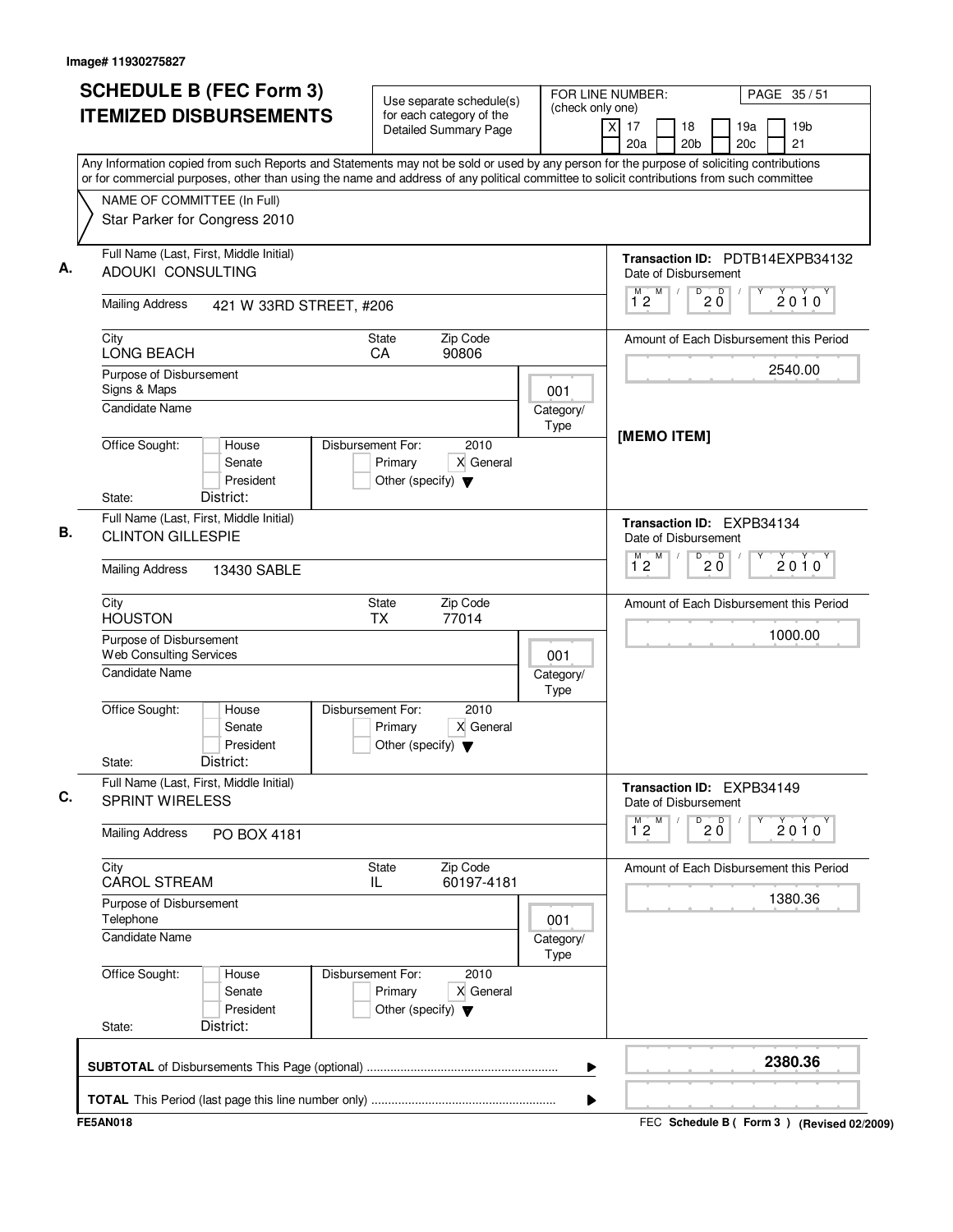Image# 11930275827

# SCHEDULE B (FEC Form 3) ITEMIZED DISBURSEMENTS

Use separate schedule(s) for each category of the Detailed Summary Page

FOR LINE NUMBER: (check only one)

- [X] 17
- [ ] 18
- [ ] 19a
- [ ] 19b
- [ ] 20a
- [ ] 20b
- [ ] 20c
- [ ] 21

Any Information copied from such Reports and Statements may not be sold or used by any person for the purpose of soliciting contributions or for commercial purposes, other than using the name and address of any political committee to solicit contributions from such committee

NAME OF COMMITTEE (In Full)
Star Parker for Congress 2010

---

**A.** Full Name (Last, First, Middle Initial): ADOUKI CONSULTING

Mailing Address: 421 W 33RD STREET, #206

City: LONG BEACH — State: CA — Zip Code: 90806

Purpose of Disbursement: Signs & Maps

Category/Type: 001

Candidate Name:

Office Sought: [ ] House [ ] Senate [ ] President — State: — District:

Disbursement For: 2010 — [ ] Primary [X] General [ ] Other (specify)

Transaction ID: PDTB14EXPB34132

Date of Disbursement: 12/20/2010

Amount of Each Disbursement this Period: 2540.00

[MEMO ITEM]

---

**B.** Full Name (Last, First, Middle Initial): CLINTON GILLESPIE

Mailing Address: 13430 SABLE

City: HOUSTON — State: TX — Zip Code: 77014

Purpose of Disbursement: Web Consulting Services

Category/Type: 001

Candidate Name:

Office Sought: [ ] House [ ] Senate [ ] President — State: — District:

Disbursement For: 2010 — [ ] Primary [X] General [ ] Other (specify)

Transaction ID: EXPB34134

Date of Disbursement: 12/20/2010

Amount of Each Disbursement this Period: 1000.00

---

**C.** Full Name (Last, First, Middle Initial): SPRINT WIRELESS

Mailing Address: PO BOX 4181

City: CAROL STREAM — State: IL — Zip Code: 60197-4181

Purpose of Disbursement: Telephone

Category/Type: 001

Candidate Name:

Office Sought: [ ] House [ ] Senate [ ] President — State: — District:

Disbursement For: 2010 — [ ] Primary [X] General [ ] Other (specify)

Transaction ID: EXPB34149

Date of Disbursement: 12/20/2010

Amount of Each Disbursement this Period: 1380.36

---

**SUBTOTAL** of Disbursements This Page (optional): **2380.36**

**TOTAL** This Period (last page this line number only):

FE5AN018 — FEC Schedule B ( Form 3 ) (Revised 02/2009)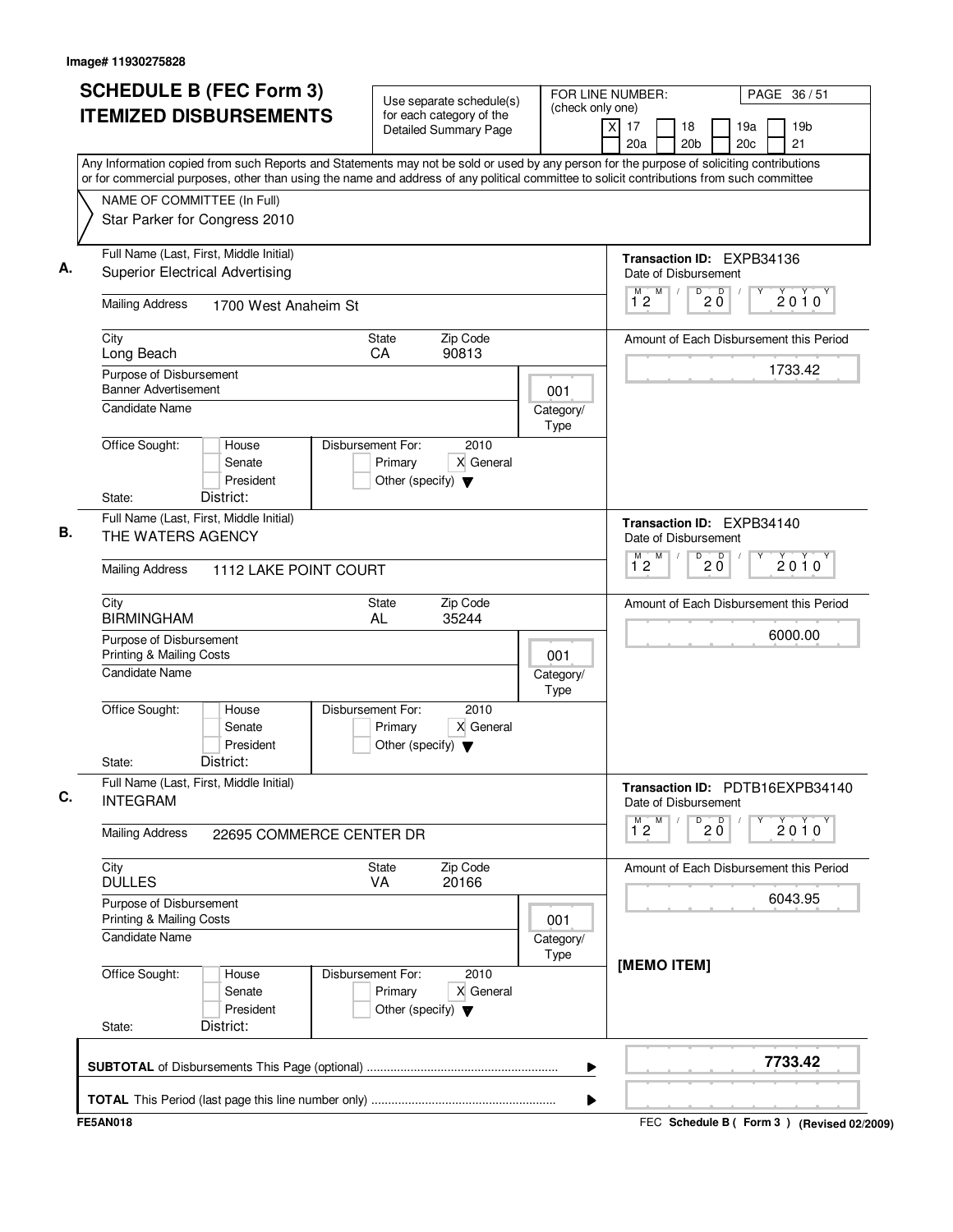Image# 11930275828

# SCHEDULE B (FEC Form 3)
## ITEMIZED DISBURSEMENTS

Use separate schedule(s) for each category of the Detailed Summary Page

FOR LINE NUMBER: (check only one)
[X] 17 [ ] 18 [ ] 19a [ ] 19b [ ] 20a [ ] 20b [ ] 20c [ ] 21

PAGE 36 / 51

Any Information copied from such Reports and Statements may not be sold or used by any person for the purpose of soliciting contributions or for commercial purposes, other than using the name and address of any political committee to solicit contributions from such committee

NAME OF COMMITTEE (In Full)
Star Parker for Congress 2010

**A.**
Full Name (Last, First, Middle Initial): Superior Electrical Advertising
Mailing Address: 1700 West Anaheim St
City: Long Beach | State: CA | Zip Code: 90813
Purpose of Disbursement: Banner Advertisement
Category/Type: 001
Candidate Name:
Office Sought: [ ] House [ ] Senate [ ] President
State: District:
Disbursement For: 2010 [ ] Primary [X] General [ ] Other (specify)
Transaction ID: EXPB34136
Date of Disbursement: 12/20/2010
Amount of Each Disbursement this Period: 1733.42

**B.**
Full Name (Last, First, Middle Initial): THE WATERS AGENCY
Mailing Address: 1112 LAKE POINT COURT
City: BIRMINGHAM | State: AL | Zip Code: 35244
Purpose of Disbursement: Printing & Mailing Costs
Category/Type: 001
Candidate Name:
Office Sought: [ ] House [ ] Senate [ ] President
State: District:
Disbursement For: 2010 [ ] Primary [X] General [ ] Other (specify)
Transaction ID: EXPB34140
Date of Disbursement: 12/20/2010
Amount of Each Disbursement this Period: 6000.00

**C.**
Full Name (Last, First, Middle Initial): INTEGRAM
Mailing Address: 22695 COMMERCE CENTER DR
City: DULLES | State: VA | Zip Code: 20166
Purpose of Disbursement: Printing & Mailing Costs
Category/Type: 001
Candidate Name:
Office Sought: [ ] House [ ] Senate [ ] President
State: District:
Disbursement For: 2010 [ ] Primary [X] General [ ] Other (specify)
Transaction ID: PDTB16EXPB34140
Date of Disbursement: 12/20/2010
Amount of Each Disbursement this Period: 6043.95
[MEMO ITEM]

**SUBTOTAL** of Disbursements This Page (optional): 7733.42

**TOTAL** This Period (last page this line number only):

FE5AN018 — FEC Schedule B ( Form 3 ) (Revised 02/2009)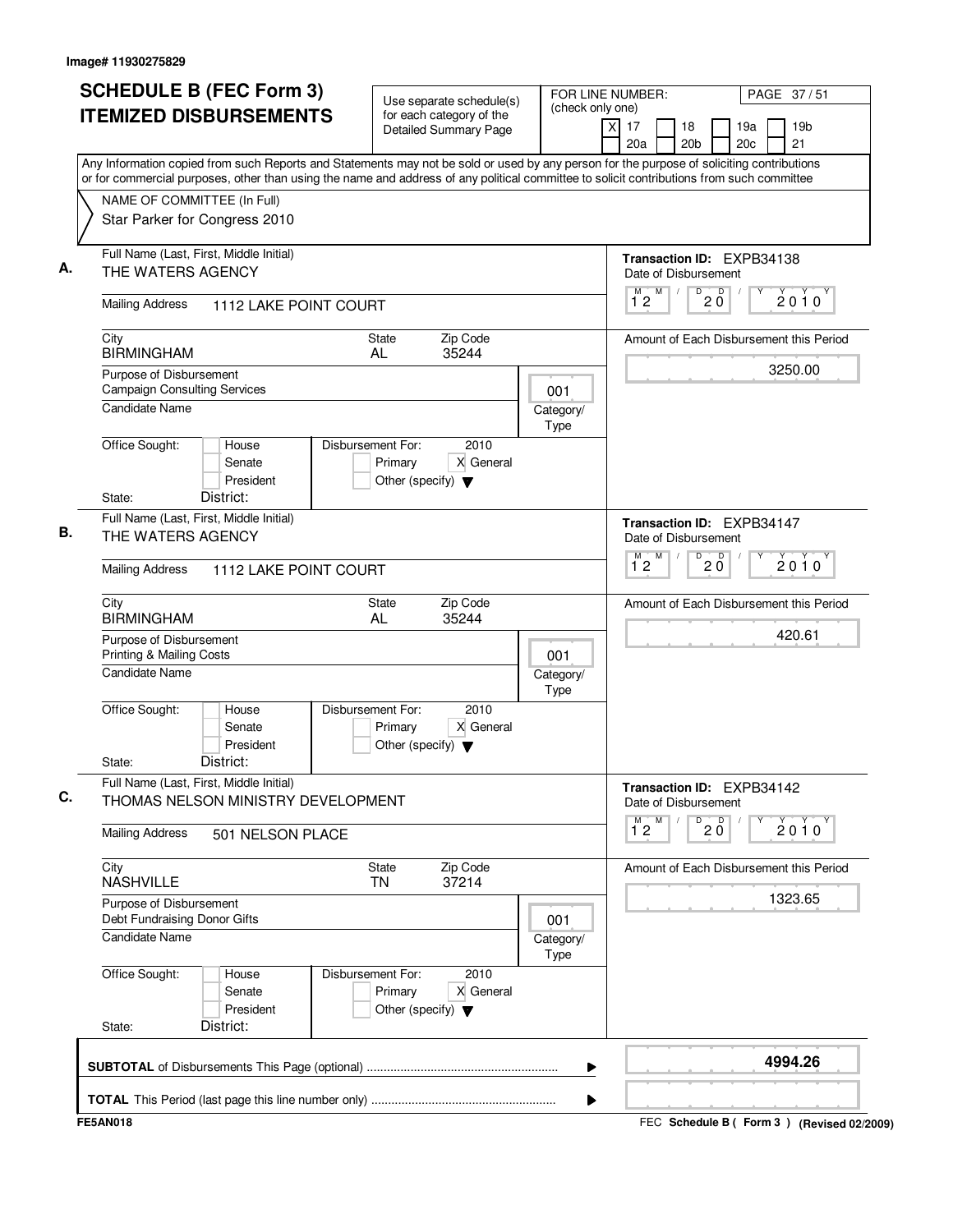Image# 11930275829

# SCHEDULE B (FEC Form 3) ITEMIZED DISBURSEMENTS

Use separate schedule(s) for each category of the Detailed Summary Page

FOR LINE NUMBER: (check only one)
[X] 17 [ ] 18 [ ] 19a [ ] 19b [ ] 20a [ ] 20b [ ] 20c [ ] 21

PAGE 37 / 51

Any Information copied from such Reports and Statements may not be sold or used by any person for the purpose of soliciting contributions or for commercial purposes, other than using the name and address of any political committee to solicit contributions from such committee

NAME OF COMMITTEE (In Full)
Star Parker for Congress 2010

**A.**
Full Name (Last, First, Middle Initial): THE WATERS AGENCY
Mailing Address: 1112 LAKE POINT COURT
City: BIRMINGHAM State: AL Zip Code: 35244
Purpose of Disbursement: Campaign Consulting Services
Category/Type: 001
Candidate Name:
Office Sought: [ ] House [ ] Senate [ ] President
State: District:
Disbursement For: 2010 [ ] Primary [X] General [ ] Other (specify)
Transaction ID: EXPB34138
Date of Disbursement: 12/20/2010
Amount of Each Disbursement this Period: 3250.00

**B.**
Full Name (Last, First, Middle Initial): THE WATERS AGENCY
Mailing Address: 1112 LAKE POINT COURT
City: BIRMINGHAM State: AL Zip Code: 35244
Purpose of Disbursement: Printing & Mailing Costs
Category/Type: 001
Candidate Name:
Office Sought: [ ] House [ ] Senate [ ] President
State: District:
Disbursement For: 2010 [ ] Primary [X] General [ ] Other (specify)
Transaction ID: EXPB34147
Date of Disbursement: 12/20/2010
Amount of Each Disbursement this Period: 420.61

**C.**
Full Name (Last, First, Middle Initial): THOMAS NELSON MINISTRY DEVELOPMENT
Mailing Address: 501 NELSON PLACE
City: NASHVILLE State: TN Zip Code: 37214
Purpose of Disbursement: Debt Fundraising Donor Gifts
Category/Type: 001
Candidate Name:
Office Sought: [ ] House [ ] Senate [ ] President
State: District:
Disbursement For: 2010 [ ] Primary [X] General [ ] Other (specify)
Transaction ID: EXPB34142
Date of Disbursement: 12/20/2010
Amount of Each Disbursement this Period: 1323.65

**SUBTOTAL** of Disbursements This Page (optional): **4994.26**

**TOTAL** This Period (last page this line number only):

FE5AN018 FEC **Schedule B ( Form 3 ) (Revised 02/2009)**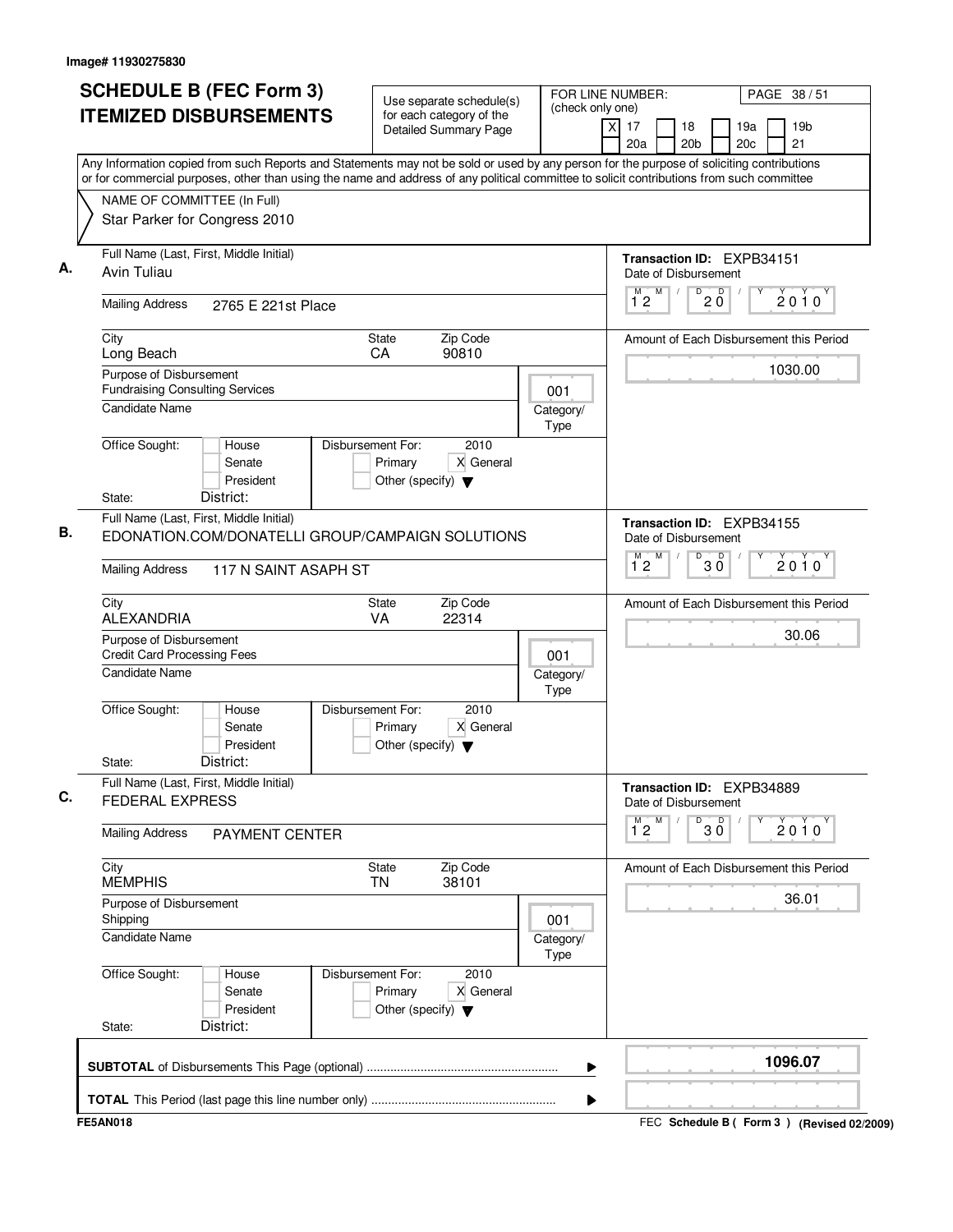Image# 11930275830

# SCHEDULE B (FEC Form 3)
# ITEMIZED DISBURSEMENTS

Use separate schedule(s) for each category of the Detailed Summary Page

FOR LINE NUMBER: (check only one)
[X] 17 [ ] 18 [ ] 19a [ ] 19b [ ] 20a [ ] 20b [ ] 20c [ ] 21

Any Information copied from such Reports and Statements may not be sold or used by any person for the purpose of soliciting contributions or for commercial purposes, other than using the name and address of any political committee to solicit contributions from such committee

NAME OF COMMITTEE (In Full)
Star Parker for Congress 2010

**A.** Full Name (Last, First, Middle Initial): Avin Tuliau
Mailing Address: 2765 E 221st Place
City: Long Beach State: CA Zip Code: 90810
Purpose of Disbursement: Fundraising Consulting Services
Category/Type: 001
Candidate Name:
Office Sought: [ ] House [ ] Senate [ ] President
State: District:
Disbursement For: 2010 [ ] Primary [X] General [ ] Other (specify)
Transaction ID: EXPB34151
Date of Disbursement: 12/20/2010
Amount of Each Disbursement this Period: 1030.00

**B.** Full Name (Last, First, Middle Initial): EDONATION.COM/DONATELLI GROUP/CAMPAIGN SOLUTIONS
Mailing Address: 117 N SAINT ASAPH ST
City: ALEXANDRIA State: VA Zip Code: 22314
Purpose of Disbursement: Credit Card Processing Fees
Category/Type: 001
Candidate Name:
Office Sought: [ ] House [ ] Senate [ ] President
State: District:
Disbursement For: 2010 [ ] Primary [X] General [ ] Other (specify)
Transaction ID: EXPB34155
Date of Disbursement: 12/30/2010
Amount of Each Disbursement this Period: 30.06

**C.** Full Name (Last, First, Middle Initial): FEDERAL EXPRESS
Mailing Address: PAYMENT CENTER
City: MEMPHIS State: TN Zip Code: 38101
Purpose of Disbursement: Shipping
Category/Type: 001
Candidate Name:
Office Sought: [ ] House [ ] Senate [ ] President
State: District:
Disbursement For: 2010 [ ] Primary [X] General [ ] Other (specify)
Transaction ID: EXPB34889
Date of Disbursement: 12/30/2010
Amount of Each Disbursement this Period: 36.01

**SUBTOTAL** of Disbursements This Page (optional): 1096.07

**TOTAL** This Period (last page this line number only):

FE5AN018 FEC Schedule B ( Form 3 ) (Revised 02/2009)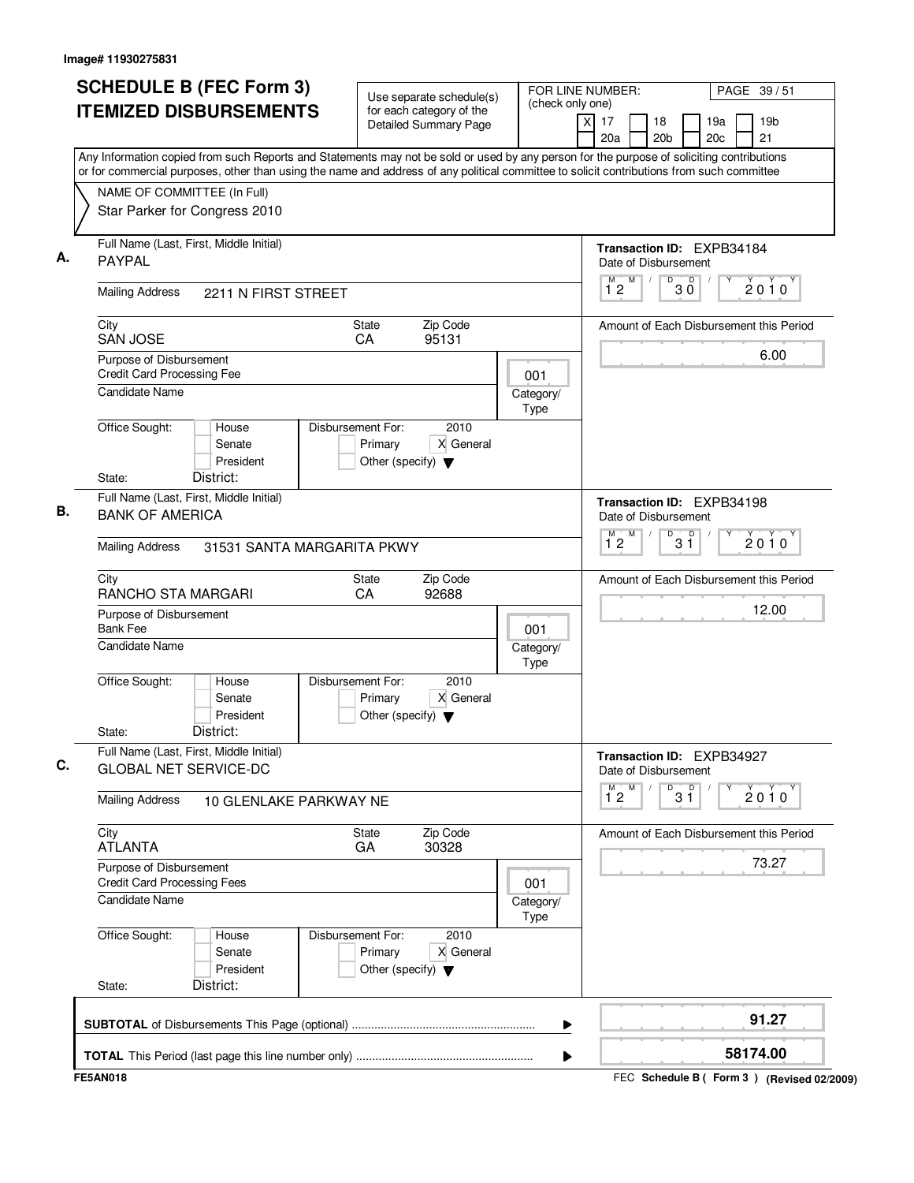Image# 11930275831

# SCHEDULE B (FEC Form 3)
# ITEMIZED DISBURSEMENTS

Use separate schedule(s) for each category of the Detailed Summary Page

FOR LINE NUMBER: (check only one)
[X] 17 [ ] 18 [ ] 19a [ ] 19b [ ] 20a [ ] 20b [ ] 20c [ ] 21

Any Information copied from such Reports and Statements may not be sold or used by any person for the purpose of soliciting contributions or for commercial purposes, other than using the name and address of any political committee to solicit contributions from such committee

NAME OF COMMITTEE (In Full)
Star Parker for Congress 2010

**A.** Full Name (Last, First, Middle Initial): PAYPAL
Mailing Address: 2211 N FIRST STREET
City: SAN JOSE State: CA Zip Code: 95131
Purpose of Disbursement: Credit Card Processing Fee
Category/Type: 001
Candidate Name:
Office Sought: [ ] House [ ] Senate [ ] President
State: District:
Disbursement For: 2010 [ ] Primary [X] General [ ] Other (specify)
Transaction ID: EXPB34184
Date of Disbursement: 12/30/2010
Amount of Each Disbursement this Period: 6.00

**B.** Full Name (Last, First, Middle Initial): BANK OF AMERICA
Mailing Address: 31531 SANTA MARGARITA PKWY
City: RANCHO STA MARGARI State: CA Zip Code: 92688
Purpose of Disbursement: Bank Fee
Category/Type: 001
Candidate Name:
Office Sought: [ ] House [ ] Senate [ ] President
State: District:
Disbursement For: 2010 [ ] Primary [X] General [ ] Other (specify)
Transaction ID: EXPB34198
Date of Disbursement: 12/31/2010
Amount of Each Disbursement this Period: 12.00

**C.** Full Name (Last, First, Middle Initial): GLOBAL NET SERVICE-DC
Mailing Address: 10 GLENLAKE PARKWAY NE
City: ATLANTA State: GA Zip Code: 30328
Purpose of Disbursement: Credit Card Processing Fees
Category/Type: 001
Candidate Name:
Office Sought: [ ] House [ ] Senate [ ] President
State: District:
Disbursement For: 2010 [ ] Primary [X] General [ ] Other (specify)
Transaction ID: EXPB34927
Date of Disbursement: 12/31/2010
Amount of Each Disbursement this Period: 73.27

**SUBTOTAL** of Disbursements This Page (optional) ........ **91.27**

**TOTAL** This Period (last page this line number only) ........ **58174.00**

FE5AN018 FEC Schedule B ( Form 3 ) (Revised 02/2009)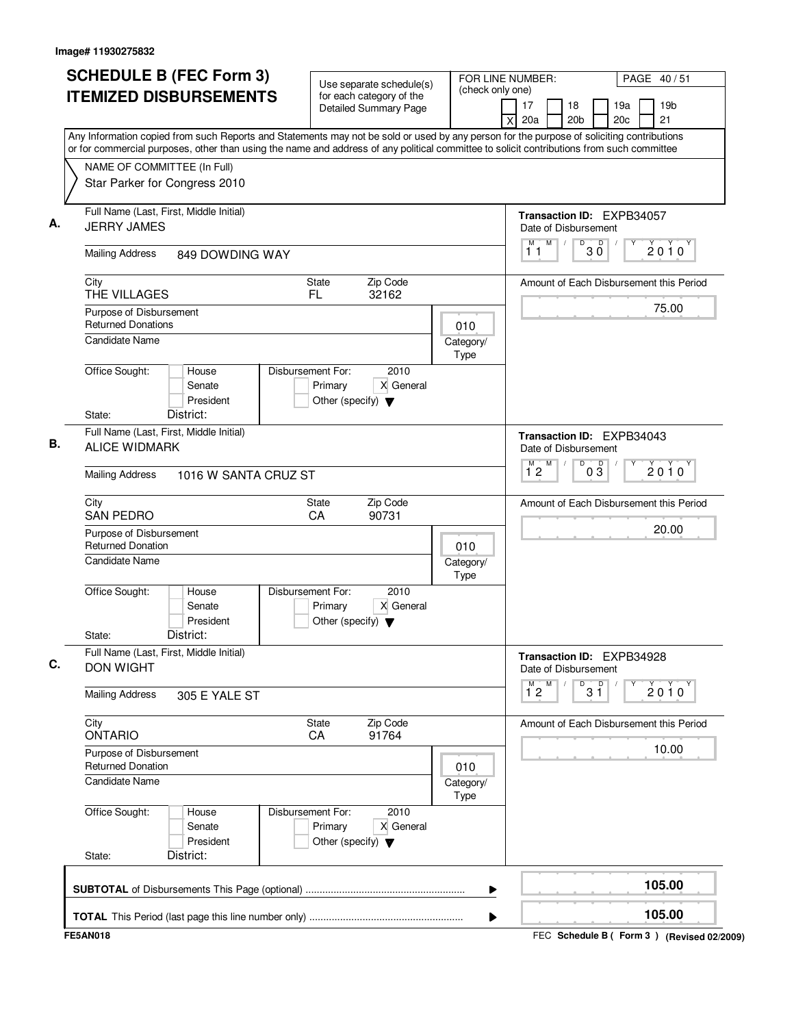Image# 11930275832

# SCHEDULE B (FEC Form 3) ITEMIZED DISBURSEMENTS

Use separate schedule(s) for each category of the Detailed Summary Page

FOR LINE NUMBER: (check only one)
17 | 18 | 19a | 19b | X 20a | 20b | 20c | 21

PAGE 40 / 51

Any Information copied from such Reports and Statements may not be sold or used by any person for the purpose of soliciting contributions or for commercial purposes, other than using the name and address of any political committee to solicit contributions from such committee

NAME OF COMMITTEE (In Full)
Star Parker for Congress 2010

**A.**
Full Name (Last, First, Middle Initial): JERRY JAMES
Mailing Address: 849 DOWDING WAY
City: THE VILLAGES State: FL Zip Code: 32162
Purpose of Disbursement: Returned Donations
Category/Type: 010
Candidate Name:
Office Sought: House / Senate / President
State: District:
Disbursement For: 2010 Primary [X] General Other (specify)
Transaction ID: EXPB34057
Date of Disbursement: 11/30/2010
Amount of Each Disbursement this Period: 75.00

**B.**
Full Name (Last, First, Middle Initial): ALICE WIDMARK
Mailing Address: 1016 W SANTA CRUZ ST
City: SAN PEDRO State: CA Zip Code: 90731
Purpose of Disbursement: Returned Donation
Category/Type: 010
Candidate Name:
Office Sought: House / Senate / President
State: District:
Disbursement For: 2010 Primary [X] General Other (specify)
Transaction ID: EXPB34043
Date of Disbursement: 12/03/2010
Amount of Each Disbursement this Period: 20.00

**C.**
Full Name (Last, First, Middle Initial): DON WIGHT
Mailing Address: 305 E YALE ST
City: ONTARIO State: CA Zip Code: 91764
Purpose of Disbursement: Returned Donation
Category/Type: 010
Candidate Name:
Office Sought: House / Senate / President
State: District:
Disbursement For: 2010 Primary [X] General Other (specify)
Transaction ID: EXPB34928
Date of Disbursement: 12/31/2010
Amount of Each Disbursement this Period: 10.00

**SUBTOTAL** of Disbursements This Page (optional): **105.00**

**TOTAL** This Period (last page this line number only): **105.00**

FE5AN018 FEC Schedule B ( Form 3 ) (Revised 02/2009)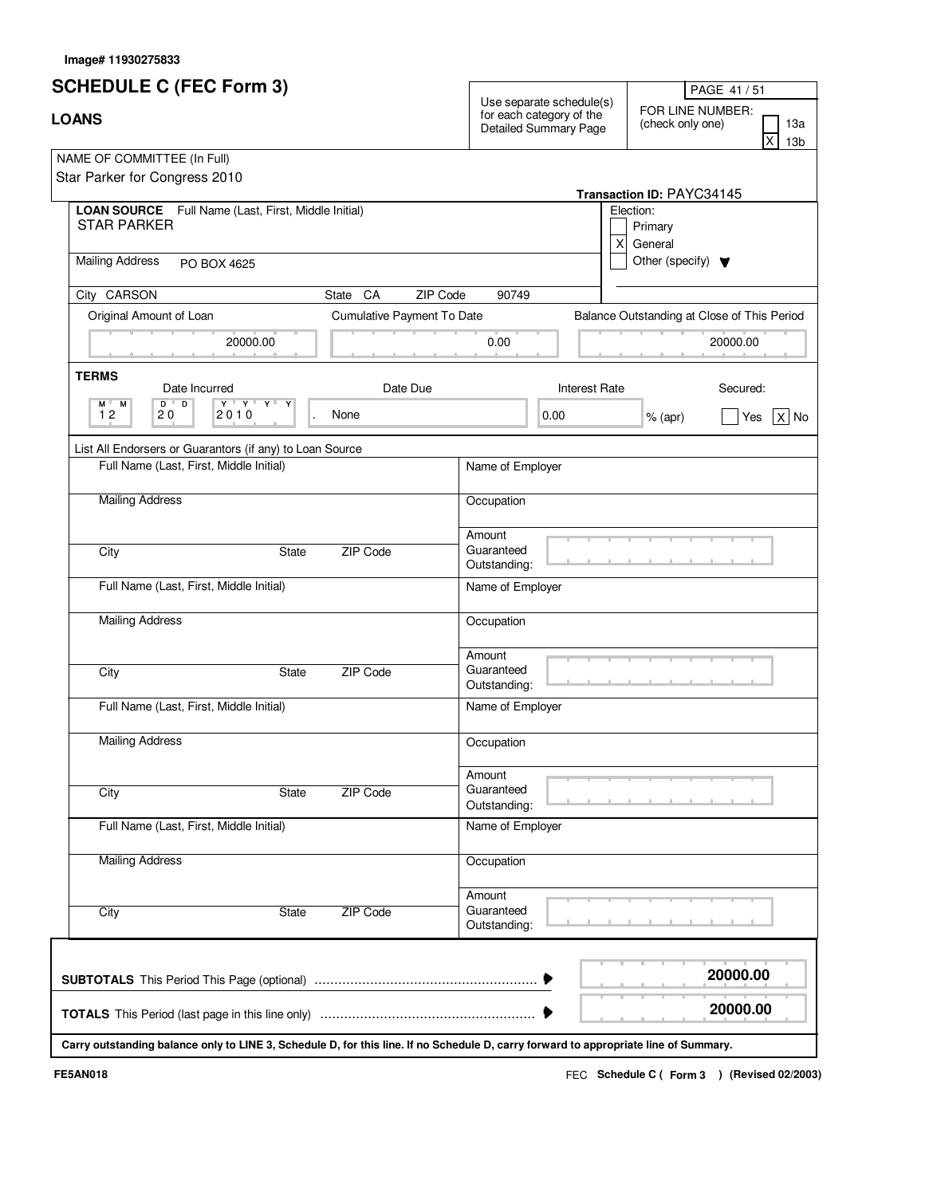Image# 11930275833

# SCHEDULE C (FEC Form 3)

## LOANS

Use separate schedule(s) for each category of the Detailed Summary Page

FOR LINE NUMBER: (check only one)

- [ ] 13a
- [X] 13b

NAME OF COMMITTEE (In Full)
Star Parker for Congress 2010

**Transaction ID:** PAYC34145

**LOAN SOURCE** Full Name (Last, First, Middle Initial)
STAR PARKER

Election:
- [ ] Primary
- [X] General
- [ ] Other (specify)

Mailing Address PO BOX 4625

City CARSON State CA ZIP Code 90749

| Original Amount of Loan | Cumulative Payment To Date | Balance Outstanding at Close of This Period |
|---|---|---|
| 20000.00 | 0.00 | 20000.00 |

**TERMS**

| Date Incurred | Date Due | Interest Rate | Secured |
|---|---|---|---|
| 12 20 2010 | None | 0.00 % (apr) | [ ] Yes [X] No |

List All Endorsers or Guarantors (if any) to Loan Source

| Full Name (Last, First, Middle Initial) | Name of Employer |
|---|---|
| Mailing Address | Occupation |
| City State ZIP Code | Amount Guaranteed Outstanding: |
| Full Name (Last, First, Middle Initial) | Name of Employer |
| Mailing Address | Occupation |
| City State ZIP Code | Amount Guaranteed Outstanding: |
| Full Name (Last, First, Middle Initial) | Name of Employer |
| Mailing Address | Occupation |
| City State ZIP Code | Amount Guaranteed Outstanding: |
| Full Name (Last, First, Middle Initial) | Name of Employer |
| Mailing Address | Occupation |
| City State ZIP Code | Amount Guaranteed Outstanding: |

**SUBTOTALS** This Period This Page (optional) ........ **20000.00**

**TOTALS** This Period (last page in this line only) ........ **20000.00**

**Carry outstanding balance only to LINE 3, Schedule D, for this line. If no Schedule D, carry forward to appropriate line of Summary.**

FE5AN018

FEC **Schedule C ( Form 3 ) (Revised 02/2003)**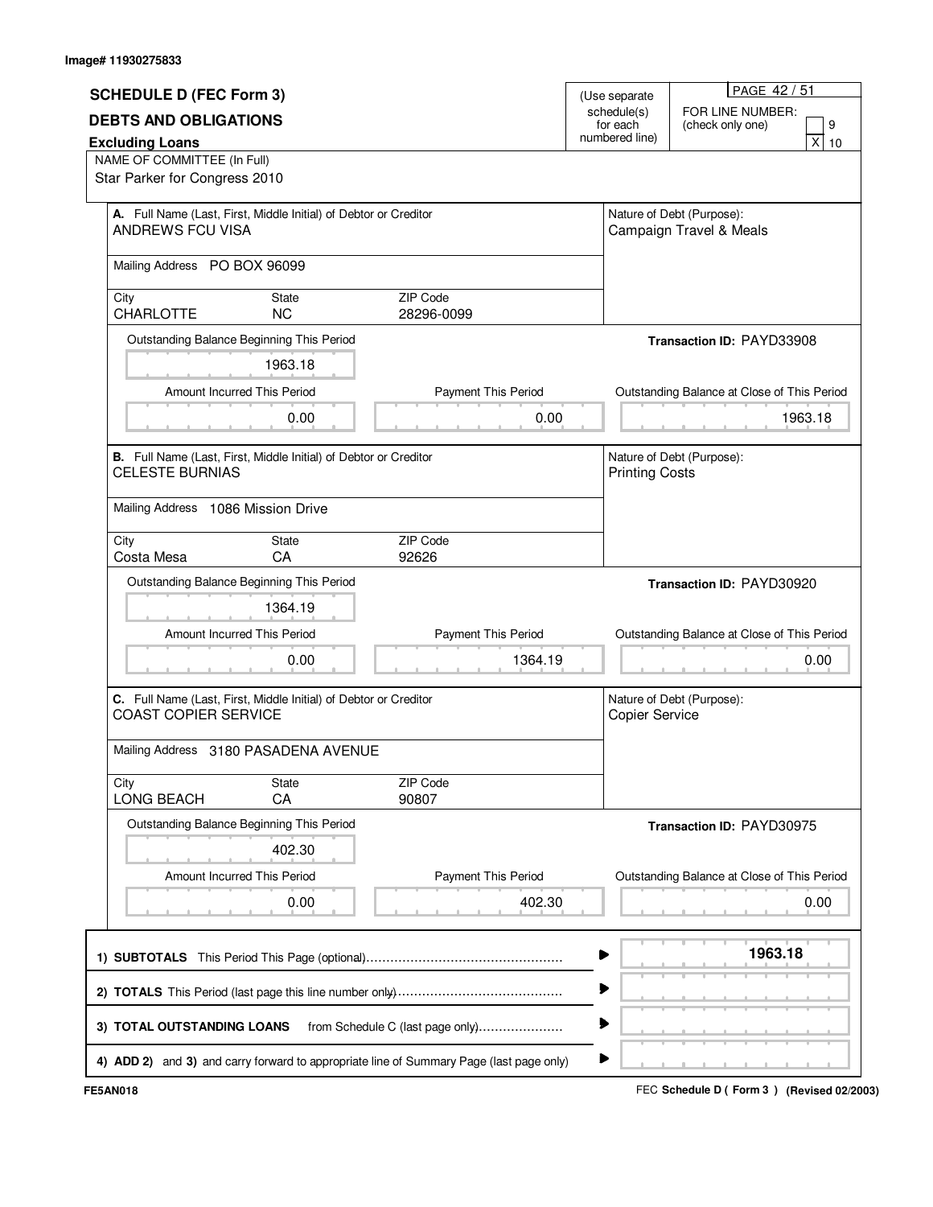Image# 11930275833

## SCHEDULE D (FEC Form 3)

## DEBTS AND OBLIGATIONS

**Excluding Loans**

(Use separate schedule(s) for each numbered line)

PAGE 42 / 51

FOR LINE NUMBER: (check only one)

[ ] 9
[X] 10

NAME OF COMMITTEE (In Full)
Star Parker for Congress 2010

---

**A.** Full Name (Last, First, Middle Initial) of Debtor or Creditor
ANDREWS FCU VISA

Nature of Debt (Purpose):
Campaign Travel & Meals

Mailing Address PO BOX 96099

| City | State | ZIP Code |
|---|---|---|
| CHARLOTTE | NC | 28296-0099 |

**Transaction ID:** PAYD33908

| Outstanding Balance Beginning This Period | Amount Incurred This Period | Payment This Period | Outstanding Balance at Close of This Period |
|---|---|---|---|
| 1963.18 | 0.00 | 0.00 | 1963.18 |

---

**B.** Full Name (Last, First, Middle Initial) of Debtor or Creditor
CELESTE BURNIAS

Nature of Debt (Purpose):
Printing Costs

Mailing Address 1086 Mission Drive

| City | State | ZIP Code |
|---|---|---|
| Costa Mesa | CA | 92626 |

**Transaction ID:** PAYD30920

| Outstanding Balance Beginning This Period | Amount Incurred This Period | Payment This Period | Outstanding Balance at Close of This Period |
|---|---|---|---|
| 1364.19 | 0.00 | 1364.19 | 0.00 |

---

**C.** Full Name (Last, First, Middle Initial) of Debtor or Creditor
COAST COPIER SERVICE

Nature of Debt (Purpose):
Copier Service

Mailing Address 3180 PASADENA AVENUE

| City | State | ZIP Code |
|---|---|---|
| LONG BEACH | CA | 90807 |

**Transaction ID:** PAYD30975

| Outstanding Balance Beginning This Period | Amount Incurred This Period | Payment This Period | Outstanding Balance at Close of This Period |
|---|---|---|---|
| 402.30 | 0.00 | 402.30 | 0.00 |

---

| | |
|---|---|
| 1) **SUBTOTALS** This Period This Page (optional) | **1963.18** |
| 2) **TOTALS** This Period (last page this line number only) | |
| 3) **TOTAL OUTSTANDING LOANS** from Schedule C (last page only) | |
| 4) **ADD 2)** and **3)** and carry forward to appropriate line of Summary Page (last page only) | |

FE5AN018

FEC **Schedule D ( Form 3 ) (Revised 02/2003)**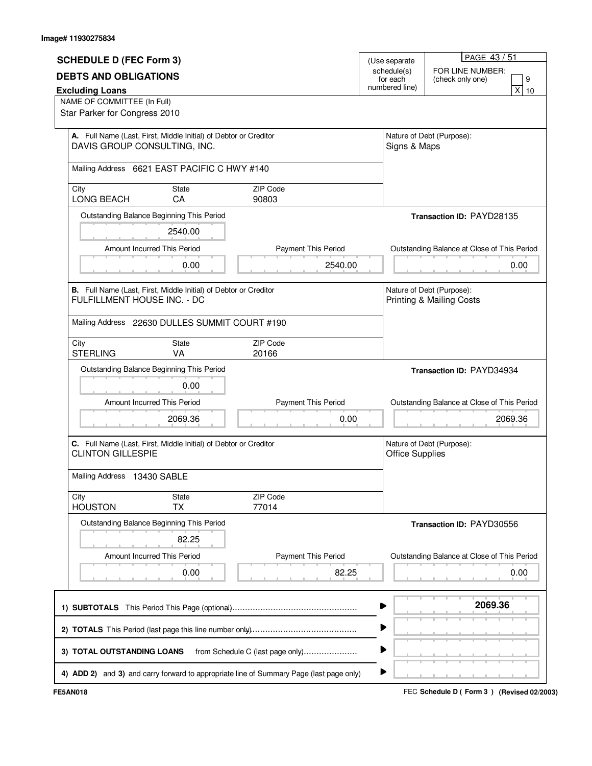Image# 11930275834

# SCHEDULE D (FEC Form 3)

## DEBTS AND OBLIGATIONS

### Excluding Loans

(Use separate schedule(s) for each numbered line)

FOR LINE NUMBER: (check only one)

- [ ] 9
- [X] 10

NAME OF COMMITTEE (In Full)
Star Parker for Congress 2010

---

**A.** Full Name (Last, First, Middle Initial) of Debtor or Creditor
DAVIS GROUP CONSULTING, INC.

Nature of Debt (Purpose):
Signs & Maps

Mailing Address 6621 EAST PACIFIC C HWY #140

| City | State | ZIP Code |
|---|---|---|
| LONG BEACH | CA | 90803 |

Transaction ID: PAYD28135

| Outstanding Balance Beginning This Period | Amount Incurred This Period | Payment This Period | Outstanding Balance at Close of This Period |
|---|---|---|---|
| 2540.00 | 0.00 | 2540.00 | 0.00 |

---

**B.** Full Name (Last, First, Middle Initial) of Debtor or Creditor
FULFILLMENT HOUSE INC. - DC

Nature of Debt (Purpose):
Printing & Mailing Costs

Mailing Address 22630 DULLES SUMMIT COURT #190

| City | State | ZIP Code |
|---|---|---|
| STERLING | VA | 20166 |

Transaction ID: PAYD34934

| Outstanding Balance Beginning This Period | Amount Incurred This Period | Payment This Period | Outstanding Balance at Close of This Period |
|---|---|---|---|
| 0.00 | 2069.36 | 0.00 | 2069.36 |

---

**C.** Full Name (Last, First, Middle Initial) of Debtor or Creditor
CLINTON GILLESPIE

Nature of Debt (Purpose):
Office Supplies

Mailing Address 13430 SABLE

| City | State | ZIP Code |
|---|---|---|
| HOUSTON | TX | 77014 |

Transaction ID: PAYD30556

| Outstanding Balance Beginning This Period | Amount Incurred This Period | Payment This Period | Outstanding Balance at Close of This Period |
|---|---|---|---|
| 82.25 | 0.00 | 82.25 | 0.00 |

---

| | |
|---|---|
| 1) **SUBTOTALS** This Period This Page (optional) | **2069.36** |
| 2) **TOTALS** This Period (last page this line number only) | |
| 3) **TOTAL OUTSTANDING LOANS** from Schedule C (last page only) | |
| 4) **ADD 2)** and **3)** and carry forward to appropriate line of Summary Page (last page only) | |

FE5AN018

FEC **Schedule D ( Form 3 ) (Revised 02/2003)**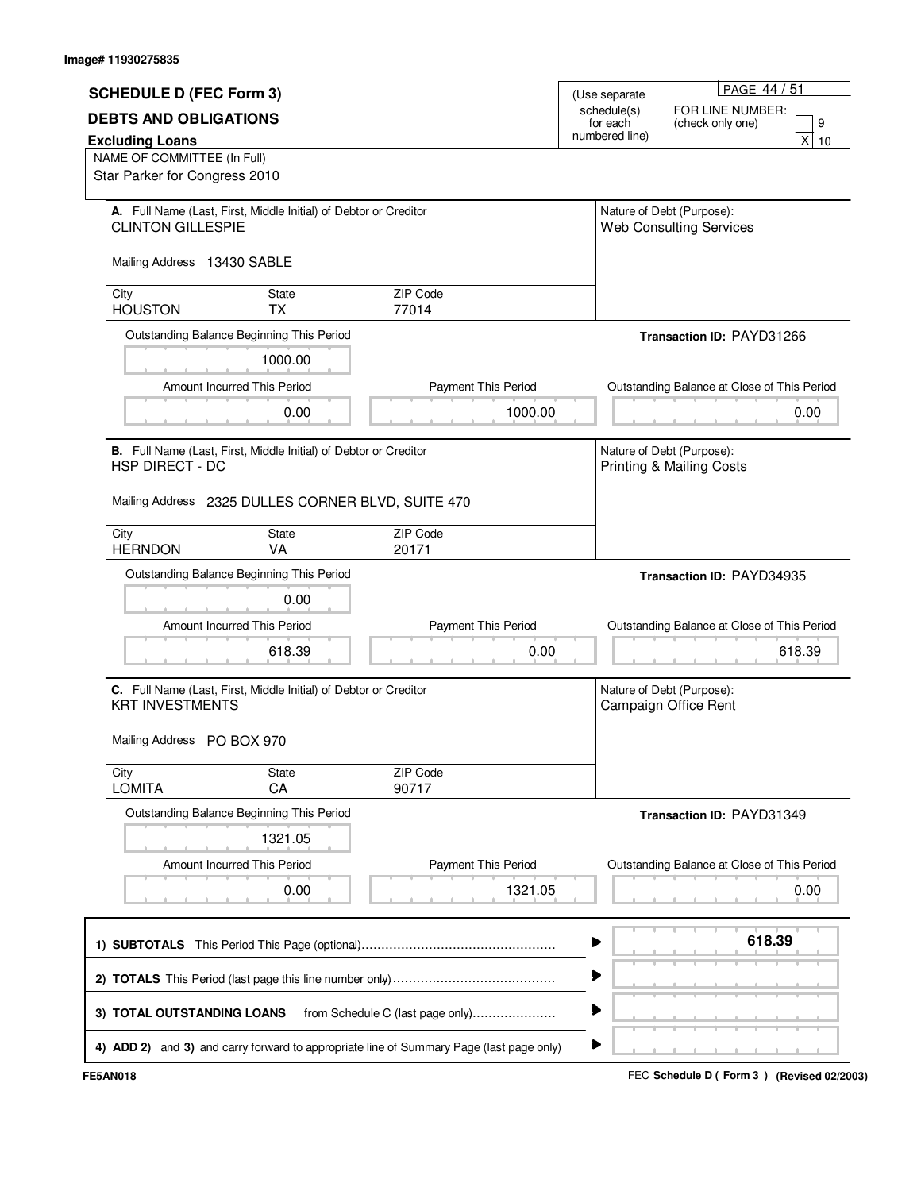Image# 11930275835

# SCHEDULE D (FEC Form 3)

## DEBTS AND OBLIGATIONS

**Excluding Loans**

(Use separate schedule(s) for each numbered line)

FOR LINE NUMBER: (check only one)

[ ] 9
[X] 10

NAME OF COMMITTEE (In Full)
Star Parker for Congress 2010

---

**A.** Full Name (Last, First, Middle Initial) of Debtor or Creditor
CLINTON GILLESPIE

Nature of Debt (Purpose):
Web Consulting Services

Mailing Address 13430 SABLE

| City | State | ZIP Code |
|---|---|---|
| HOUSTON | TX | 77014 |

Transaction ID: PAYD31266

| Outstanding Balance Beginning This Period | Amount Incurred This Period | Payment This Period | Outstanding Balance at Close of This Period |
|---|---|---|---|
| 1000.00 | 0.00 | 1000.00 | 0.00 |

---

**B.** Full Name (Last, First, Middle Initial) of Debtor or Creditor
HSP DIRECT - DC

Nature of Debt (Purpose):
Printing & Mailing Costs

Mailing Address 2325 DULLES CORNER BLVD, SUITE 470

| City | State | ZIP Code |
|---|---|---|
| HERNDON | VA | 20171 |

Transaction ID: PAYD34935

| Outstanding Balance Beginning This Period | Amount Incurred This Period | Payment This Period | Outstanding Balance at Close of This Period |
|---|---|---|---|
| 0.00 | 618.39 | 0.00 | 618.39 |

---

**C.** Full Name (Last, First, Middle Initial) of Debtor or Creditor
KRT INVESTMENTS

Nature of Debt (Purpose):
Campaign Office Rent

Mailing Address PO BOX 970

| City | State | ZIP Code |
|---|---|---|
| LOMITA | CA | 90717 |

Transaction ID: PAYD31349

| Outstanding Balance Beginning This Period | Amount Incurred This Period | Payment This Period | Outstanding Balance at Close of This Period |
|---|---|---|---|
| 1321.05 | 0.00 | 1321.05 | 0.00 |

---

| | |
|---|---|
| 1) **SUBTOTALS** This Period This Page (optional)............................................ | **618.39** |
| 2) **TOTALS** This Period (last page this line number only)........................................ | |
| 3) **TOTAL OUTSTANDING LOANS** from Schedule C (last page only)..................... | |
| 4) **ADD 2)** and **3)** and carry forward to appropriate line of Summary Page (last page only) | |

FE5AN018

FEC **Schedule D ( Form 3 ) (Revised 02/2003)**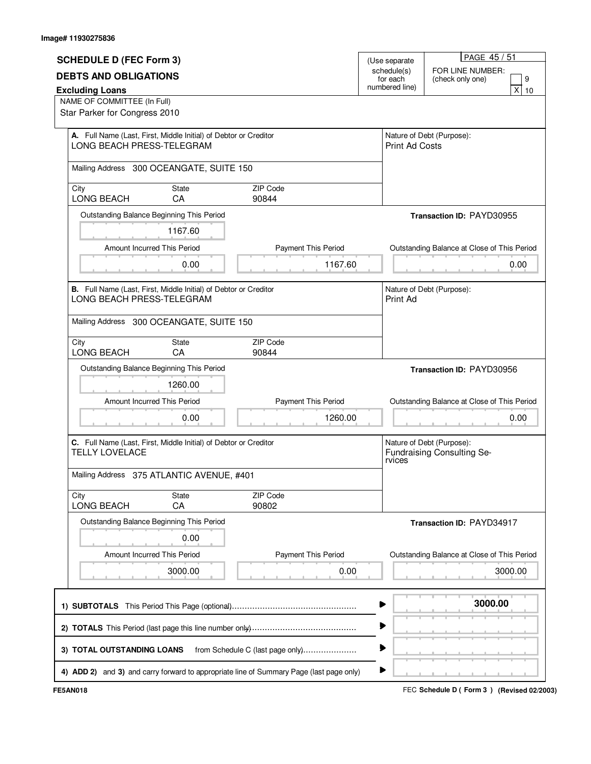Image# 11930275836

# SCHEDULE D (FEC Form 3)

## DEBTS AND OBLIGATIONS

**Excluding Loans**

(Use separate schedule(s) for each numbered line)

FOR LINE NUMBER: (check only one) [ ] 9 [X] 10

NAME OF COMMITTEE (In Full)
Star Parker for Congress 2010

---

**A.** Full Name (Last, First, Middle Initial) of Debtor or Creditor
LONG BEACH PRESS-TELEGRAM

Nature of Debt (Purpose): Print Ad Costs

Mailing Address: 300 OCEANGATE, SUITE 150

| City | State | ZIP Code |
|---|---|---|
| LONG BEACH | CA | 90844 |

Transaction ID: PAYD30955

| Outstanding Balance Beginning This Period | Amount Incurred This Period | Payment This Period | Outstanding Balance at Close of This Period |
|---|---|---|---|
| 1167.60 | 0.00 | 1167.60 | 0.00 |

---

**B.** Full Name (Last, First, Middle Initial) of Debtor or Creditor
LONG BEACH PRESS-TELEGRAM

Nature of Debt (Purpose): Print Ad

Mailing Address: 300 OCEANGATE, SUITE 150

| City | State | ZIP Code |
|---|---|---|
| LONG BEACH | CA | 90844 |

Transaction ID: PAYD30956

| Outstanding Balance Beginning This Period | Amount Incurred This Period | Payment This Period | Outstanding Balance at Close of This Period |
|---|---|---|---|
| 1260.00 | 0.00 | 1260.00 | 0.00 |

---

**C.** Full Name (Last, First, Middle Initial) of Debtor or Creditor
TELLY LOVELACE

Nature of Debt (Purpose): Fundraising Consulting Services

Mailing Address: 375 ATLANTIC AVENUE, #401

| City | State | ZIP Code |
|---|---|---|
| LONG BEACH | CA | 90802 |

Transaction ID: PAYD34917

| Outstanding Balance Beginning This Period | Amount Incurred This Period | Payment This Period | Outstanding Balance at Close of This Period |
|---|---|---|---|
| 0.00 | 3000.00 | 0.00 | 3000.00 |

---

| | |
|---|---|
| 1) **SUBTOTALS** This Period This Page (optional) | **3000.00** |
| 2) **TOTALS** This Period (last page this line number only) | |
| 3) **TOTAL OUTSTANDING LOANS** from Schedule C (last page only) | |
| 4) **ADD 2)** and **3)** and carry forward to appropriate line of Summary Page (last page only) | |

FE5AN018

FEC **Schedule D ( Form 3 ) (Revised 02/2003)**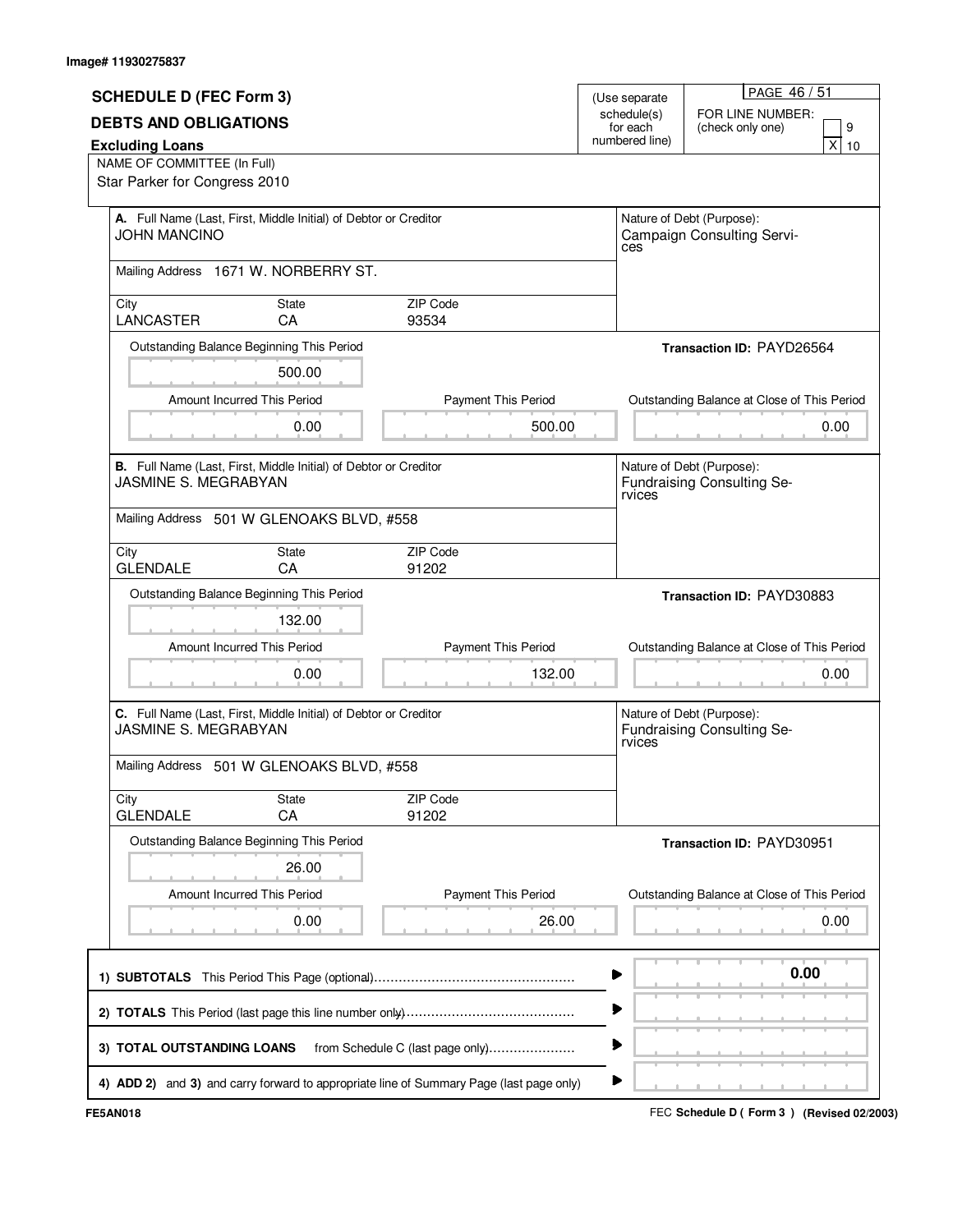Image# 11930275837

## SCHEDULE D (FEC Form 3)

## DEBTS AND OBLIGATIONS

**Excluding Loans**

(Use separate schedule(s) for each numbered line)

FOR LINE NUMBER: (check only one)

[ ] 9
[X] 10

NAME OF COMMITTEE (In Full)
Star Parker for Congress 2010

---

**A.** Full Name (Last, First, Middle Initial) of Debtor or Creditor
JOHN MANCINO

Nature of Debt (Purpose): Campaign Consulting Services

Mailing Address 1671 W. NORBERRY ST.

| City | State | ZIP Code |
|---|---|---|
| LANCASTER | CA | 93534 |

Transaction ID: PAYD26564

| Outstanding Balance Beginning This Period | Amount Incurred This Period | Payment This Period | Outstanding Balance at Close of This Period |
|---|---|---|---|
| 500.00 | 0.00 | 500.00 | 0.00 |

---

**B.** Full Name (Last, First, Middle Initial) of Debtor or Creditor
JASMINE S. MEGRABYAN

Nature of Debt (Purpose): Fundraising Consulting Services

Mailing Address 501 W GLENOAKS BLVD, #558

| City | State | ZIP Code |
|---|---|---|
| GLENDALE | CA | 91202 |

Transaction ID: PAYD30883

| Outstanding Balance Beginning This Period | Amount Incurred This Period | Payment This Period | Outstanding Balance at Close of This Period |
|---|---|---|---|
| 132.00 | 0.00 | 132.00 | 0.00 |

---

**C.** Full Name (Last, First, Middle Initial) of Debtor or Creditor
JASMINE S. MEGRABYAN

Nature of Debt (Purpose): Fundraising Consulting Services

Mailing Address 501 W GLENOAKS BLVD, #558

| City | State | ZIP Code |
|---|---|---|
| GLENDALE | CA | 91202 |

Transaction ID: PAYD30951

| Outstanding Balance Beginning This Period | Amount Incurred This Period | Payment This Period | Outstanding Balance at Close of This Period |
|---|---|---|---|
| 26.00 | 0.00 | 26.00 | 0.00 |

---

| | |
|---|---|
| 1) **SUBTOTALS** This Period This Page (optional) | **0.00** |
| 2) **TOTALS** This Period (last page this line number only) | |
| 3) **TOTAL OUTSTANDING LOANS** from Schedule C (last page only) | |
| 4) **ADD 2)** and **3)** and carry forward to appropriate line of Summary Page (last page only) | |

FE5AN018

FEC **Schedule D ( Form 3 ) (Revised 02/2003)**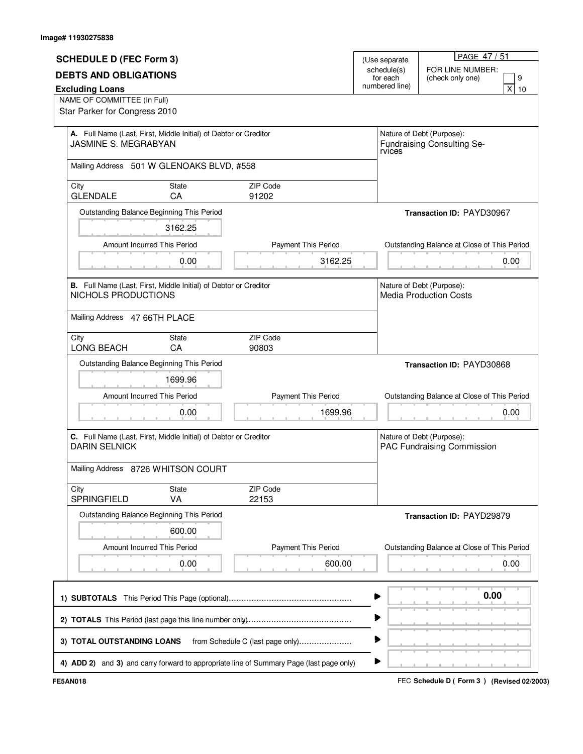Image# 11930275838

## SCHEDULE D (FEC Form 3)
## DEBTS AND OBLIGATIONS
### Excluding Loans

(Use separate schedule(s) for each numbered line)

FOR LINE NUMBER: (check only one)
[ ] 9
[X] 10

NAME OF COMMITTEE (In Full)
Star Parker for Congress 2010

---

**A.** Full Name (Last, First, Middle Initial) of Debtor or Creditor
JASMINE S. MEGRABYAN

Nature of Debt (Purpose):
Fundraising Consulting Services

Mailing Address 501 W GLENOAKS BLVD, #558

| City | State | ZIP Code |
|---|---|---|
| GLENDALE | CA | 91202 |

Transaction ID: PAYD30967

| Outstanding Balance Beginning This Period | Amount Incurred This Period | Payment This Period | Outstanding Balance at Close of This Period |
|---|---|---|---|
| 3162.25 | 0.00 | 3162.25 | 0.00 |

---

**B.** Full Name (Last, First, Middle Initial) of Debtor or Creditor
NICHOLS PRODUCTIONS

Nature of Debt (Purpose):
Media Production Costs

Mailing Address 47 66TH PLACE

| City | State | ZIP Code |
|---|---|---|
| LONG BEACH | CA | 90803 |

Transaction ID: PAYD30868

| Outstanding Balance Beginning This Period | Amount Incurred This Period | Payment This Period | Outstanding Balance at Close of This Period |
|---|---|---|---|
| 1699.96 | 0.00 | 1699.96 | 0.00 |

---

**C.** Full Name (Last, First, Middle Initial) of Debtor or Creditor
DARIN SELNICK

Nature of Debt (Purpose):
PAC Fundraising Commission

Mailing Address 8726 WHITSON COURT

| City | State | ZIP Code |
|---|---|---|
| SPRINGFIELD | VA | 22153 |

Transaction ID: PAYD29879

| Outstanding Balance Beginning This Period | Amount Incurred This Period | Payment This Period | Outstanding Balance at Close of This Period |
|---|---|---|---|
| 600.00 | 0.00 | 600.00 | 0.00 |

---

| | |
|---|---|
| 1) **SUBTOTALS** This Period This Page (optional) | **0.00** |
| 2) **TOTALS** This Period (last page this line number only) | |
| 3) **TOTAL OUTSTANDING LOANS** from Schedule C (last page only) | |
| 4) **ADD 2)** and **3)** and carry forward to appropriate line of Summary Page (last page only) | |

FE5AN018

FEC **Schedule D ( Form 3 ) (Revised 02/2003)**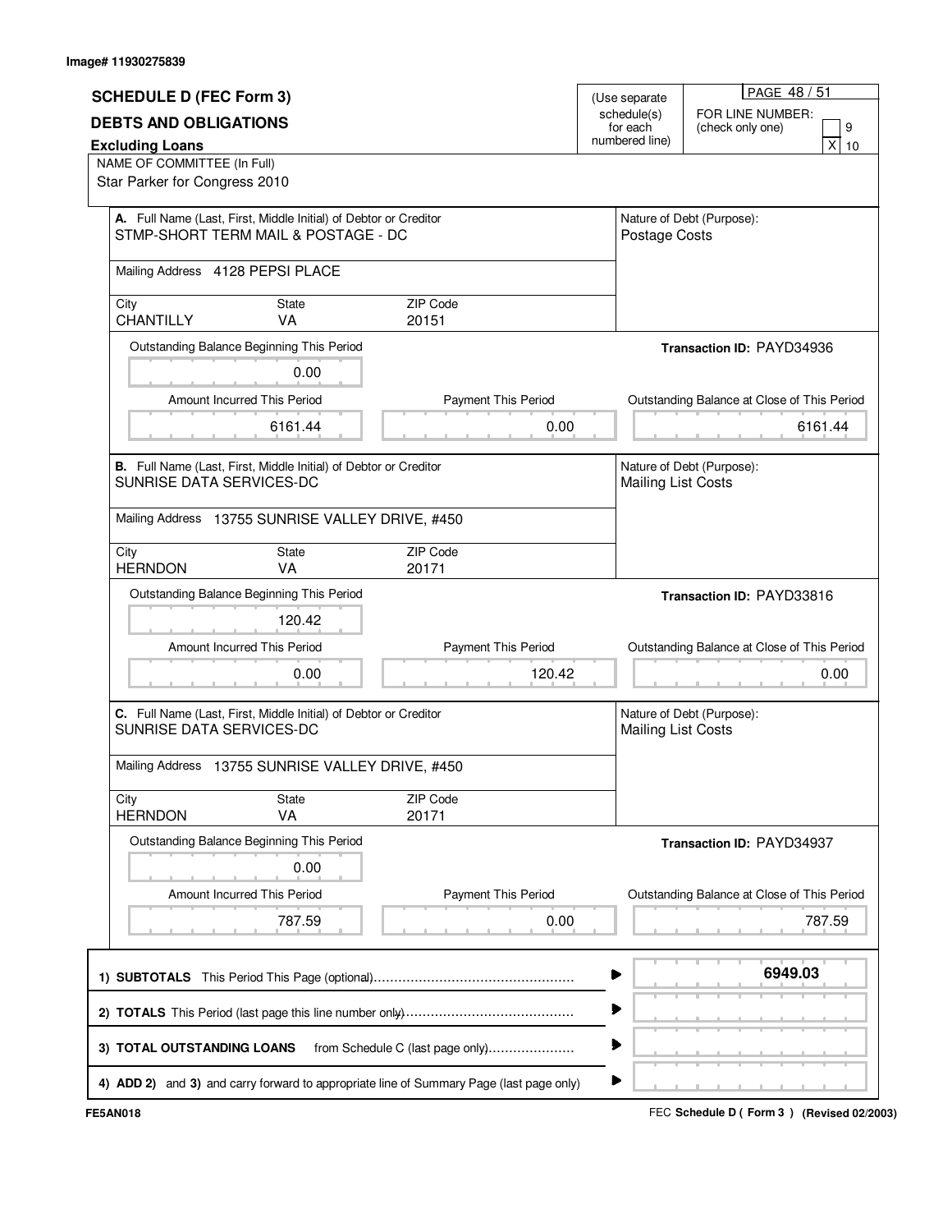Image# 11930275839

## SCHEDULE D (FEC Form 3)

## DEBTS AND OBLIGATIONS

**Excluding Loans**

(Use separate schedule(s) for each numbered line)

FOR LINE NUMBER: (check only one)

[ ] 9
[X] 10

NAME OF COMMITTEE (In Full)
Star Parker for Congress 2010

---

**A.** Full Name (Last, First, Middle Initial) of Debtor or Creditor
STMP-SHORT TERM MAIL & POSTAGE - DC

Nature of Debt (Purpose):
Postage Costs

Mailing Address 4128 PEPSI PLACE

| City | State | ZIP Code |
|---|---|---|
| CHANTILLY | VA | 20151 |

Transaction ID: PAYD34936

| Outstanding Balance Beginning This Period | Amount Incurred This Period | Payment This Period | Outstanding Balance at Close of This Period |
|---|---|---|---|
| 0.00 | 6161.44 | 0.00 | 6161.44 |

---

**B.** Full Name (Last, First, Middle Initial) of Debtor or Creditor
SUNRISE DATA SERVICES-DC

Nature of Debt (Purpose):
Mailing List Costs

Mailing Address 13755 SUNRISE VALLEY DRIVE, #450

| City | State | ZIP Code |
|---|---|---|
| HERNDON | VA | 20171 |

Transaction ID: PAYD33816

| Outstanding Balance Beginning This Period | Amount Incurred This Period | Payment This Period | Outstanding Balance at Close of This Period |
|---|---|---|---|
| 120.42 | 0.00 | 120.42 | 0.00 |

---

**C.** Full Name (Last, First, Middle Initial) of Debtor or Creditor
SUNRISE DATA SERVICES-DC

Nature of Debt (Purpose):
Mailing List Costs

Mailing Address 13755 SUNRISE VALLEY DRIVE, #450

| City | State | ZIP Code |
|---|---|---|
| HERNDON | VA | 20171 |

Transaction ID: PAYD34937

| Outstanding Balance Beginning This Period | Amount Incurred This Period | Payment This Period | Outstanding Balance at Close of This Period |
|---|---|---|---|
| 0.00 | 787.59 | 0.00 | 787.59 |

---

| | |
|---|---|
| 1) **SUBTOTALS** This Period This Page (optional) | **6949.03** |
| 2) **TOTALS** This Period (last page this line number only) | |
| 3) **TOTAL OUTSTANDING LOANS** from Schedule C (last page only) | |
| 4) **ADD 2)** and **3)** and carry forward to appropriate line of Summary Page (last page only) | |

FE5AN018

FEC **Schedule D ( Form 3 ) (Revised 02/2003)**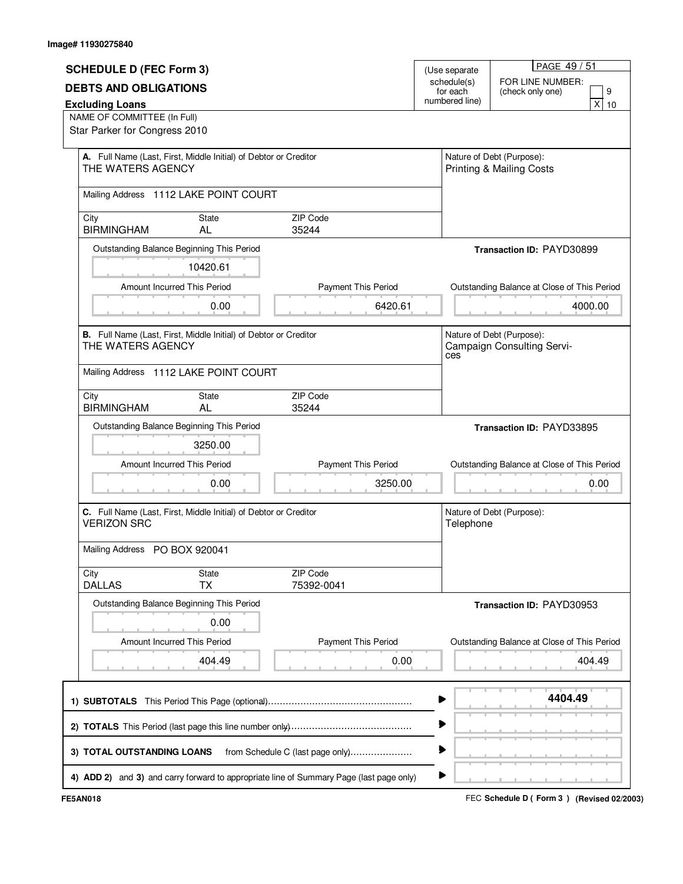Image# 11930275840

# SCHEDULE D (FEC Form 3)

## DEBTS AND OBLIGATIONS

**Excluding Loans**

(Use separate schedule(s) for each numbered line)

FOR LINE NUMBER: (check only one) [ ] 9 [X] 10

NAME OF COMMITTEE (In Full)
Star Parker for Congress 2010

---

**A.** Full Name (Last, First, Middle Initial) of Debtor or Creditor
THE WATERS AGENCY

Mailing Address 1112 LAKE POINT COURT

| City | State | ZIP Code |
|---|---|---|
| BIRMINGHAM | AL | 35244 |

Nature of Debt (Purpose): Printing & Mailing Costs

Transaction ID: PAYD30899

| Outstanding Balance Beginning This Period | Amount Incurred This Period | Payment This Period | Outstanding Balance at Close of This Period |
|---|---|---|---|
| 10420.61 | 0.00 | 6420.61 | 4000.00 |

---

**B.** Full Name (Last, First, Middle Initial) of Debtor or Creditor
THE WATERS AGENCY

Mailing Address 1112 LAKE POINT COURT

| City | State | ZIP Code |
|---|---|---|
| BIRMINGHAM | AL | 35244 |

Nature of Debt (Purpose): Campaign Consulting Services

Transaction ID: PAYD33895

| Outstanding Balance Beginning This Period | Amount Incurred This Period | Payment This Period | Outstanding Balance at Close of This Period |
|---|---|---|---|
| 3250.00 | 0.00 | 3250.00 | 0.00 |

---

**C.** Full Name (Last, First, Middle Initial) of Debtor or Creditor
VERIZON SRC

Mailing Address PO BOX 920041

| City | State | ZIP Code |
|---|---|---|
| DALLAS | TX | 75392-0041 |

Nature of Debt (Purpose): Telephone

Transaction ID: PAYD30953

| Outstanding Balance Beginning This Period | Amount Incurred This Period | Payment This Period | Outstanding Balance at Close of This Period |
|---|---|---|---|
| 0.00 | 404.49 | 0.00 | 404.49 |

---

| | |
|---|---|
| 1) **SUBTOTALS** This Period This Page (optional) | **4404.49** |
| 2) **TOTALS** This Period (last page this line number only) | |
| 3) **TOTAL OUTSTANDING LOANS** from Schedule C (last page only) | |
| 4) **ADD 2)** and **3)** and carry forward to appropriate line of Summary Page (last page only) | |

FE5AN018

FEC **Schedule D ( Form 3 ) (Revised 02/2003)**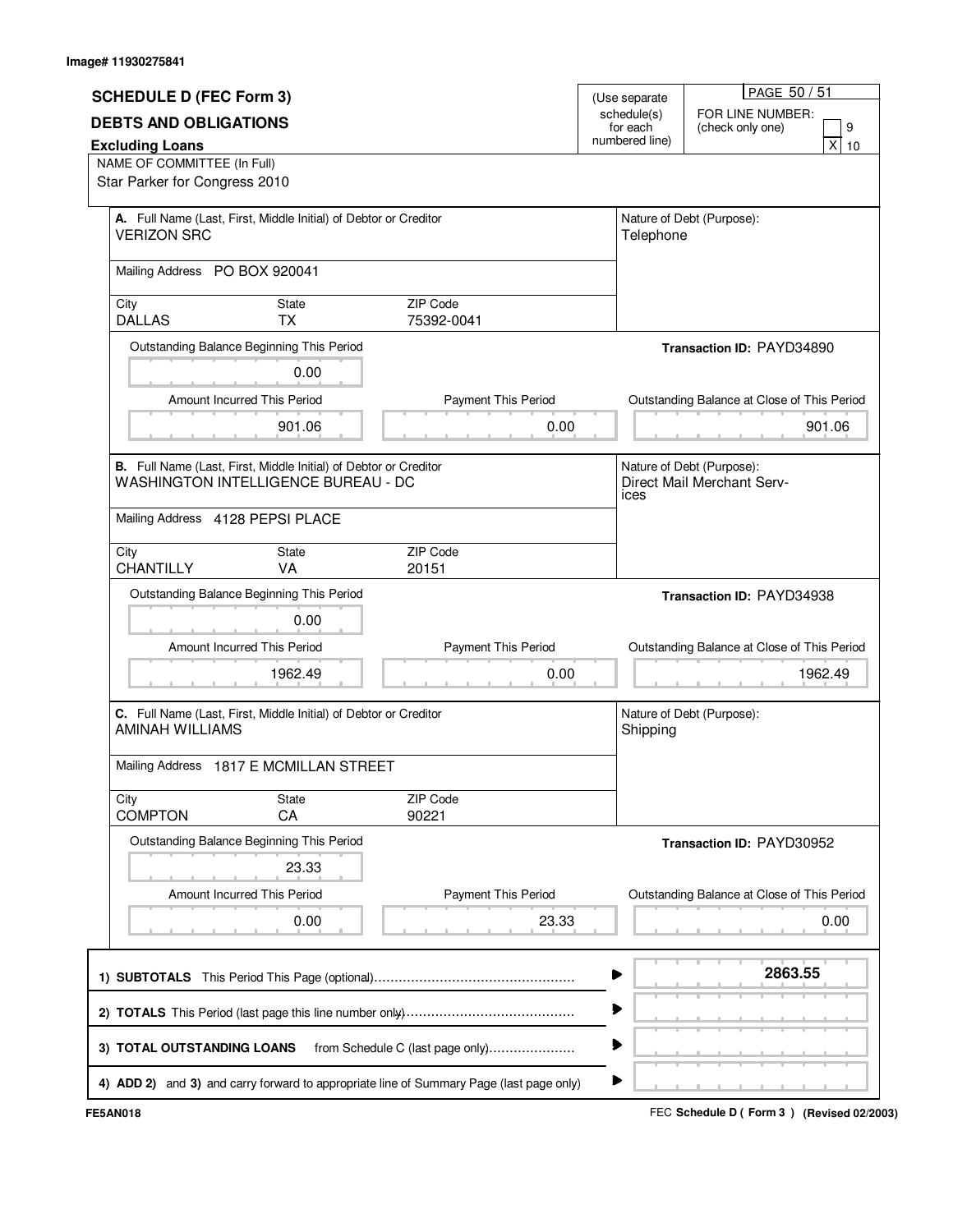Image# 11930275841

## SCHEDULE D (FEC Form 3)

## DEBTS AND OBLIGATIONS

**Excluding Loans**

(Use separate schedule(s) for each numbered line)

FOR LINE NUMBER: (check only one)

[ ] 9
[X] 10

NAME OF COMMITTEE (In Full)
Star Parker for Congress 2010

---

**A.** Full Name (Last, First, Middle Initial) of Debtor or Creditor
VERIZON SRC

Nature of Debt (Purpose): Telephone

Mailing Address PO BOX 920041

| City | State | ZIP Code |
|---|---|---|
| DALLAS | TX | 75392-0041 |

Transaction ID: PAYD34890

| Outstanding Balance Beginning This Period | Amount Incurred This Period | Payment This Period | Outstanding Balance at Close of This Period |
|---|---|---|---|
| 0.00 | 901.06 | 0.00 | 901.06 |

---

**B.** Full Name (Last, First, Middle Initial) of Debtor or Creditor
WASHINGTON INTELLIGENCE BUREAU - DC

Nature of Debt (Purpose): Direct Mail Merchant Services

Mailing Address 4128 PEPSI PLACE

| City | State | ZIP Code |
|---|---|---|
| CHANTILLY | VA | 20151 |

Transaction ID: PAYD34938

| Outstanding Balance Beginning This Period | Amount Incurred This Period | Payment This Period | Outstanding Balance at Close of This Period |
|---|---|---|---|
| 0.00 | 1962.49 | 0.00 | 1962.49 |

---

**C.** Full Name (Last, First, Middle Initial) of Debtor or Creditor
AMINAH WILLIAMS

Nature of Debt (Purpose): Shipping

Mailing Address 1817 E MCMILLAN STREET

| City | State | ZIP Code |
|---|---|---|
| COMPTON | CA | 90221 |

Transaction ID: PAYD30952

| Outstanding Balance Beginning This Period | Amount Incurred This Period | Payment This Period | Outstanding Balance at Close of This Period |
|---|---|---|---|
| 23.33 | 0.00 | 23.33 | 0.00 |

---

| | |
|---|---|
| 1) **SUBTOTALS** This Period This Page (optional) | **2863.55** |
| 2) **TOTALS** This Period (last page this line number only) | |
| 3) **TOTAL OUTSTANDING LOANS** from Schedule C (last page only) | |
| 4) **ADD 2)** and **3)** and carry forward to appropriate line of Summary Page (last page only) | |

FE5AN018

FEC **Schedule D ( Form 3 ) (Revised 02/2003)**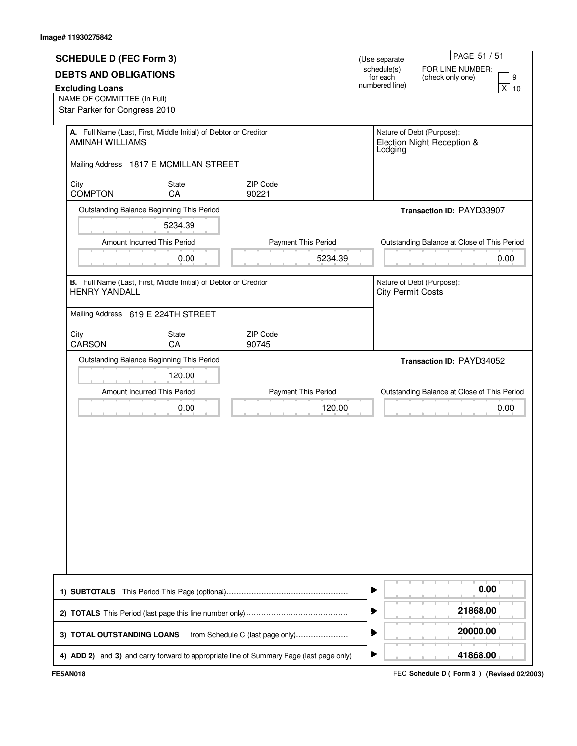Image# 11930275842

## SCHEDULE D (FEC Form 3)

## DEBTS AND OBLIGATIONS

**Excluding Loans**

(Use separate schedule(s) for each numbered line)

FOR LINE NUMBER: (check only one)

[ ] 9
[X] 10

NAME OF COMMITTEE (In Full)
Star Parker for Congress 2010

---

**A.** Full Name (Last, First, Middle Initial) of Debtor or Creditor
AMINAH WILLIAMS

Mailing Address 1817 E MCMILLAN STREET

| City | State | ZIP Code |
|---|---|---|
| COMPTON | CA | 90221 |

Nature of Debt (Purpose):
Election Night Reception & Lodging

Transaction ID: PAYD33907

| Outstanding Balance Beginning This Period | Amount Incurred This Period | Payment This Period | Outstanding Balance at Close of This Period |
|---|---|---|---|
| 5234.39 | 0.00 | 5234.39 | 0.00 |

---

**B.** Full Name (Last, First, Middle Initial) of Debtor or Creditor
HENRY YANDALL

Mailing Address 619 E 224TH STREET

| City | State | ZIP Code |
|---|---|---|
| CARSON | CA | 90745 |

Nature of Debt (Purpose):
City Permit Costs

Transaction ID: PAYD34052

| Outstanding Balance Beginning This Period | Amount Incurred This Period | Payment This Period | Outstanding Balance at Close of This Period |
|---|---|---|---|
| 120.00 | 0.00 | 120.00 | 0.00 |

---

| | |
|---|---|
| 1) **SUBTOTALS** This Period This Page (optional) | 0.00 |
| 2) **TOTALS** This Period (last page this line number only) | 21868.00 |
| 3) **TOTAL OUTSTANDING LOANS** from Schedule C (last page only) | 20000.00 |
| 4) **ADD 2)** and **3)** and carry forward to appropriate line of Summary Page (last page only) | 41868.00 |

FE5AN018

FEC **Schedule D ( Form 3 ) (Revised 02/2003)**